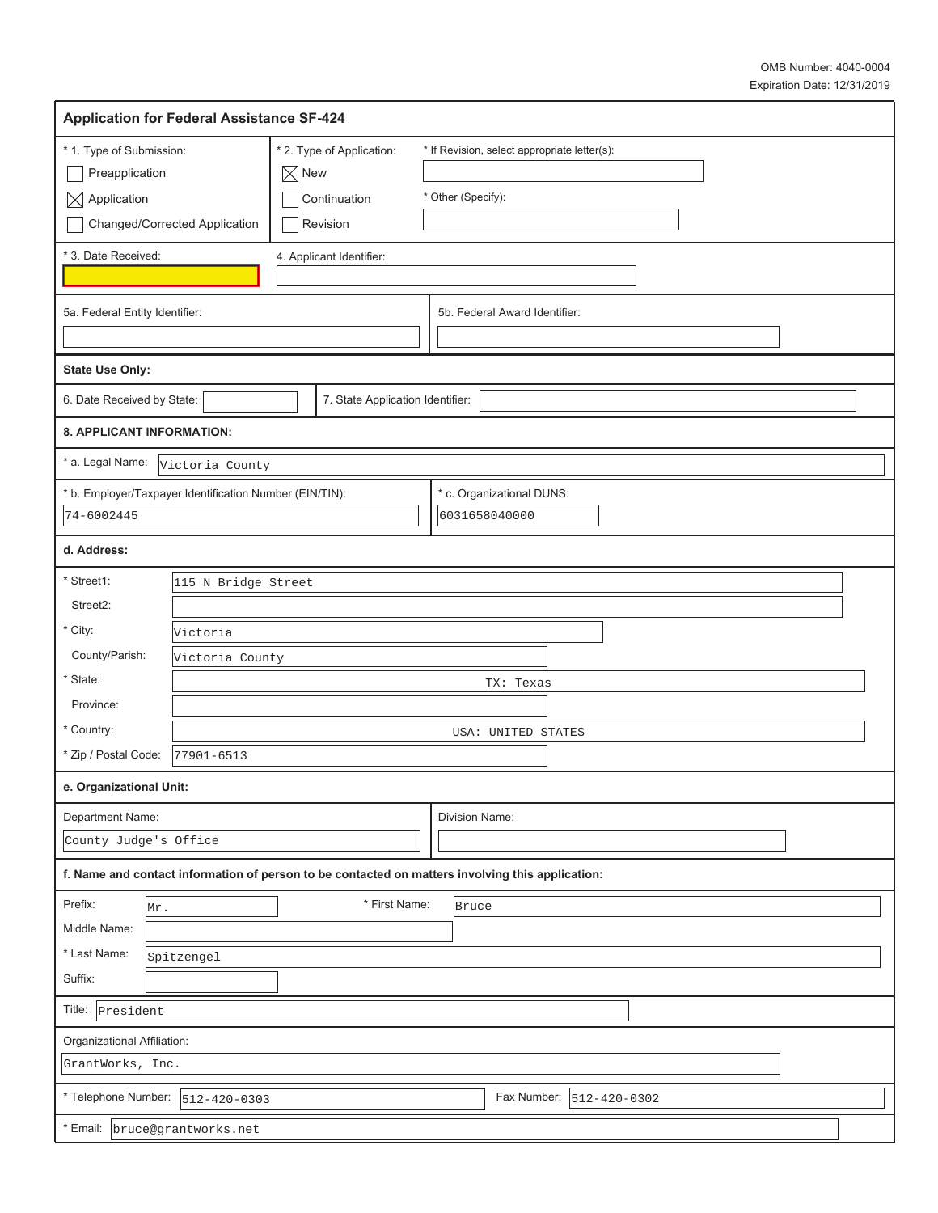OMB Number: 4040-0004
Expiration Date: 12/31/2019

# Application for Federal Assistance SF-424

**\* 1. Type of Submission:**
- [ ] Preapplication
- [x] Application
- [ ] Changed/Corrected Application

**\* 2. Type of Application:**
- [x] New
- [ ] Continuation
- [ ] Revision

\* If Revision, select appropriate letter(s):

\* Other (Specify):

\* 3. Date Received:

4. Applicant Identifier:

5a. Federal Entity Identifier:

5b. Federal Award Identifier:

**State Use Only:**

6. Date Received by State:

7. State Application Identifier:

**8. APPLICANT INFORMATION:**

\* a. Legal Name: Victoria County

\* b. Employer/Taxpayer Identification Number (EIN/TIN): 74-6002445

\* c. Organizational DUNS: 6031658040000

**d. Address:**

| | |
|---|---|
| \* Street1: | 115 N Bridge Street |
| Street2: | |
| \* City: | Victoria |
| County/Parish: | Victoria County |
| \* State: | TX: Texas |
| Province: | |
| \* Country: | USA: UNITED STATES |
| \* Zip / Postal Code: | 77901-6513 |

**e. Organizational Unit:**

Department Name: County Judge's Office

Division Name:

**f. Name and contact information of person to be contacted on matters involving this application:**

| | |
|---|---|
| Prefix: | Mr. |
| \* First Name: | Bruce |
| Middle Name: | |
| \* Last Name: | Spitzengel |
| Suffix: | |

Title: President

Organizational Affiliation:
GrantWorks, Inc.

\* Telephone Number: 512-420-0303

Fax Number: 512-420-0302

\* Email: bruce@grantworks.net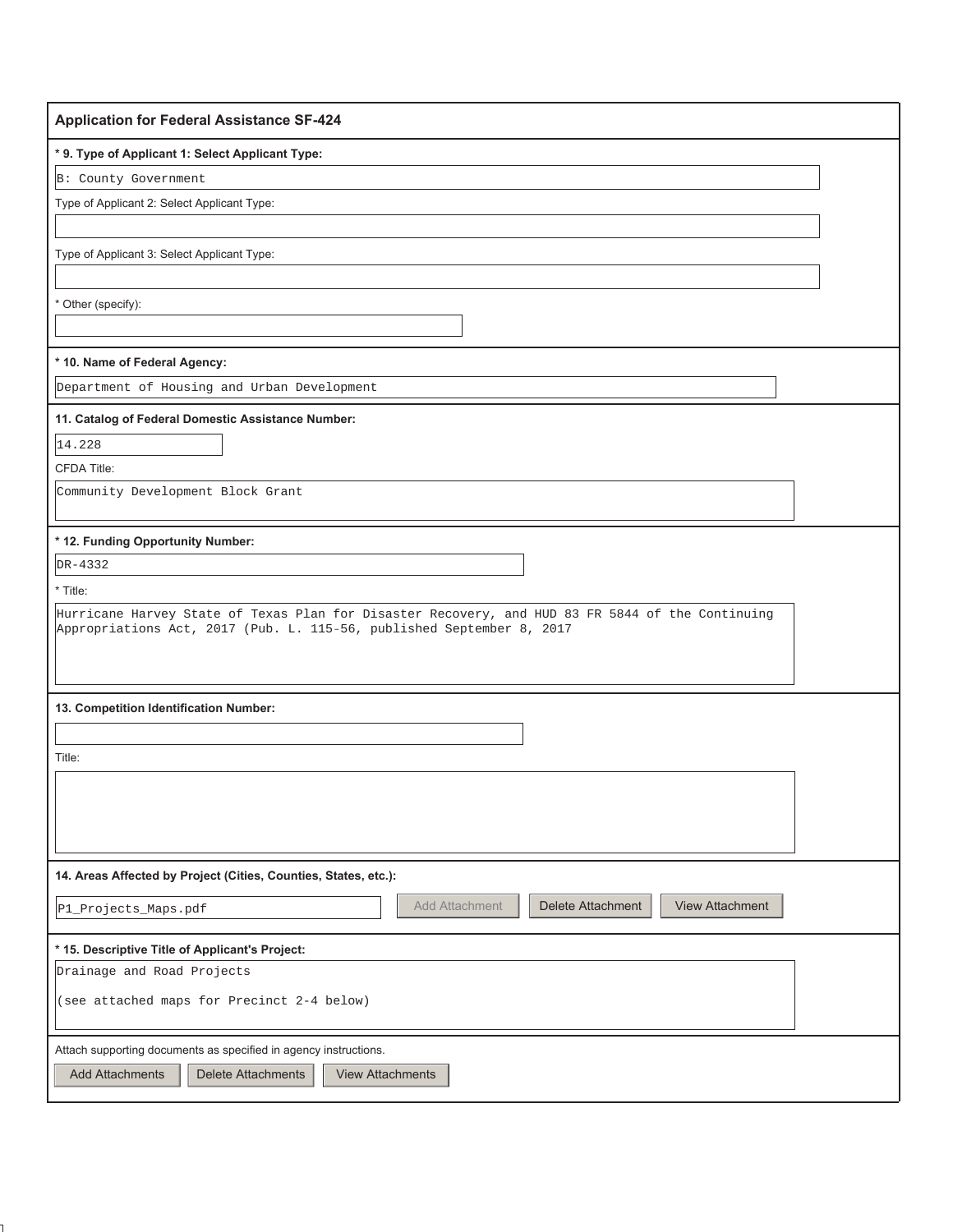## Application for Federal Assistance SF-424

**\* 9. Type of Applicant 1: Select Applicant Type:**

B: County Government

Type of Applicant 2: Select Applicant Type:

Type of Applicant 3: Select Applicant Type:

\* Other (specify):

**\* 10. Name of Federal Agency:**

Department of Housing and Urban Development

**11. Catalog of Federal Domestic Assistance Number:**

14.228

CFDA Title:

Community Development Block Grant

**\* 12. Funding Opportunity Number:**

DR-4332

\* Title:

Hurricane Harvey State of Texas Plan for Disaster Recovery, and HUD 83 FR 5844 of the Continuing Appropriations Act, 2017 (Pub. L. 115-56, published September 8, 2017

**13. Competition Identification Number:**

Title:

**14. Areas Affected by Project (Cities, Counties, States, etc.):**

P1_Projects_Maps.pdf

Add Attachment | Delete Attachment | View Attachment

**\* 15. Descriptive Title of Applicant's Project:**

Drainage and Road Projects

(see attached maps for Precinct 2-4 below)

Attach supporting documents as specified in agency instructions.

Add Attachments | Delete Attachments | View Attachments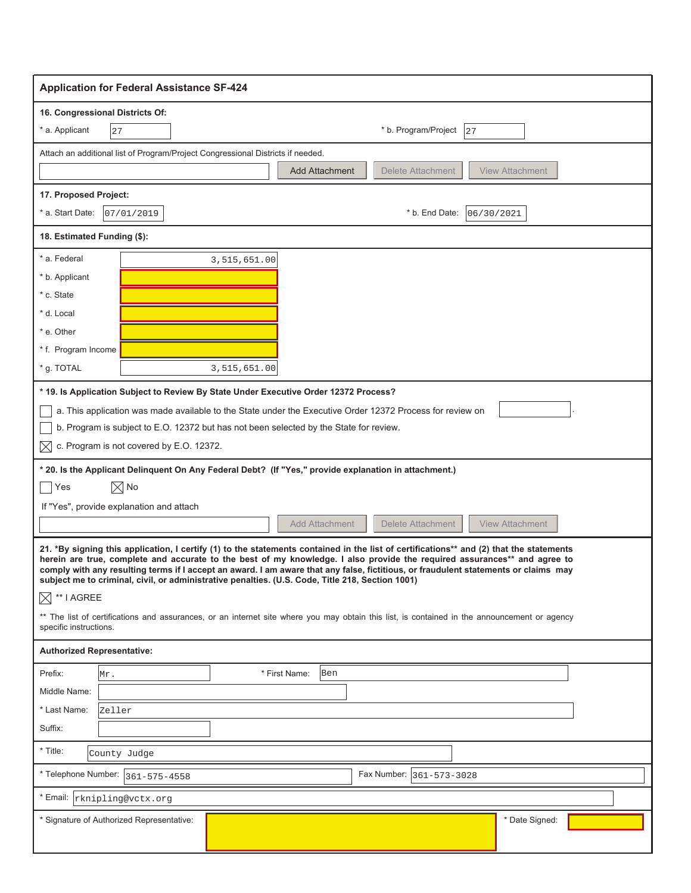## Application for Federal Assistance SF-424

**16. Congressional Districts Of:**

* a. Applicant: 27

* b. Program/Project: 27

Attach an additional list of Program/Project Congressional Districts if needed.

Add Attachment | Delete Attachment | View Attachment

**17. Proposed Project:**

* a. Start Date: 07/01/2019

* b. End Date: 06/30/2021

**18. Estimated Funding ($):**

| | |
|---|---|
| * a. Federal | 3,515,651.00 |
| * b. Applicant | |
| * c. State | |
| * d. Local | |
| * e. Other | |
| * f. Program Income | |
| * g. TOTAL | 3,515,651.00 |

*** 19. Is Application Subject to Review By State Under Executive Order 12372 Process?**

- [ ] a. This application was made available to the State under the Executive Order 12372 Process for review on ______.
- [ ] b. Program is subject to E.O. 12372 but has not been selected by the State for review.
- [x] c. Program is not covered by E.O. 12372.

*** 20. Is the Applicant Delinquent On Any Federal Debt? (If "Yes," provide explanation in attachment.)**

- [ ] Yes
- [x] No

If "Yes", provide explanation and attach

Add Attachment | Delete Attachment | View Attachment

**21. *By signing this application, I certify (1) to the statements contained in the list of certifications** and (2) that the statements herein are true, complete and accurate to the best of my knowledge. I also provide the required assurances** and agree to comply with any resulting terms if I accept an award. I am aware that any false, fictitious, or fraudulent statements or claims may subject me to criminal, civil, or administrative penalties. (U.S. Code, Title 218, Section 1001)**

- [x] ** I AGREE

** The list of certifications and assurances, or an internet site where you may obtain this list, is contained in the announcement or agency specific instructions.

**Authorized Representative:**

Prefix: Mr.

* First Name: Ben

Middle Name:

* Last Name: Zeller

Suffix:

* Title: County Judge

* Telephone Number: 361-575-4558

Fax Number: 361-573-3028

* Email: rknipling@vctx.org

* Signature of Authorized Representative:

* Date Signed: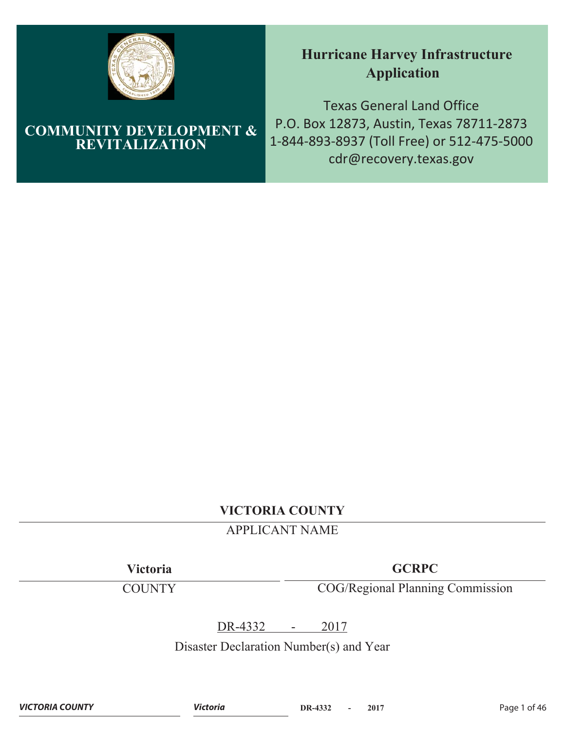**COMMUNITY DEVELOPMENT & REVITALIZATION**

# Hurricane Harvey Infrastructure Application

Texas General Land Office
P.O. Box 12873, Austin, Texas 78711-2873
1-844-893-8937 (Toll Free) or 512-475-5000
cdr@recovery.texas.gov

**VICTORIA COUNTY**

APPLICANT NAME

**Victoria**

COUNTY

**GCRPC**

COG/Regional Planning Commission

DR-4332 - 2017

Disaster Declaration Number(s) and Year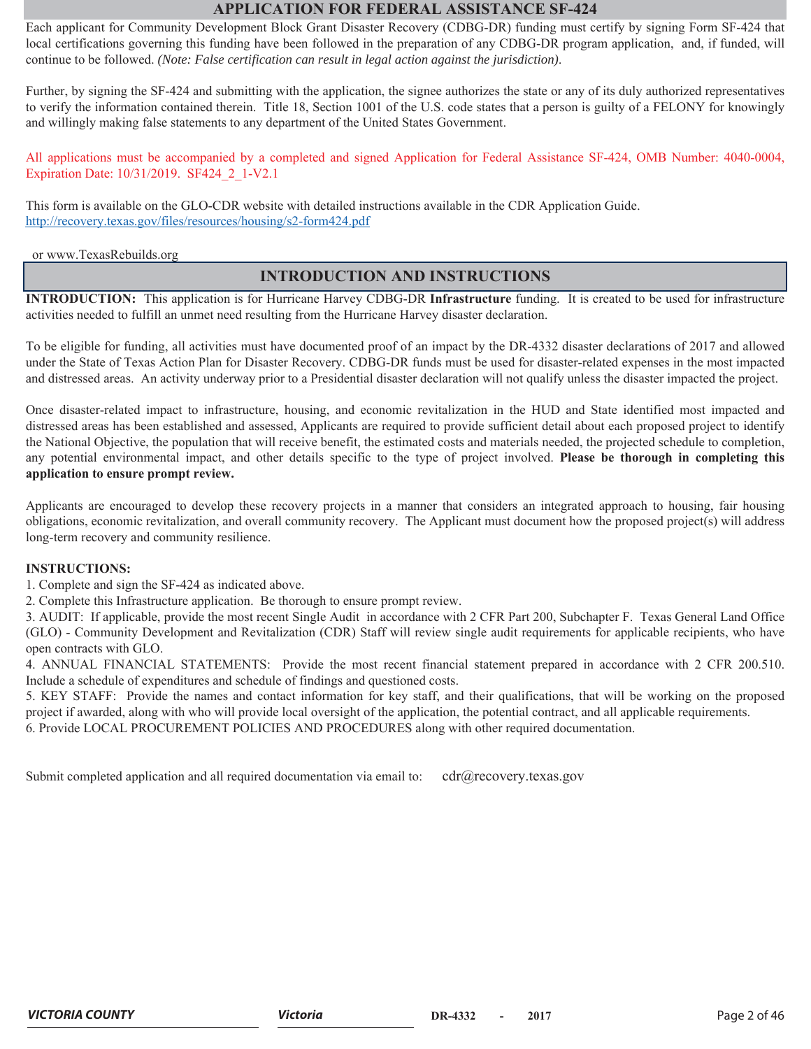## APPLICATION FOR FEDERAL ASSISTANCE SF-424

Each applicant for Community Development Block Grant Disaster Recovery (CDBG-DR) funding must certify by signing Form SF-424 that local certifications governing this funding have been followed in the preparation of any CDBG-DR program application, and, if funded, will continue to be followed. *(Note: False certification can result in legal action against the jurisdiction).*

Further, by signing the SF-424 and submitting with the application, the signee authorizes the state or any of its duly authorized representatives to verify the information contained therein. Title 18, Section 1001 of the U.S. code states that a person is guilty of a FELONY for knowingly and willingly making false statements to any department of the United States Government.

All applications must be accompanied by a completed and signed Application for Federal Assistance SF-424, OMB Number: 4040-0004, Expiration Date: 10/31/2019. SF424_2_1-V2.1

This form is available on the GLO-CDR website with detailed instructions available in the CDR Application Guide.
http://recovery.texas.gov/files/resources/housing/s2-form424.pdf

or www.TexasRebuilds.org

## INTRODUCTION AND INSTRUCTIONS

**INTRODUCTION:** This application is for Hurricane Harvey CDBG-DR **Infrastructure** funding. It is created to be used for infrastructure activities needed to fulfill an unmet need resulting from the Hurricane Harvey disaster declaration.

To be eligible for funding, all activities must have documented proof of an impact by the DR-4332 disaster declarations of 2017 and allowed under the State of Texas Action Plan for Disaster Recovery. CDBG-DR funds must be used for disaster-related expenses in the most impacted and distressed areas. An activity underway prior to a Presidential disaster declaration will not qualify unless the disaster impacted the project.

Once disaster-related impact to infrastructure, housing, and economic revitalization in the HUD and State identified most impacted and distressed areas has been established and assessed, Applicants are required to provide sufficient detail about each proposed project to identify the National Objective, the population that will receive benefit, the estimated costs and materials needed, the projected schedule to completion, any potential environmental impact, and other details specific to the type of project involved. **Please be thorough in completing this application to ensure prompt review.**

Applicants are encouraged to develop these recovery projects in a manner that considers an integrated approach to housing, fair housing obligations, economic revitalization, and overall community recovery. The Applicant must document how the proposed project(s) will address long-term recovery and community resilience.

**INSTRUCTIONS:**

1. Complete and sign the SF-424 as indicated above.
2. Complete this Infrastructure application. Be thorough to ensure prompt review.
3. AUDIT: If applicable, provide the most recent Single Audit in accordance with 2 CFR Part 200, Subchapter F. Texas General Land Office (GLO) - Community Development and Revitalization (CDR) Staff will review single audit requirements for applicable recipients, who have open contracts with GLO.
4. ANNUAL FINANCIAL STATEMENTS: Provide the most recent financial statement prepared in accordance with 2 CFR 200.510. Include a schedule of expenditures and schedule of findings and questioned costs.
5. KEY STAFF: Provide the names and contact information for key staff, and their qualifications, that will be working on the proposed project if awarded, along with who will provide local oversight of the application, the potential contract, and all applicable requirements.
6. Provide LOCAL PROCUREMENT POLICIES AND PROCEDURES along with other required documentation.

Submit completed application and all required documentation via email to: cdr@recovery.texas.gov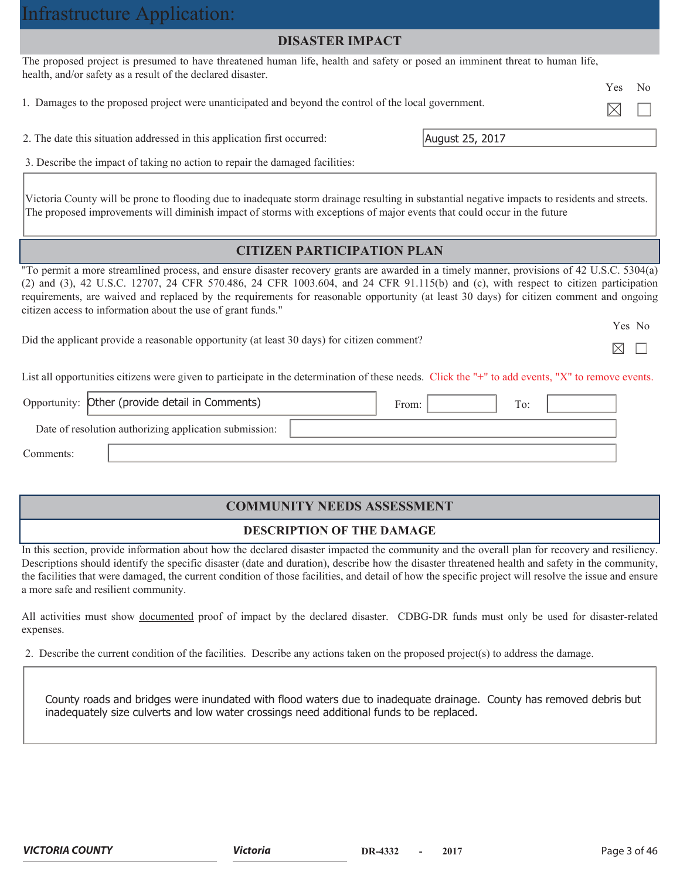# Infrastructure Application:

## DISASTER IMPACT

The proposed project is presumed to have threatened human life, health and safety or posed an imminent threat to human life, health, and/or safety as a result of the declared disaster.

| | Yes | No |
|---|---|---|
| 1. Damages to the proposed project were unanticipated and beyond the control of the local government. | ☒ | ☐ |

2. The date this situation addressed in this application first occurred: August 25, 2017

3. Describe the impact of taking no action to repair the damaged facilities:

> Victoria County will be prone to flooding due to inadequate storm drainage resulting in substantial negative impacts to residents and streets. The proposed improvements will diminish impact of storms with exceptions of major events that could occur in the future

## CITIZEN PARTICIPATION PLAN

"To permit a more streamlined process, and ensure disaster recovery grants are awarded in a timely manner, provisions of 42 U.S.C. 5304(a)(2) and (3), 42 U.S.C. 12707, 24 CFR 570.486, 24 CFR 1003.604, and 24 CFR 91.115(b) and (c), with respect to citizen participation requirements, are waived and replaced by the requirements for reasonable opportunity (at least 30 days) for citizen comment and ongoing citizen access to information about the use of grant funds."

| | Yes | No |
|---|---|---|
| Did the applicant provide a reasonable opportunity (at least 30 days) for citizen comment? | ☒ | ☐ |

List all opportunities citizens were given to participate in the determination of these needs. Click the "+" to add events, "X" to remove events.

Opportunity: Other (provide detail in Comments) From: To:

Date of resolution authorizing application submission:

Comments:

## COMMUNITY NEEDS ASSESSMENT

### DESCRIPTION OF THE DAMAGE

In this section, provide information about how the declared disaster impacted the community and the overall plan for recovery and resiliency. Descriptions should identify the specific disaster (date and duration), describe how the disaster threatened health and safety in the community, the facilities that were damaged, the current condition of those facilities, and detail of how the specific project will resolve the issue and ensure a more safe and resilient community.

All activities must show documented proof of impact by the declared disaster. CDBG-DR funds must only be used for disaster-related expenses.

2. Describe the current condition of the facilities. Describe any actions taken on the proposed project(s) to address the damage.

> County roads and bridges were inundated with flood waters due to inadequate drainage. County has removed debris but inadequately size culverts and low water crossings need additional funds to be replaced.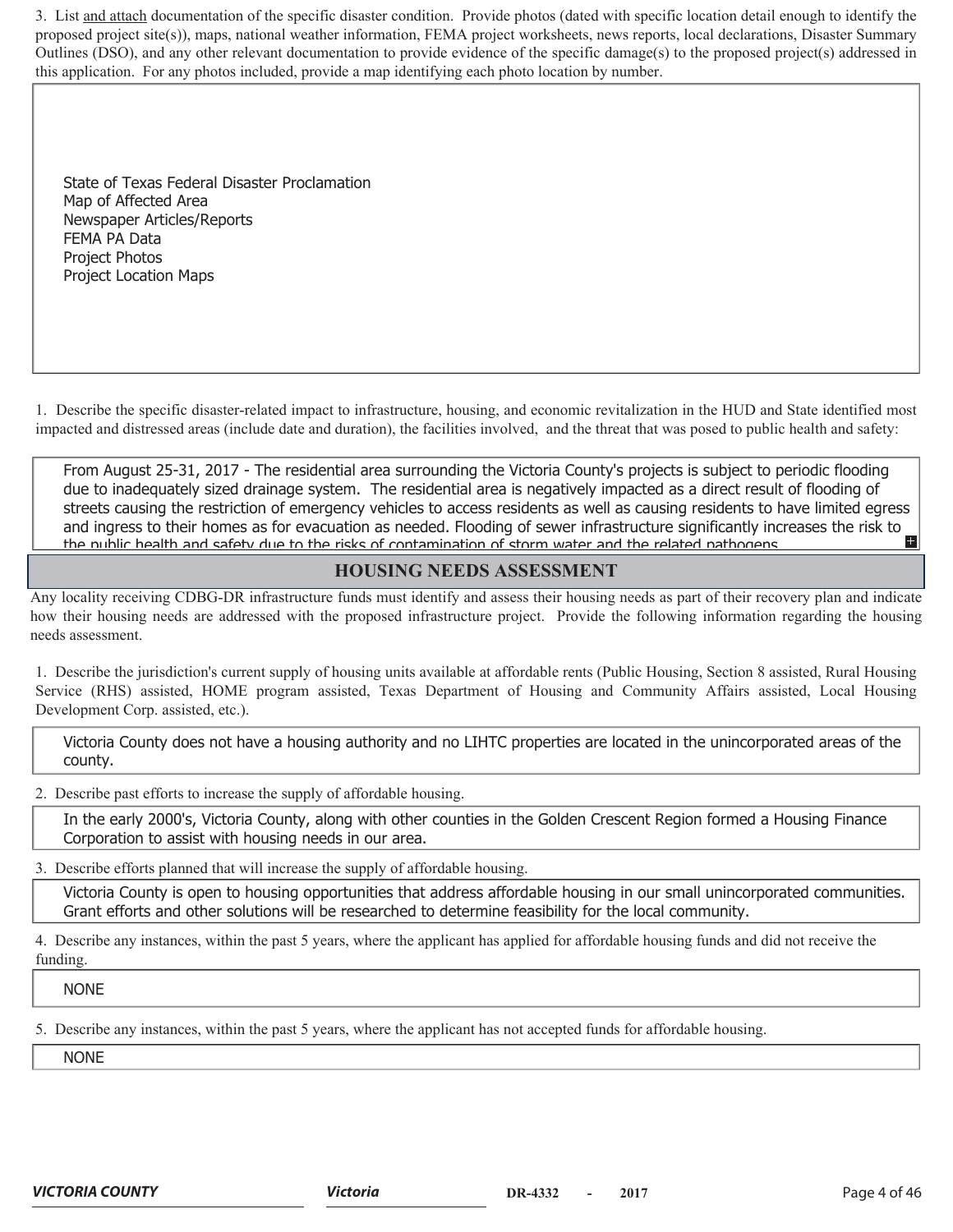3. List <u>and attach</u> documentation of the specific disaster condition. Provide photos (dated with specific location detail enough to identify the proposed project site(s)), maps, national weather information, FEMA project worksheets, news reports, local declarations, Disaster Summary Outlines (DSO), and any other relevant documentation to provide evidence of the specific damage(s) to the proposed project(s) addressed in this application. For any photos included, provide a map identifying each photo location by number.

> State of Texas Federal Disaster Proclamation
> Map of Affected Area
> Newspaper Articles/Reports
> FEMA PA Data
> Project Photos
> Project Location Maps

1. Describe the specific disaster-related impact to infrastructure, housing, and economic revitalization in the HUD and State identified most impacted and distressed areas (include date and duration), the facilities involved, and the threat that was posed to public health and safety:

> From August 25-31, 2017 - The residential area surrounding the Victoria County's projects is subject to periodic flooding due to inadequately sized drainage system. The residential area is negatively impacted as a direct result of flooding of streets causing the restriction of emergency vehicles to access residents as well as causing residents to have limited egress and ingress to their homes as for evacuation as needed. Flooding of sewer infrastructure significantly increases the risk to the public health and safety due to the risks of contamination of storm water and the related pathogens

## HOUSING NEEDS ASSESSMENT

Any locality receiving CDBG-DR infrastructure funds must identify and assess their housing needs as part of their recovery plan and indicate how their housing needs are addressed with the proposed infrastructure project. Provide the following information regarding the housing needs assessment.

1. Describe the jurisdiction's current supply of housing units available at affordable rents (Public Housing, Section 8 assisted, Rural Housing Service (RHS) assisted, HOME program assisted, Texas Department of Housing and Community Affairs assisted, Local Housing Development Corp. assisted, etc.).

> Victoria County does not have a housing authority and no LIHTC properties are located in the unincorporated areas of the county.

2. Describe past efforts to increase the supply of affordable housing.

> In the early 2000's, Victoria County, along with other counties in the Golden Crescent Region formed a Housing Finance Corporation to assist with housing needs in our area.

3. Describe efforts planned that will increase the supply of affordable housing.

> Victoria County is open to housing opportunities that address affordable housing in our small unincorporated communities. Grant efforts and other solutions will be researched to determine feasibility for the local community.

4. Describe any instances, within the past 5 years, where the applicant has applied for affordable housing funds and did not receive the funding.

> NONE

5. Describe any instances, within the past 5 years, where the applicant has not accepted funds for affordable housing.

> NONE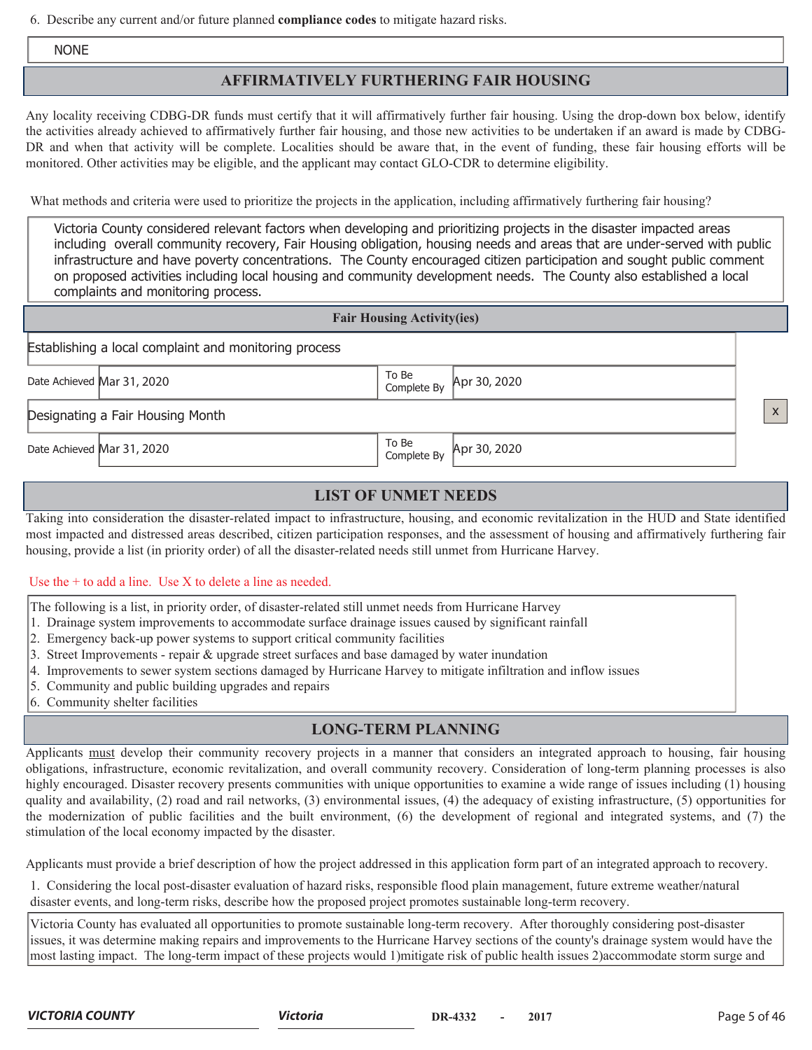6. Describe any current and/or future planned **compliance codes** to mitigate hazard risks.

NONE

## AFFIRMATIVELY FURTHERING FAIR HOUSING

Any locality receiving CDBG-DR funds must certify that it will affirmatively further fair housing. Using the drop-down box below, identify the activities already achieved to affirmatively further fair housing, and those new activities to be undertaken if an award is made by CDBG-DR and when that activity will be complete. Localities should be aware that, in the event of funding, these fair housing efforts will be monitored. Other activities may be eligible, and the applicant may contact GLO-CDR to determine eligibility.

What methods and criteria were used to prioritize the projects in the application, including affirmatively furthering fair housing?

Victoria County considered relevant factors when developing and prioritizing projects in the disaster impacted areas including overall community recovery, Fair Housing obligation, housing needs and areas that are under-served with public infrastructure and have poverty concentrations. The County encouraged citizen participation and sought public comment on proposed activities including local housing and community development needs. The County also established a local complaints and monitoring process.

### Fair Housing Activity(ies)

| Activity | Date Achieved | To Be Complete By |
|---|---|---|
| Establishing a local complaint and monitoring process | Mar 31, 2020 | Apr 30, 2020 |
| Designating a Fair Housing Month | Mar 31, 2020 | Apr 30, 2020 |

## LIST OF UNMET NEEDS

Taking into consideration the disaster-related impact to infrastructure, housing, and economic revitalization in the HUD and State identified most impacted and distressed areas described, citizen participation responses, and the assessment of housing and affirmatively furthering fair housing, provide a list (in priority order) of all the disaster-related needs still unmet from Hurricane Harvey.

Use the + to add a line. Use X to delete a line as needed.

The following is a list, in priority order, of disaster-related still unmet needs from Hurricane Harvey

1. Drainage system improvements to accommodate surface drainage issues caused by significant rainfall
2. Emergency back-up power systems to support critical community facilities
3. Street Improvements - repair & upgrade street surfaces and base damaged by water inundation
4. Improvements to sewer system sections damaged by Hurricane Harvey to mitigate infiltration and inflow issues
5. Community and public building upgrades and repairs
6. Community shelter facilities

## LONG-TERM PLANNING

Applicants must develop their community recovery projects in a manner that considers an integrated approach to housing, fair housing obligations, infrastructure, economic revitalization, and overall community recovery. Consideration of long-term planning processes is also highly encouraged. Disaster recovery presents communities with unique opportunities to examine a wide range of issues including (1) housing quality and availability, (2) road and rail networks, (3) environmental issues, (4) the adequacy of existing infrastructure, (5) opportunities for the modernization of public facilities and the built environment, (6) the development of regional and integrated systems, and (7) the stimulation of the local economy impacted by the disaster.

Applicants must provide a brief description of how the project addressed in this application form part of an integrated approach to recovery.

1. Considering the local post-disaster evaluation of hazard risks, responsible flood plain management, future extreme weather/natural disaster events, and long-term risks, describe how the proposed project promotes sustainable long-term recovery.

Victoria County has evaluated all opportunities to promote sustainable long-term recovery. After thoroughly considering post-disaster issues, it was determine making repairs and improvements to the Hurricane Harvey sections of the county's drainage system would have the most lasting impact. The long-term impact of these projects would 1)mitigate risk of public health issues 2)accommodate storm surge and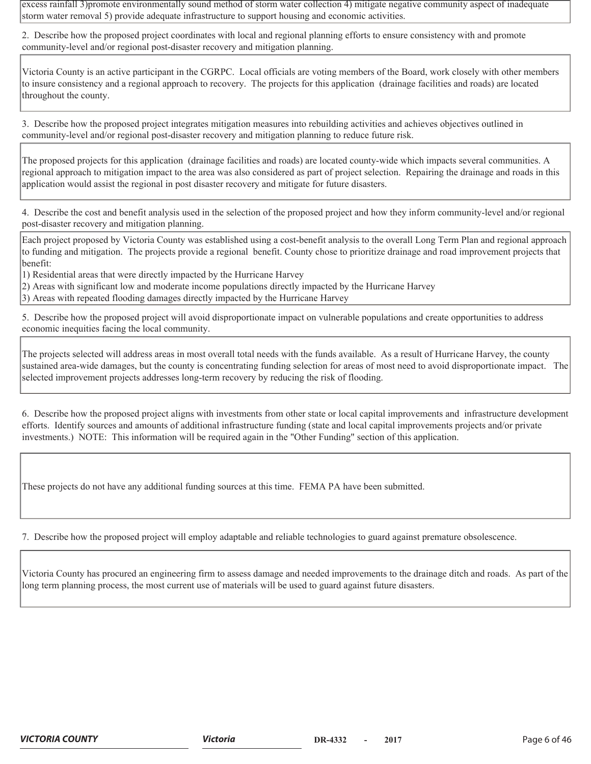excess rainfall 3)promote environmentally sound method of storm water collection 4) mitigate negative community aspect of inadequate storm water removal 5) provide adequate infrastructure to support housing and economic activities.

2. Describe how the proposed project coordinates with local and regional planning efforts to ensure consistency with and promote community-level and/or regional post-disaster recovery and mitigation planning.

Victoria County is an active participant in the CGRPC. Local officials are voting members of the Board, work closely with other members to insure consistency and a regional approach to recovery. The projects for this application (drainage facilities and roads) are located throughout the county.

3. Describe how the proposed project integrates mitigation measures into rebuilding activities and achieves objectives outlined in community-level and/or regional post-disaster recovery and mitigation planning to reduce future risk.

The proposed projects for this application (drainage facilities and roads) are located county-wide which impacts several communities. A regional approach to mitigation impact to the area was also considered as part of project selection. Repairing the drainage and roads in this application would assist the regional in post disaster recovery and mitigate for future disasters.

4. Describe the cost and benefit analysis used in the selection of the proposed project and how they inform community-level and/or regional post-disaster recovery and mitigation planning.

Each project proposed by Victoria County was established using a cost-benefit analysis to the overall Long Term Plan and regional approach to funding and mitigation. The projects provide a regional benefit. County chose to prioritize drainage and road improvement projects that benefit:

1) Residential areas that were directly impacted by the Hurricane Harvey
2) Areas with significant low and moderate income populations directly impacted by the Hurricane Harvey
3) Areas with repeated flooding damages directly impacted by the Hurricane Harvey

5. Describe how the proposed project will avoid disproportionate impact on vulnerable populations and create opportunities to address economic inequities facing the local community.

The projects selected will address areas in most overall total needs with the funds available. As a result of Hurricane Harvey, the county sustained area-wide damages, but the county is concentrating funding selection for areas of most need to avoid disproportionate impact. The selected improvement projects addresses long-term recovery by reducing the risk of flooding.

6. Describe how the proposed project aligns with investments from other state or local capital improvements and infrastructure development efforts. Identify sources and amounts of additional infrastructure funding (state and local capital improvements projects and/or private investments.) NOTE: This information will be required again in the "Other Funding" section of this application.

These projects do not have any additional funding sources at this time. FEMA PA have been submitted.

7. Describe how the proposed project will employ adaptable and reliable technologies to guard against premature obsolescence.

Victoria County has procured an engineering firm to assess damage and needed improvements to the drainage ditch and roads. As part of the long term planning process, the most current use of materials will be used to guard against future disasters.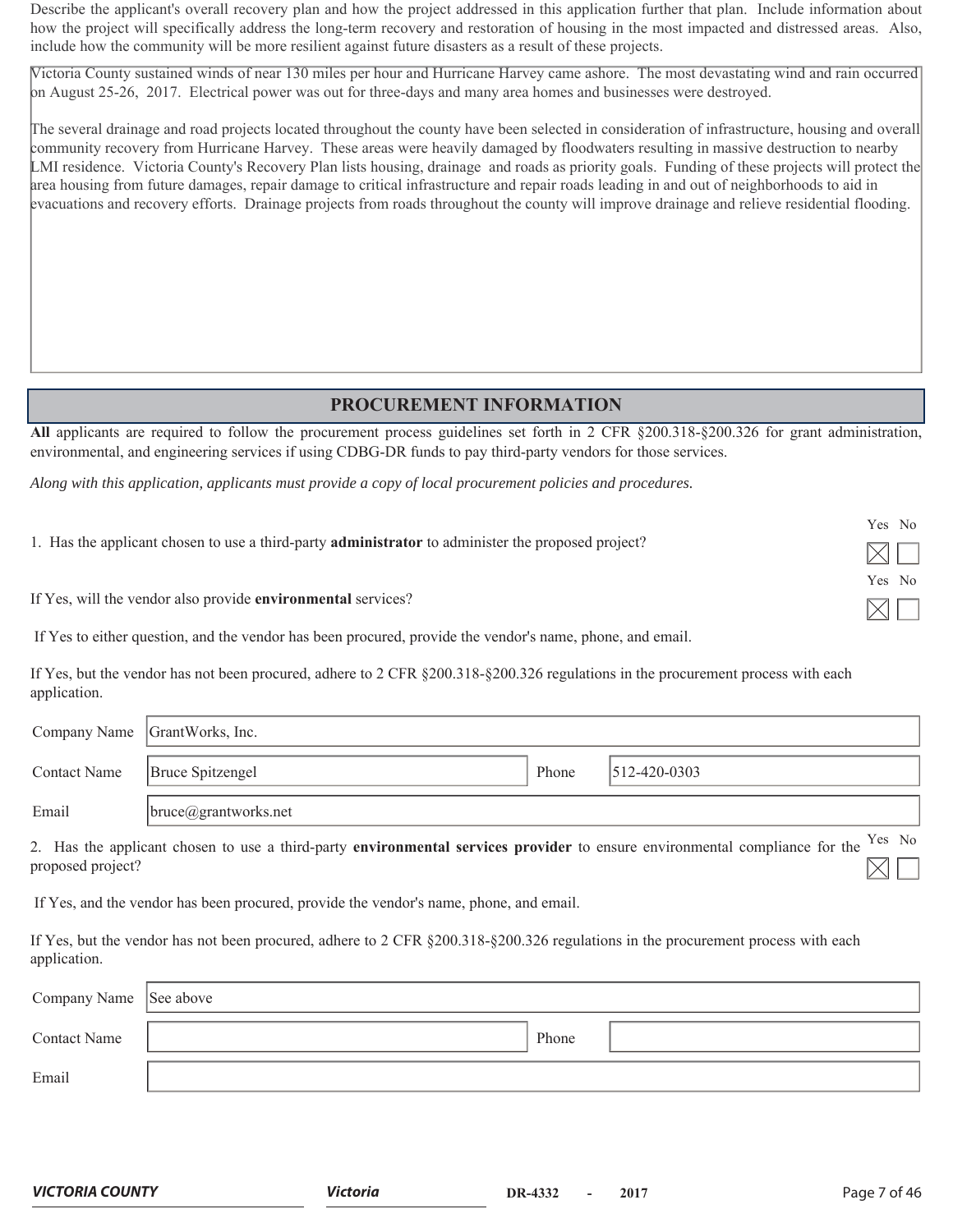Describe the applicant's overall recovery plan and how the project addressed in this application further that plan. Include information about how the project will specifically address the long-term recovery and restoration of housing in the most impacted and distressed areas. Also, include how the community will be more resilient against future disasters as a result of these projects.

Victoria County sustained winds of near 130 miles per hour and Hurricane Harvey came ashore. The most devastating wind and rain occurred on August 25-26, 2017. Electrical power was out for three-days and many area homes and businesses were destroyed.

The several drainage and road projects located throughout the county have been selected in consideration of infrastructure, housing and overall community recovery from Hurricane Harvey. These areas were heavily damaged by floodwaters resulting in massive destruction to nearby LMI residence. Victoria County's Recovery Plan lists housing, drainage and roads as priority goals. Funding of these projects will protect the area housing from future damages, repair damage to critical infrastructure and repair roads leading in and out of neighborhoods to aid in evacuations and recovery efforts. Drainage projects from roads throughout the county will improve drainage and relieve residential flooding.

## PROCUREMENT INFORMATION

**All** applicants are required to follow the procurement process guidelines set forth in 2 CFR §200.318-§200.326 for grant administration, environmental, and engineering services if using CDBG-DR funds to pay third-party vendors for those services.

*Along with this application, applicants must provide a copy of local procurement policies and procedures.*

1. Has the applicant chosen to use a third-party **administrator** to administer the proposed project? Yes ☒ No ☐

If Yes, will the vendor also provide **environmental** services? Yes ☒ No ☐

If Yes to either question, and the vendor has been procured, provide the vendor's name, phone, and email.

If Yes, but the vendor has not been procured, adhere to 2 CFR §200.318-§200.326 regulations in the procurement process with each application.

| | | | |
|---|---|---|---|
| Company Name | GrantWorks, Inc. | | |
| Contact Name | Bruce Spitzengel | Phone | 512-420-0303 |
| Email | bruce@grantworks.net | | |

2. Has the applicant chosen to use a third-party **environmental services provider** to ensure environmental compliance for the proposed project? Yes ☒ No ☐

If Yes, and the vendor has been procured, provide the vendor's name, phone, and email.

If Yes, but the vendor has not been procured, adhere to 2 CFR §200.318-§200.326 regulations in the procurement process with each application.

| | | | |
|---|---|---|---|
| Company Name | See above | | |
| Contact Name | | Phone | |
| Email | | | |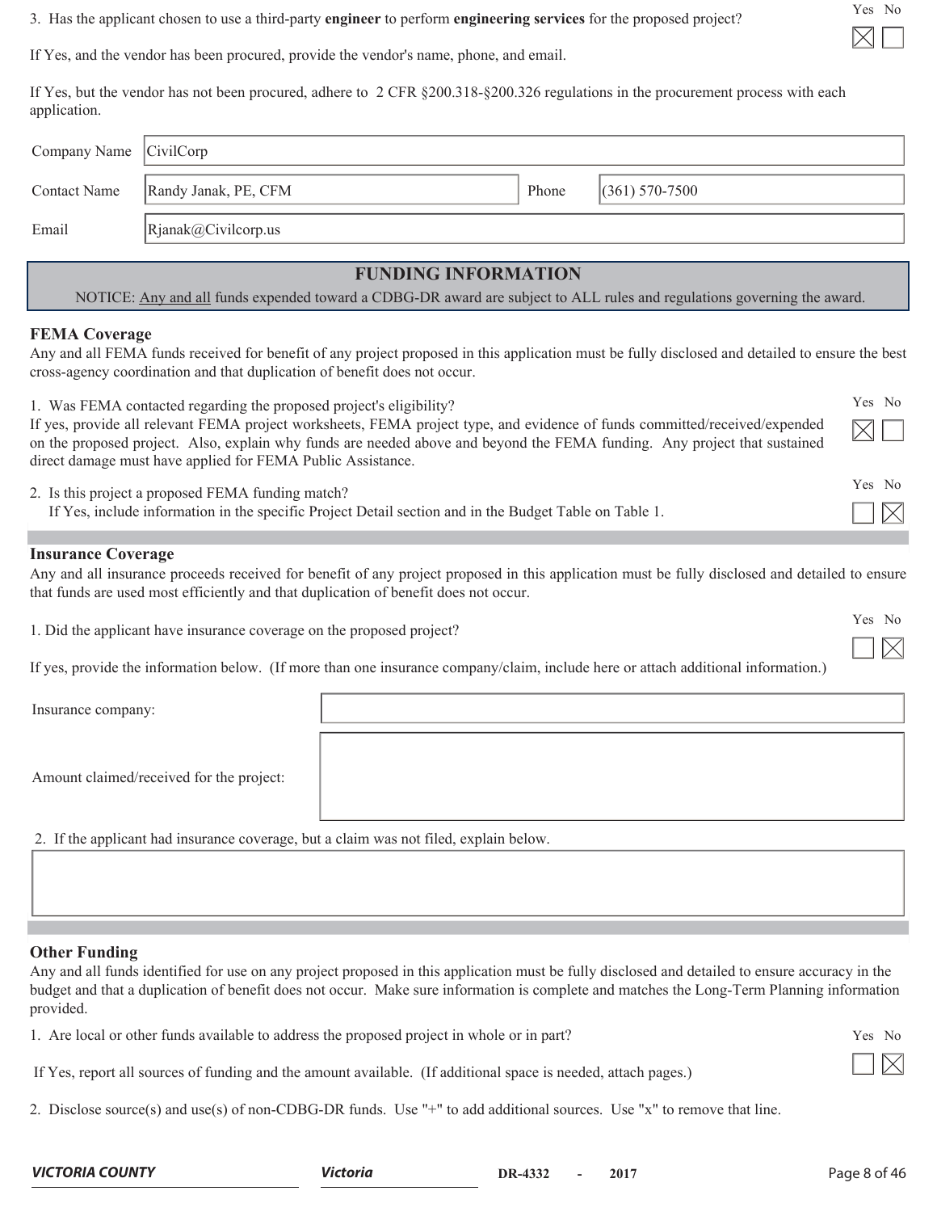3. Has the applicant chosen to use a third-party **engineer** to perform **engineering services** for the proposed project?

Yes ☒ No ☐

If Yes, and the vendor has been procured, provide the vendor's name, phone, and email.

If Yes, but the vendor has not been procured, adhere to 2 CFR §200.318-§200.326 regulations in the procurement process with each application.

| | | | |
|---|---|---|---|
| Company Name | CivilCorp | | |
| Contact Name | Randy Janak, PE, CFM | Phone | (361) 570-7500 |
| Email | Rjanak@Civilcorp.us | | |

## FUNDING INFORMATION

NOTICE: Any and all funds expended toward a CDBG-DR award are subject to ALL rules and regulations governing the award.

### FEMA Coverage

Any and all FEMA funds received for benefit of any project proposed in this application must be fully disclosed and detailed to ensure the best cross-agency coordination and that duplication of benefit does not occur.

1. Was FEMA contacted regarding the proposed project's eligibility?
If yes, provide all relevant FEMA project worksheets, FEMA project type, and evidence of funds committed/received/expended on the proposed project. Also, explain why funds are needed above and beyond the FEMA funding. Any project that sustained direct damage must have applied for FEMA Public Assistance.

Yes ☒ No ☐

2. Is this project a proposed FEMA funding match?
If Yes, include information in the specific Project Detail section and in the Budget Table on Table 1.

Yes ☐ No ☒

### Insurance Coverage

Any and all insurance proceeds received for benefit of any project proposed in this application must be fully disclosed and detailed to ensure that funds are used most efficiently and that duplication of benefit does not occur.

1. Did the applicant have insurance coverage on the proposed project?

Yes ☐ No ☒

If yes, provide the information below. (If more than one insurance company/claim, include here or attach additional information.)

Insurance company:

Amount claimed/received for the project:

2. If the applicant had insurance coverage, but a claim was not filed, explain below.

### Other Funding

Any and all funds identified for use on any project proposed in this application must be fully disclosed and detailed to ensure accuracy in the budget and that a duplication of benefit does not occur. Make sure information is complete and matches the Long-Term Planning information provided.

1. Are local or other funds available to address the proposed project in whole or in part?

Yes ☐ No ☒

If Yes, report all sources of funding and the amount available. (If additional space is needed, attach pages.)

2. Disclose source(s) and use(s) of non-CDBG-DR funds. Use "+" to add additional sources. Use "x" to remove that line.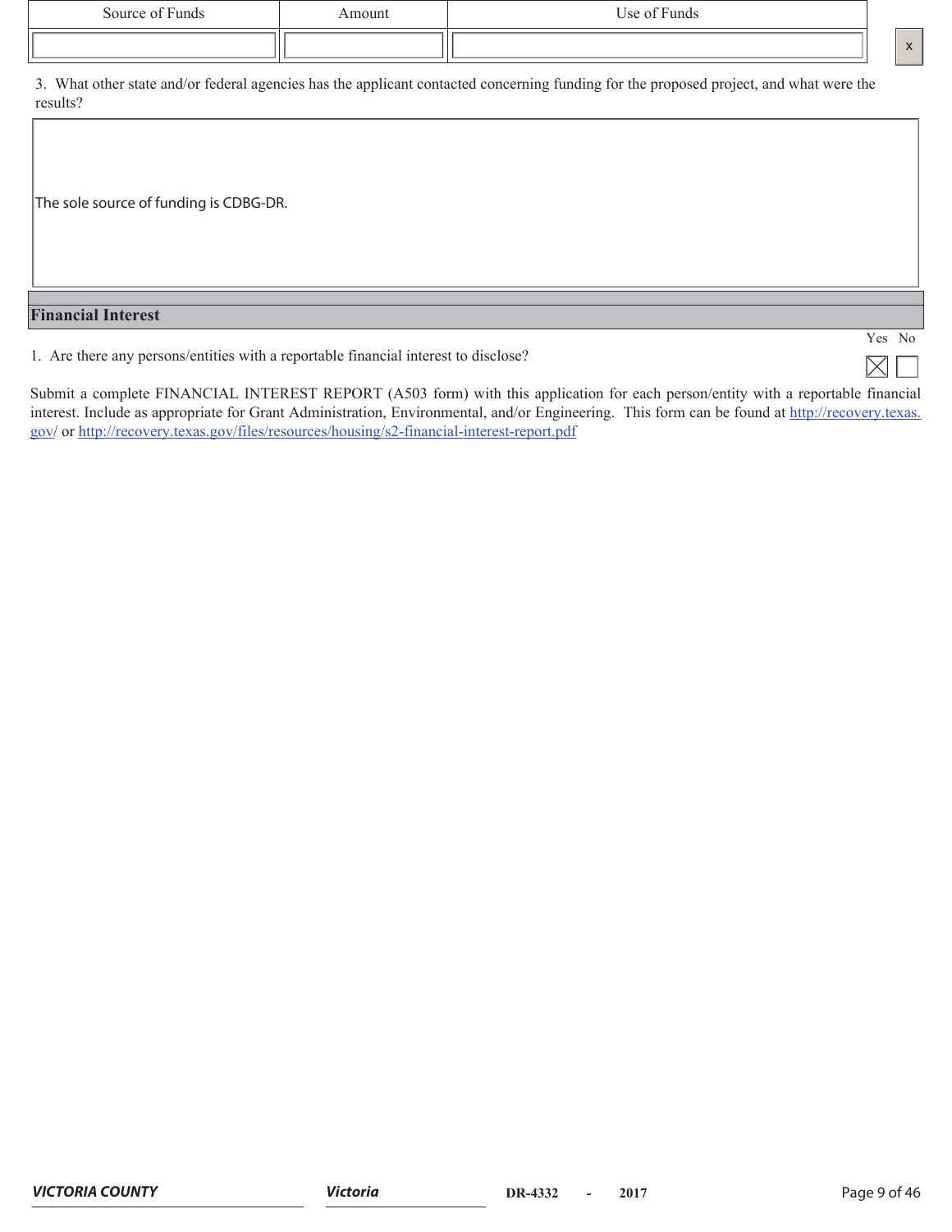| Source of Funds | Amount | Use of Funds |
| --- | --- | --- |
| | | |

3. What other state and/or federal agencies has the applicant contacted concerning funding for the proposed project, and what were the results?

The sole source of funding is CDBG-DR.

## Financial Interest

1. Are there any persons/entities with a reportable financial interest to disclose? Yes [X] No [ ]

Submit a complete FINANCIAL INTEREST REPORT (A503 form) with this application for each person/entity with a reportable financial interest. Include as appropriate for Grant Administration, Environmental, and/or Engineering. This form can be found at http://recovery.texas.gov/ or http://recovery.texas.gov/files/resources/housing/s2-financial-interest-report.pdf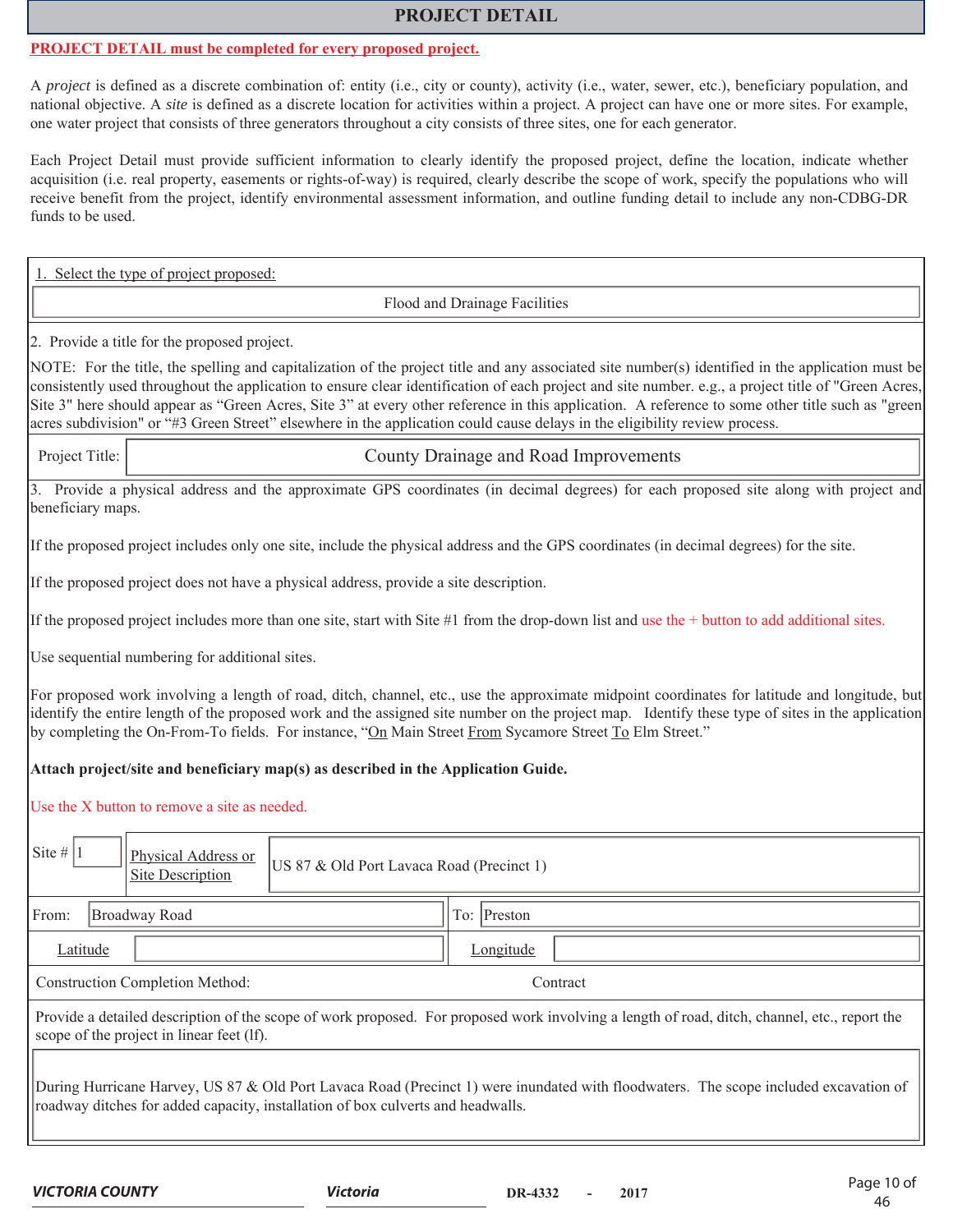# PROJECT DETAIL

**PROJECT DETAIL must be completed for every proposed project.**

A *project* is defined as a discrete combination of: entity (i.e., city or county), activity (i.e., water, sewer, etc.), beneficiary population, and national objective. A *site* is defined as a discrete location for activities within a project. A project can have one or more sites. For example, one water project that consists of three generators throughout a city consists of three sites, one for each generator.

Each Project Detail must provide sufficient information to clearly identify the proposed project, define the location, indicate whether acquisition (i.e. real property, easements or rights-of-way) is required, clearly describe the scope of work, specify the populations who will receive benefit from the project, identify environmental assessment information, and outline funding detail to include any non-CDBG-DR funds to be used.

1. Select the type of project proposed:

Flood and Drainage Facilities

2. Provide a title for the proposed project.

NOTE: For the title, the spelling and capitalization of the project title and any associated site number(s) identified in the application must be consistently used throughout the application to ensure clear identification of each project and site number. e.g., a project title of "Green Acres, Site 3" here should appear as "Green Acres, Site 3" at every other reference in this application. A reference to some other title such as "green acres subdivision" or "#3 Green Street" elsewhere in the application could cause delays in the eligibility review process.

Project Title: County Drainage and Road Improvements

3. Provide a physical address and the approximate GPS coordinates (in decimal degrees) for each proposed site along with project and beneficiary maps.

If the proposed project includes only one site, include the physical address and the GPS coordinates (in decimal degrees) for the site.

If the proposed project does not have a physical address, provide a site description.

If the proposed project includes more than one site, start with Site #1 from the drop-down list and use the + button to add additional sites.

Use sequential numbering for additional sites.

For proposed work involving a length of road, ditch, channel, etc., use the approximate midpoint coordinates for latitude and longitude, but identify the entire length of the proposed work and the assigned site number on the project map. Identify these type of sites in the application by completing the On-From-To fields. For instance, "On Main Street From Sycamore Street To Elm Street."

**Attach project/site and beneficiary map(s) as described in the Application Guide.**

Use the X button to remove a site as needed.

| Site # 1 | Physical Address or Site Description | US 87 & Old Port Lavaca Road (Precinct 1) |
|---|---|---|

| From: | Broadway Road | To: | Preston |
|---|---|---|---|
| Latitude | | Longitude | |

Construction Completion Method: Contract

Provide a detailed description of the scope of work proposed. For proposed work involving a length of road, ditch, channel, etc., report the scope of the project in linear feet (lf).

During Hurricane Harvey, US 87 & Old Port Lavaca Road (Precinct 1) were inundated with floodwaters. The scope included excavation of roadway ditches for added capacity, installation of box culverts and headwalls.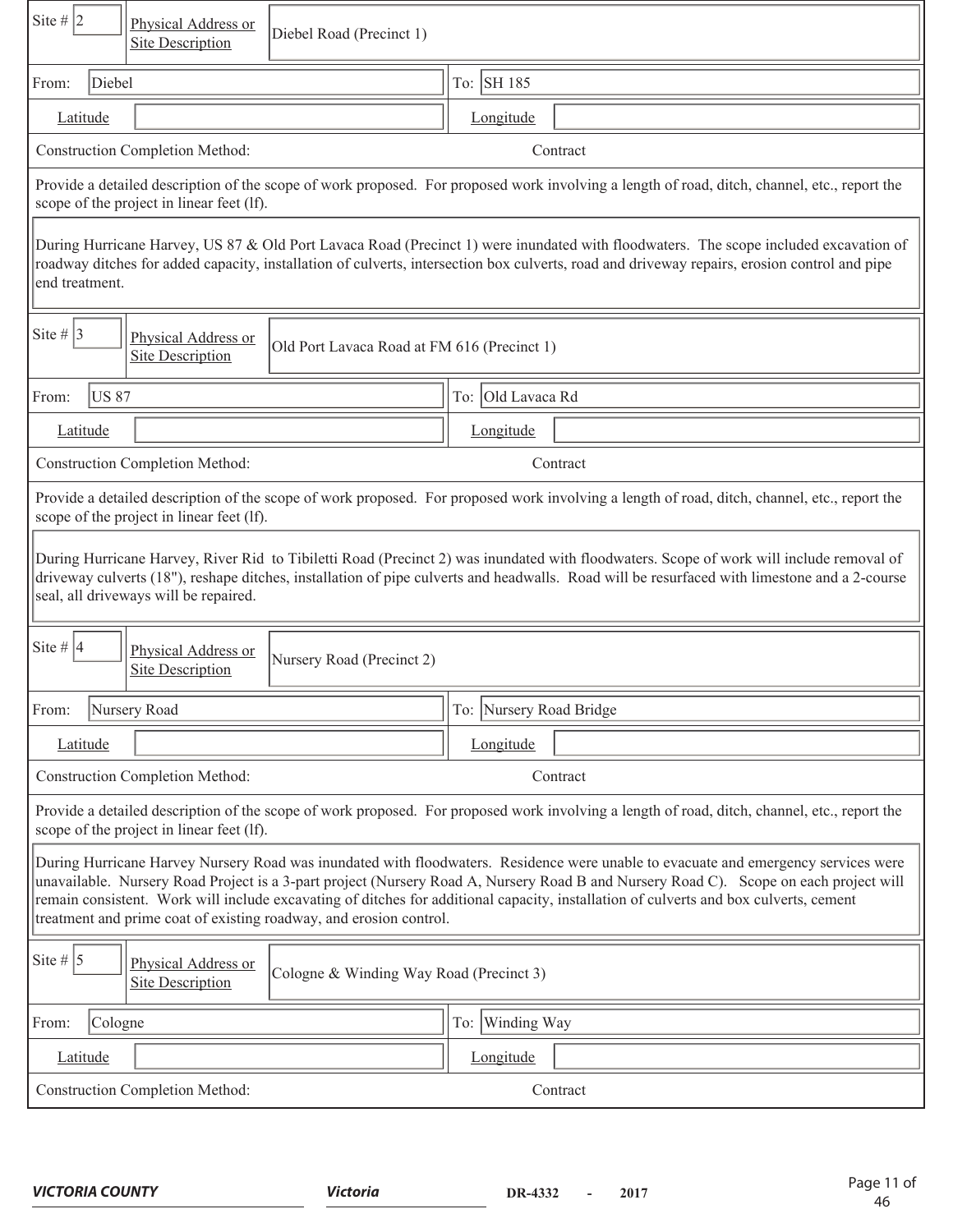| Site # | 2 | Physical Address or Site Description | Diebel Road (Precinct 1) |
|---|---|---|---|
| From: | Diebel | To: | SH 185 |
| Latitude | | Longitude | |
| Construction Completion Method: | | Contract | |

Provide a detailed description of the scope of work proposed. For proposed work involving a length of road, ditch, channel, etc., report the scope of the project in linear feet (lf).

During Hurricane Harvey, US 87 & Old Port Lavaca Road (Precinct 1) were inundated with floodwaters. The scope included excavation of roadway ditches for added capacity, installation of culverts, intersection box culverts, road and driveway repairs, erosion control and pipe end treatment.

| Site # | 3 | Physical Address or Site Description | Old Port Lavaca Road at FM 616 (Precinct 1) |
|---|---|---|---|
| From: | US 87 | To: | Old Lavaca Rd |
| Latitude | | Longitude | |
| Construction Completion Method: | | Contract | |

Provide a detailed description of the scope of work proposed. For proposed work involving a length of road, ditch, channel, etc., report the scope of the project in linear feet (lf).

During Hurricane Harvey, River Rid to Tibiletti Road (Precinct 2) was inundated with floodwaters. Scope of work will include removal of driveway culverts (18"), reshape ditches, installation of pipe culverts and headwalls. Road will be resurfaced with limestone and a 2-course seal, all driveways will be repaired.

| Site # | 4 | Physical Address or Site Description | Nursery Road (Precinct 2) |
|---|---|---|---|
| From: | Nursery Road | To: | Nursery Road Bridge |
| Latitude | | Longitude | |
| Construction Completion Method: | | Contract | |

Provide a detailed description of the scope of work proposed. For proposed work involving a length of road, ditch, channel, etc., report the scope of the project in linear feet (lf).

During Hurricane Harvey Nursery Road was inundated with floodwaters. Residence were unable to evacuate and emergency services were unavailable. Nursery Road Project is a 3-part project (Nursery Road A, Nursery Road B and Nursery Road C). Scope on each project will remain consistent. Work will include excavating of ditches for additional capacity, installation of culverts and box culverts, cement treatment and prime coat of existing roadway, and erosion control.

| Site # | 5 | Physical Address or Site Description | Cologne & Winding Way Road (Precinct 3) |
|---|---|---|---|
| From: | Cologne | To: | Winding Way |
| Latitude | | Longitude | |
| Construction Completion Method: | | Contract | |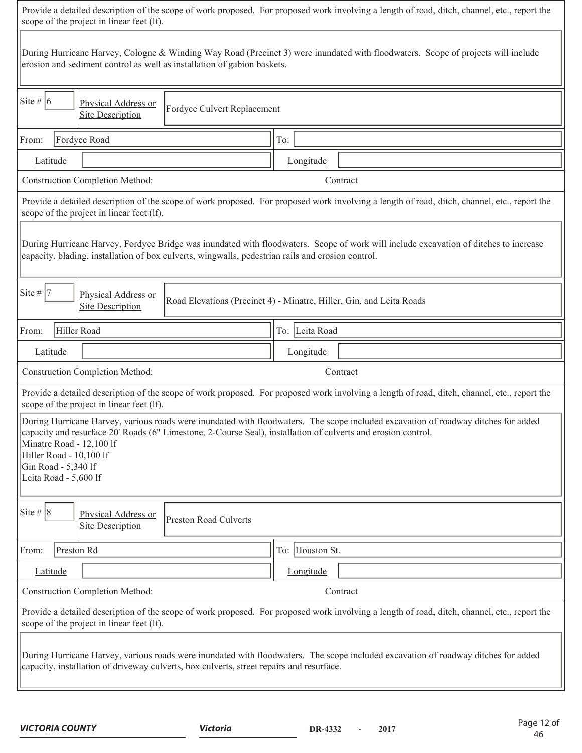Provide a detailed description of the scope of work proposed. For proposed work involving a length of road, ditch, channel, etc., report the scope of the project in linear feet (lf).

During Hurricane Harvey, Cologne & Winding Way Road (Precinct 3) were inundated with floodwaters. Scope of projects will include erosion and sediment control as well as installation of gabion baskets.

| Site # | 6 | Physical Address or Site Description | Fordyce Culvert Replacement |
|---|---|---|---|
| From: | Fordyce Road | To: | |
| Latitude | | Longitude | |
| Construction Completion Method: | | Contract | |

Provide a detailed description of the scope of work proposed. For proposed work involving a length of road, ditch, channel, etc., report the scope of the project in linear feet (lf).

During Hurricane Harvey, Fordyce Bridge was inundated with floodwaters. Scope of work will include excavation of ditches to increase capacity, blading, installation of box culverts, wingwalls, pedestrian rails and erosion control.

| Site # | 7 | Physical Address or Site Description | Road Elevations (Precinct 4) - Minatre, Hiller, Gin, and Leita Roads |
|---|---|---|---|
| From: | Hiller Road | To: | Leita Road |
| Latitude | | Longitude | |
| Construction Completion Method: | | Contract | |

Provide a detailed description of the scope of work proposed. For proposed work involving a length of road, ditch, channel, etc., report the scope of the project in linear feet (lf).

During Hurricane Harvey, various roads were inundated with floodwaters. The scope included excavation of roadway ditches for added capacity and resurface 20' Roads (6" Limestone, 2-Course Seal), installation of culverts and erosion control.
Minatre Road - 12,100 lf
Hiller Road - 10,100 lf
Gin Road - 5,340 lf
Leita Road - 5,600 lf

| Site # | 8 | Physical Address or Site Description | Preston Road Culverts |
|---|---|---|---|
| From: | Preston Rd | To: | Houston St. |
| Latitude | | Longitude | |
| Construction Completion Method: | | Contract | |

Provide a detailed description of the scope of work proposed. For proposed work involving a length of road, ditch, channel, etc., report the scope of the project in linear feet (lf).

During Hurricane Harvey, various roads were inundated with floodwaters. The scope included excavation of roadway ditches for added capacity, installation of driveway culverts, box culverts, street repairs and resurface.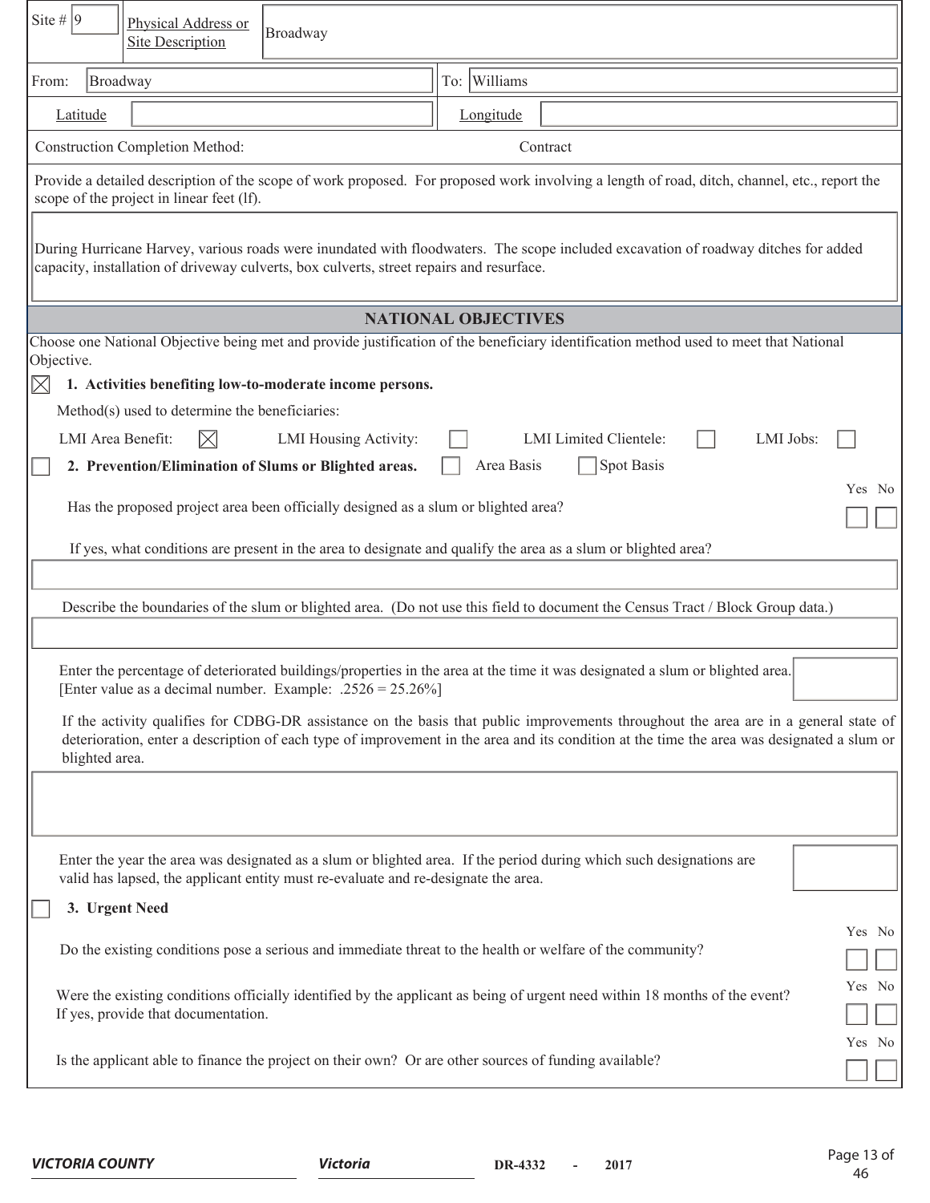Site # 9 | Physical Address or Site Description: Broadway

From: Broadway | To: Williams

Latitude: | Longitude:

Construction Completion Method: Contract

Provide a detailed description of the scope of work proposed. For proposed work involving a length of road, ditch, channel, etc., report the scope of the project in linear feet (lf).

During Hurricane Harvey, various roads were inundated with floodwaters. The scope included excavation of roadway ditches for added capacity, installation of driveway culverts, box culverts, street repairs and resurface.

## NATIONAL OBJECTIVES

Choose one National Objective being met and provide justification of the beneficiary identification method used to meet that National Objective.

☒ **1. Activities benefiting low-to-moderate income persons.**

Method(s) used to determine the beneficiaries:

LMI Area Benefit: ☒ LMI Housing Activity: ☐ LMI Limited Clientele: ☐ LMI Jobs: ☐

☐ **2. Prevention/Elimination of Slums or Blighted areas.** ☐ Area Basis ☐ Spot Basis

Has the proposed project area been officially designed as a slum or blighted area? Yes ☐ No ☐

If yes, what conditions are present in the area to designate and qualify the area as a slum or blighted area?

Describe the boundaries of the slum or blighted area. (Do not use this field to document the Census Tract / Block Group data.)

Enter the percentage of deteriorated buildings/properties in the area at the time it was designated a slum or blighted area. [Enter value as a decimal number. Example: .2526 = 25.26%]

If the activity qualifies for CDBG-DR assistance on the basis that public improvements throughout the area are in a general state of deterioration, enter a description of each type of improvement in the area and its condition at the time the area was designated a slum or blighted area.

Enter the year the area was designated as a slum or blighted area. If the period during which such designations are valid has lapsed, the applicant entity must re-evaluate and re-designate the area.

☐ **3. Urgent Need**

Do the existing conditions pose a serious and immediate threat to the health or welfare of the community? Yes ☐ No ☐

Were the existing conditions officially identified by the applicant as being of urgent need within 18 months of the event? If yes, provide that documentation. Yes ☐ No ☐

Is the applicant able to finance the project on their own? Or are other sources of funding available? Yes ☐ No ☐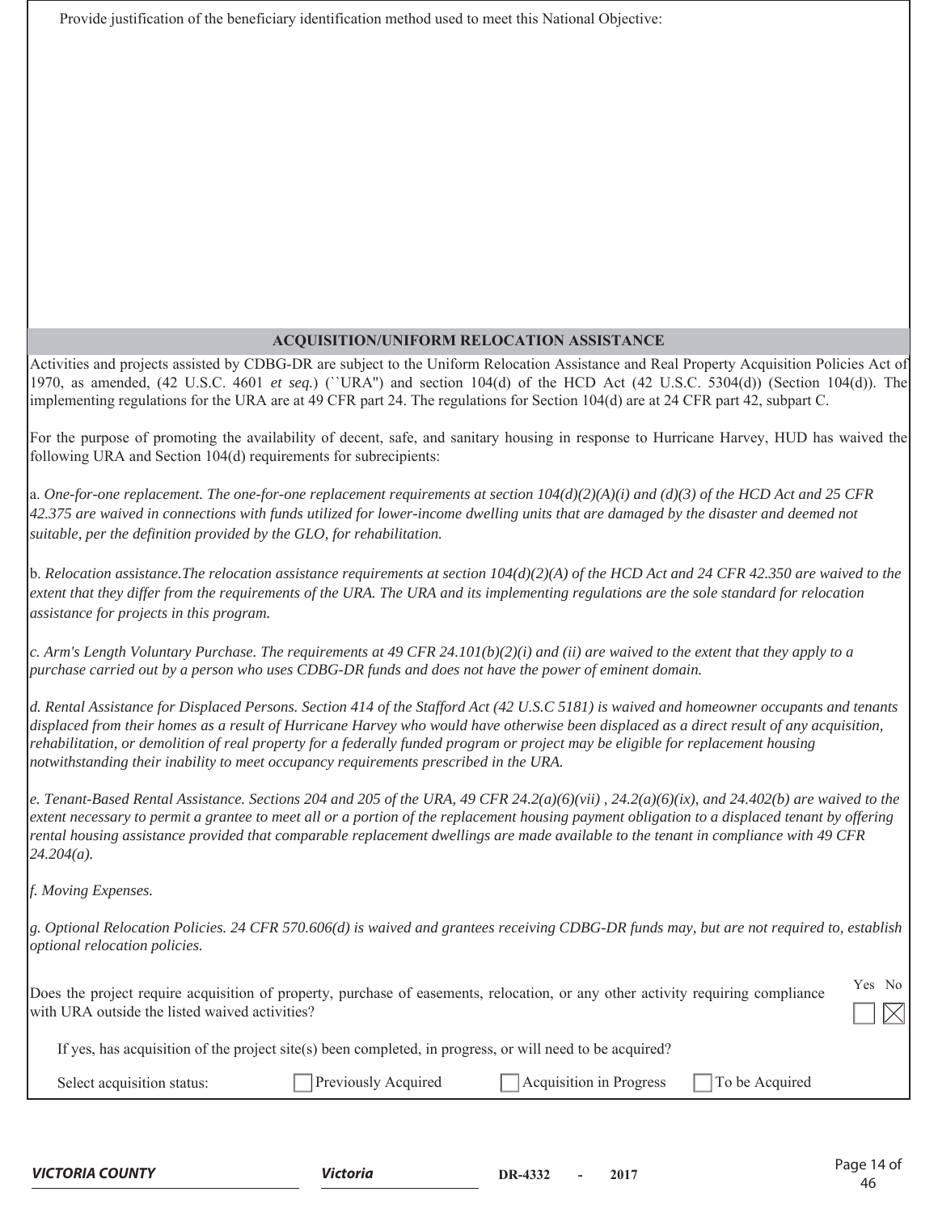Provide justification of the beneficiary identification method used to meet this National Objective:

## ACQUISITION/UNIFORM RELOCATION ASSISTANCE

Activities and projects assisted by CDBG-DR are subject to the Uniform Relocation Assistance and Real Property Acquisition Policies Act of 1970, as amended, (42 U.S.C. 4601 *et seq.*) (``URA'') and section 104(d) of the HCD Act (42 U.S.C. 5304(d)) (Section 104(d)). The implementing regulations for the URA are at 49 CFR part 24. The regulations for Section 104(d) are at 24 CFR part 42, subpart C.

For the purpose of promoting the availability of decent, safe, and sanitary housing in response to Hurricane Harvey, HUD has waived the following URA and Section 104(d) requirements for subrecipients:

a. *One-for-one replacement. The one-for-one replacement requirements at section 104(d)(2)(A)(i) and (d)(3) of the HCD Act and 25 CFR 42.375 are waived in connections with funds utilized for lower-income dwelling units that are damaged by the disaster and deemed not suitable, per the definition provided by the GLO, for rehabilitation.*

b. *Relocation assistance.The relocation assistance requirements at section 104(d)(2)(A) of the HCD Act and 24 CFR 42.350 are waived to the extent that they differ from the requirements of the URA. The URA and its implementing regulations are the sole standard for relocation assistance for projects in this program.*

*c. Arm's Length Voluntary Purchase. The requirements at 49 CFR 24.101(b)(2)(i) and (ii) are waived to the extent that they apply to a purchase carried out by a person who uses CDBG-DR funds and does not have the power of eminent domain.*

*d. Rental Assistance for Displaced Persons. Section 414 of the Stafford Act (42 U.S.C 5181) is waived and homeowner occupants and tenants displaced from their homes as a result of Hurricane Harvey who would have otherwise been displaced as a direct result of any acquisition, rehabilitation, or demolition of real property for a federally funded program or project may be eligible for replacement housing notwithstanding their inability to meet occupancy requirements prescribed in the URA.*

*e. Tenant-Based Rental Assistance. Sections 204 and 205 of the URA, 49 CFR 24.2(a)(6)(vii) , 24.2(a)(6)(ix), and 24.402(b) are waived to the extent necessary to permit a grantee to meet all or a portion of the replacement housing payment obligation to a displaced tenant by offering rental housing assistance provided that comparable replacement dwellings are made available to the tenant in compliance with 49 CFR 24.204(a).*

*f. Moving Expenses.*

*g. Optional Relocation Policies. 24 CFR 570.606(d) is waived and grantees receiving CDBG-DR funds may, but are not required to, establish optional relocation policies.*

Does the project require acquisition of property, purchase of easements, relocation, or any other activity requiring compliance with URA outside the listed waived activities? Yes ☐ No ☒

If yes, has acquisition of the project site(s) been completed, in progress, or will need to be acquired?

Select acquisition status: ☐ Previously Acquired ☐ Acquisition in Progress ☐ To be Acquired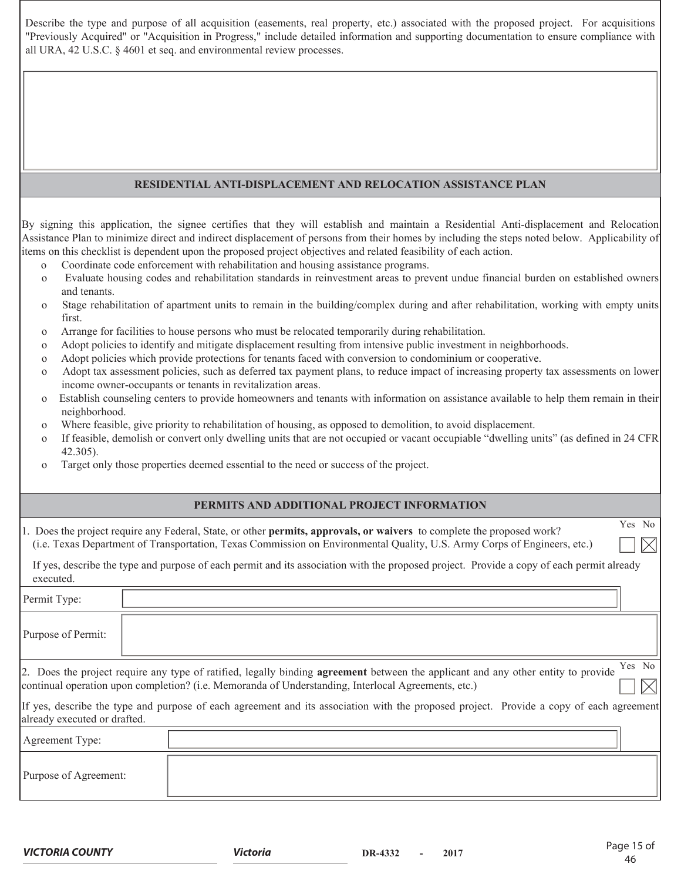Describe the type and purpose of all acquisition (easements, real property, etc.) associated with the proposed project. For acquisitions "Previously Acquired" or "Acquisition in Progress," include detailed information and supporting documentation to ensure compliance with all URA, 42 U.S.C. § 4601 et seq. and environmental review processes.

## RESIDENTIAL ANTI-DISPLACEMENT AND RELOCATION ASSISTANCE PLAN

By signing this application, the signee certifies that they will establish and maintain a Residential Anti-displacement and Relocation Assistance Plan to minimize direct and indirect displacement of persons from their homes by including the steps noted below. Applicability of items on this checklist is dependent upon the proposed project objectives and related feasibility of each action.

- Coordinate code enforcement with rehabilitation and housing assistance programs.
- Evaluate housing codes and rehabilitation standards in reinvestment areas to prevent undue financial burden on established owners and tenants.
- Stage rehabilitation of apartment units to remain in the building/complex during and after rehabilitation, working with empty units first.
- Arrange for facilities to house persons who must be relocated temporarily during rehabilitation.
- Adopt policies to identify and mitigate displacement resulting from intensive public investment in neighborhoods.
- Adopt policies which provide protections for tenants faced with conversion to condominium or cooperative.
- Adopt tax assessment policies, such as deferred tax payment plans, to reduce impact of increasing property tax assessments on lower income owner-occupants or tenants in revitalization areas.
- Establish counseling centers to provide homeowners and tenants with information on assistance available to help them remain in their neighborhood.
- Where feasible, give priority to rehabilitation of housing, as opposed to demolition, to avoid displacement.
- If feasible, demolish or convert only dwelling units that are not occupied or vacant occupiable "dwelling units" (as defined in 24 CFR 42.305).
- Target only those properties deemed essential to the need or success of the project.

## PERMITS AND ADDITIONAL PROJECT INFORMATION

1. Does the project require any Federal, State, or other **permits, approvals, or waivers** to complete the proposed work? (i.e. Texas Department of Transportation, Texas Commission on Environmental Quality, U.S. Army Corps of Engineers, etc.)

   Yes ☐ No ☒

   If yes, describe the type and purpose of each permit and its association with the proposed project. Provide a copy of each permit already executed.

| Permit Type: | |
|---|---|
| Purpose of Permit: | |

2. Does the project require any type of ratified, legally binding **agreement** between the applicant and any other entity to provide continual operation upon completion? (i.e. Memoranda of Understanding, Interlocal Agreements, etc.)

   Yes ☐ No ☒

If yes, describe the type and purpose of each agreement and its association with the proposed project. Provide a copy of each agreement already executed or drafted.

| Agreement Type: | |
|---|---|
| Purpose of Agreement: | |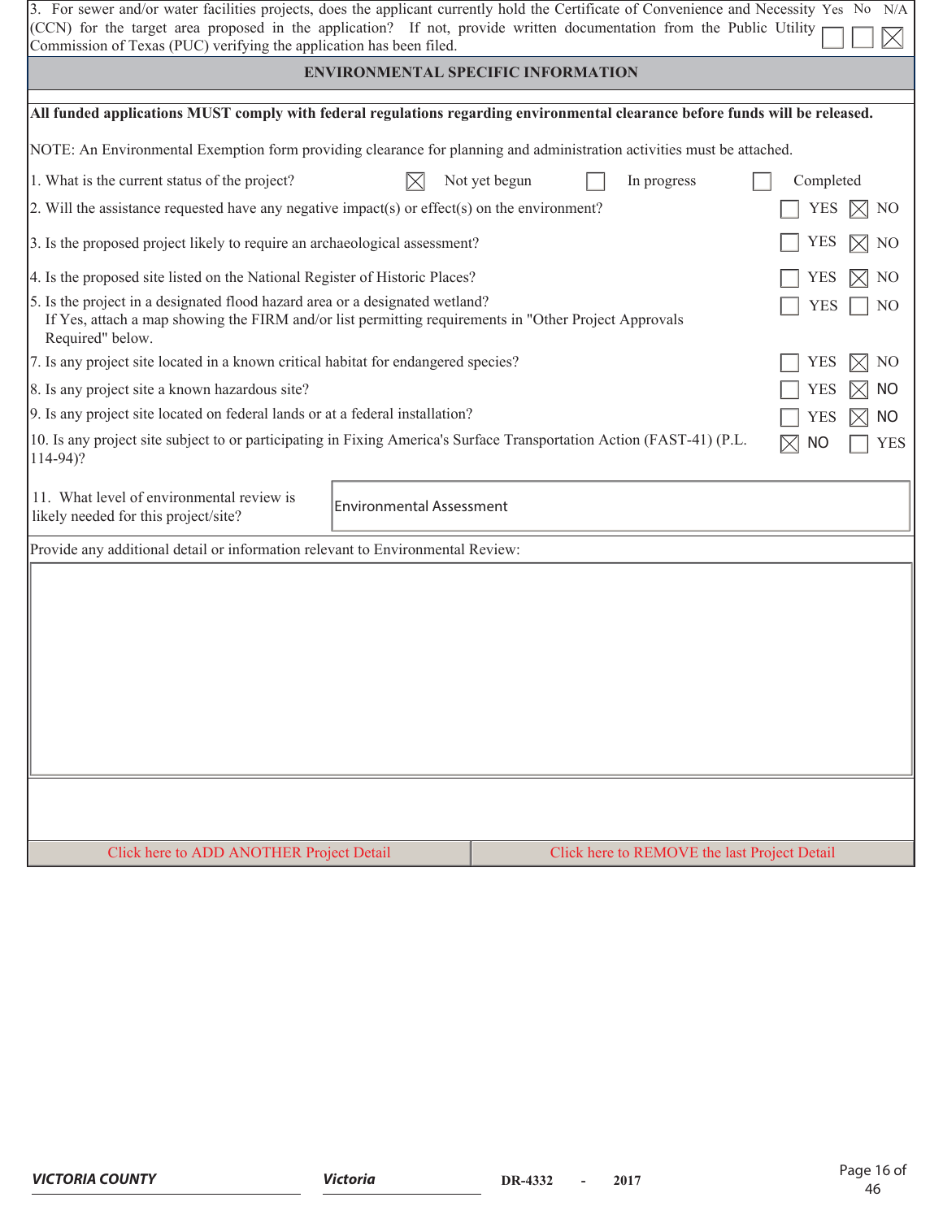3. For sewer and/or water facilities projects, does the applicant currently hold the Certificate of Convenience and Necessity (CCN) for the target area proposed in the application? If not, provide written documentation from the Public Utility Commission of Texas (PUC) verifying the application has been filed.

| Yes | No | N/A |
|---|---|---|
| ☐ | ☐ | ☒ |

## ENVIRONMENTAL SPECIFIC INFORMATION

**All funded applications MUST comply with federal regulations regarding environmental clearance before funds will be released.**

NOTE: An Environmental Exemption form providing clearance for planning and administration activities must be attached.

1. What is the current status of the project? ☒ Not yet begun ☐ In progress ☐ Completed

2. Will the assistance requested have any negative impact(s) or effect(s) on the environment? ☐ YES ☒ NO

3. Is the proposed project likely to require an archaeological assessment? ☐ YES ☒ NO

4. Is the proposed site listed on the National Register of Historic Places? ☐ YES ☒ NO

5. Is the project in a designated flood hazard area or a designated wetland? ☐ YES ☐ NO
   If Yes, attach a map showing the FIRM and/or list permitting requirements in "Other Project Approvals Required" below.

7. Is any project site located in a known critical habitat for endangered species? ☐ YES ☒ NO

8. Is any project site a known hazardous site? ☐ YES ☒ NO

9. Is any project site located on federal lands or at a federal installation? ☐ YES ☒ NO

10. Is any project site subject to or participating in Fixing America's Surface Transportation Action (FAST-41) (P.L. 114-94)? ☒ NO ☐ YES

11. What level of environmental review is likely needed for this project/site? Environmental Assessment

Provide any additional detail or information relevant to Environmental Review:

Click here to ADD ANOTHER Project Detail | Click here to REMOVE the last Project Detail

VICTORIA COUNTY | Victoria | DR-4332 - 2017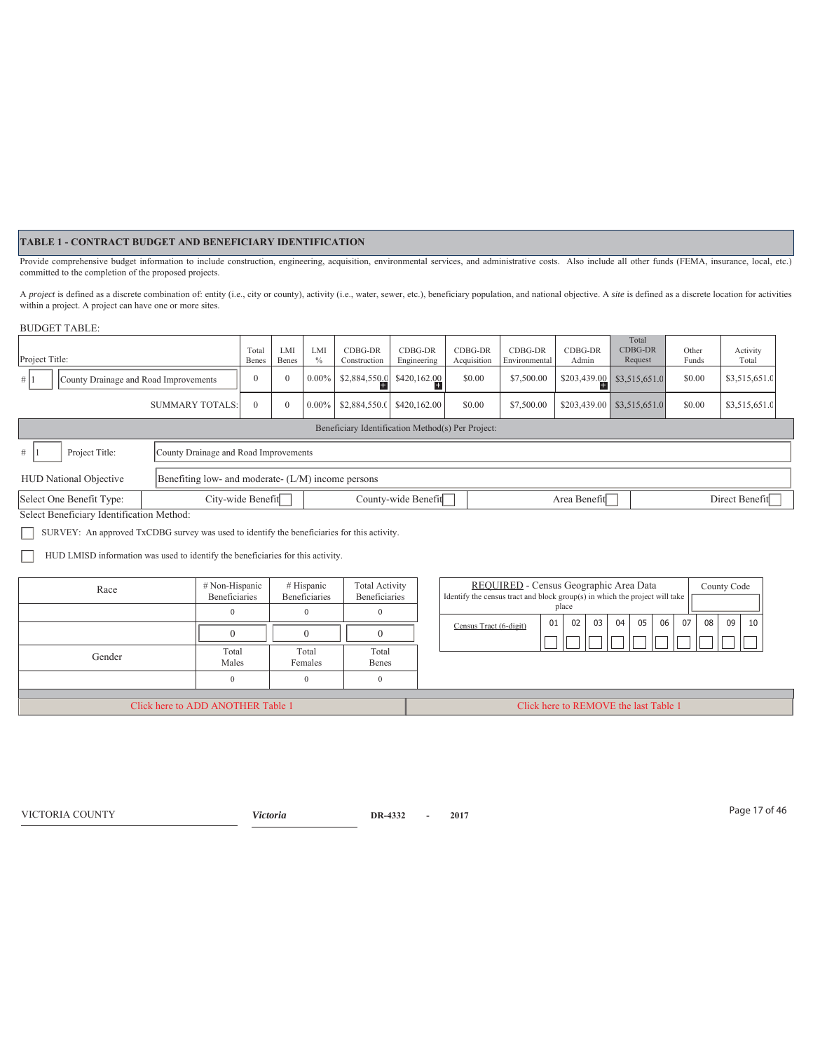## TABLE 1 - CONTRACT BUDGET AND BENEFICIARY IDENTIFICATION

Provide comprehensive budget information to include construction, engineering, acquisition, environmental services, and administrative costs. Also include all other funds (FEMA, insurance, local, etc.) committed to the completion of the proposed projects.

A *project* is defined as a discrete combination of: entity (i.e., city or county), activity (i.e., water, sewer, etc.), beneficiary population, and national objective. A *site* is defined as a discrete location for activities within a project. A project can have one or more sites.

BUDGET TABLE:

| Project Title: | Total Benes | LMI Benes | LMI % | CDBG-DR Construction | CDBG-DR Engineering | CDBG-DR Acquisition | CDBG-DR Environmental | CDBG-DR Admin | Total CDBG-DR Request | Other Funds | Activity Total |
|---|---|---|---|---|---|---|---|---|---|---|---|
| # 1 County Drainage and Road Improvements | 0 | 0 | 0.00% | $2,884,550.0 | $420,162.00 | $0.00 | $7,500.00 | $203,439.00 | $3,515,651.0 | $0.00 | $3,515,651.0 |
| SUMMARY TOTALS: | 0 | 0 | 0.00% | $2,884,550.( | $420,162.00 | $0.00 | $7,500.00 | $203,439.00 | $3,515,651.0 | $0.00 | $3,515,651.0 |

Beneficiary Identification Method(s) Per Project:

| # 1 | Project Title: | County Drainage and Road Improvements |
|---|---|---|

HUD National Objective: Benefiting low- and moderate- (L/M) income persons

Select One Benefit Type: ☐ City-wide Benefit ☐ County-wide Benefit ☐ Area Benefit ☐ Direct Benefit

Select Beneficiary Identification Method:

☐ SURVEY: An approved TxCDBG survey was used to identify the beneficiaries for this activity.

☐ HUD LMISD information was used to identify the beneficiaries for this activity.

| Race | # Non-Hispanic Beneficiaries | # Hispanic Beneficiaries | Total Activity Beneficiaries |
|---|---|---|---|
| | 0 | 0 | 0 |
| | 0 | 0 | 0 |
| **Gender** | **Total Males** | **Total Females** | **Total Benes** |
| | 0 | 0 | 0 |

| REQUIRED - Census Geographic Area Data<br>Identify the census tract and block group(s) in which the project will take place | | | | | | | | | | | County Code |
|---|---|---|---|---|---|---|---|---|---|---|---|
| Census Tract (6-digit) | 01 | 02 | 03 | 04 | 05 | 06 | 07 | 08 | 09 | 10 | |
| | ☐ | ☐ | ☐ | ☐ | ☐ | ☐ | ☐ | ☐ | ☐ | ☐ | |

Click here to ADD ANOTHER Table 1 | Click here to REMOVE the last Table 1

VICTORIA COUNTY | *Victoria* | DR-4332 - 2017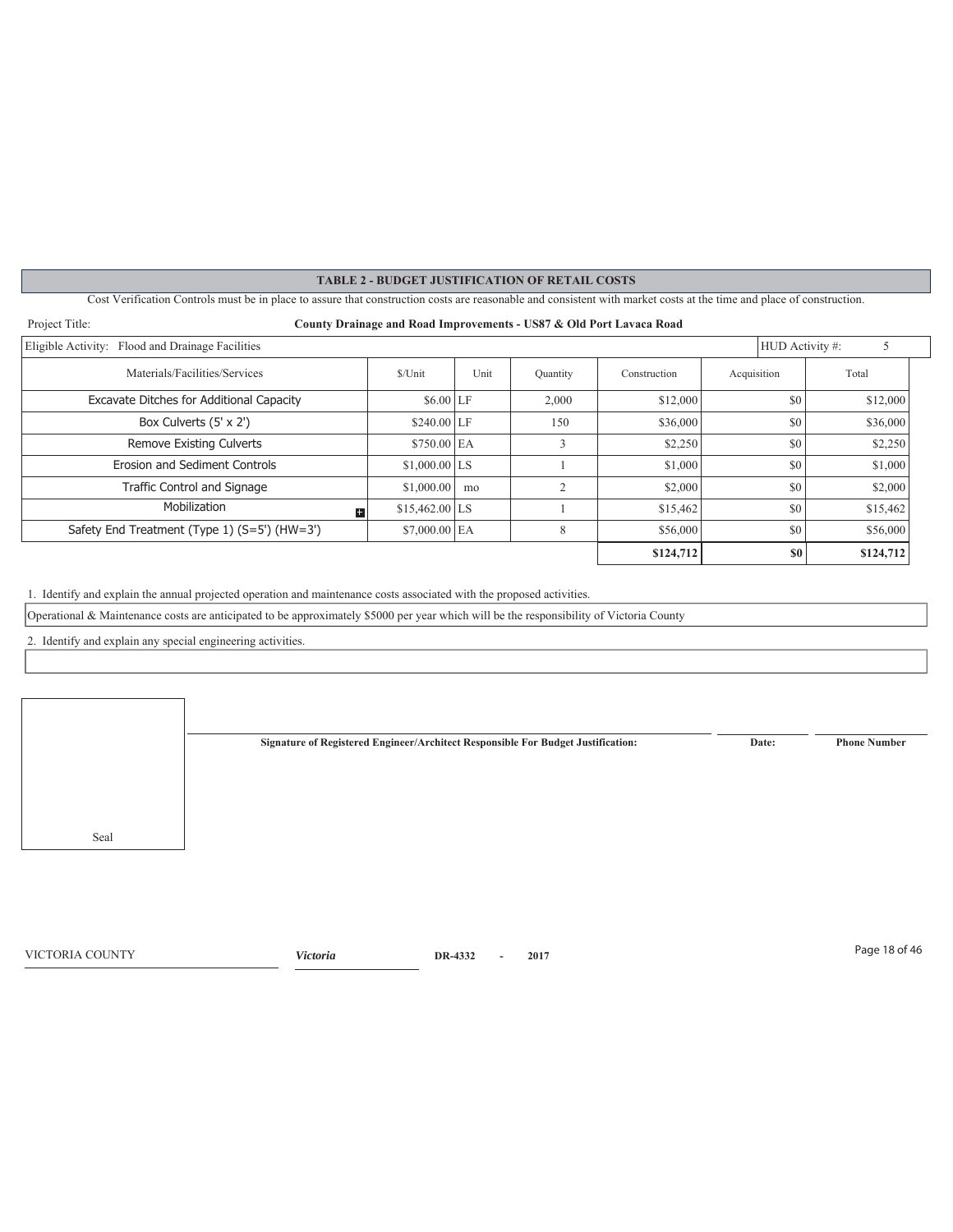## TABLE 2 - BUDGET JUSTIFICATION OF RETAIL COSTS

Cost Verification Controls must be in place to assure that construction costs are reasonable and consistent with market costs at the time and place of construction.

Project Title: **County Drainage and Road Improvements - US87 & Old Port Lavaca Road**

Eligible Activity: Flood and Drainage Facilities | HUD Activity #: 5

| Materials/Facilities/Services | $/Unit | Unit | Quantity | Construction | Acquisition | Total |
|---|---|---|---|---|---|---|
| Excavate Ditches for Additional Capacity | $6.00 | LF | 2,000 | $12,000 | $0 | $12,000 |
| Box Culverts (5' x 2') | $240.00 | LF | 150 | $36,000 | $0 | $36,000 |
| Remove Existing Culverts | $750.00 | EA | 3 | $2,250 | $0 | $2,250 |
| Erosion and Sediment Controls | $1,000.00 | LS | 1 | $1,000 | $0 | $1,000 |
| Traffic Control and Signage | $1,000.00 | mo | 2 | $2,000 | $0 | $2,000 |
| Mobilization | $15,462.00 | LS | 1 | $15,462 | $0 | $15,462 |
| Safety End Treatment (Type 1) (S=5') (HW=3') | $7,000.00 | EA | 8 | $56,000 | $0 | $56,000 |
| | | | | **$124,712** | **$0** | **$124,712** |

1. Identify and explain the annual projected operation and maintenance costs associated with the proposed activities.

Operational & Maintenance costs are anticipated to be approximately $5000 per year which will be the responsibility of Victoria County

2. Identify and explain any special engineering activities.

Seal

**Signature of Registered Engineer/Architect Responsible For Budget Justification:** **Date:** **Phone Number**

VICTORIA COUNTY *Victoria* DR-4332 - 2017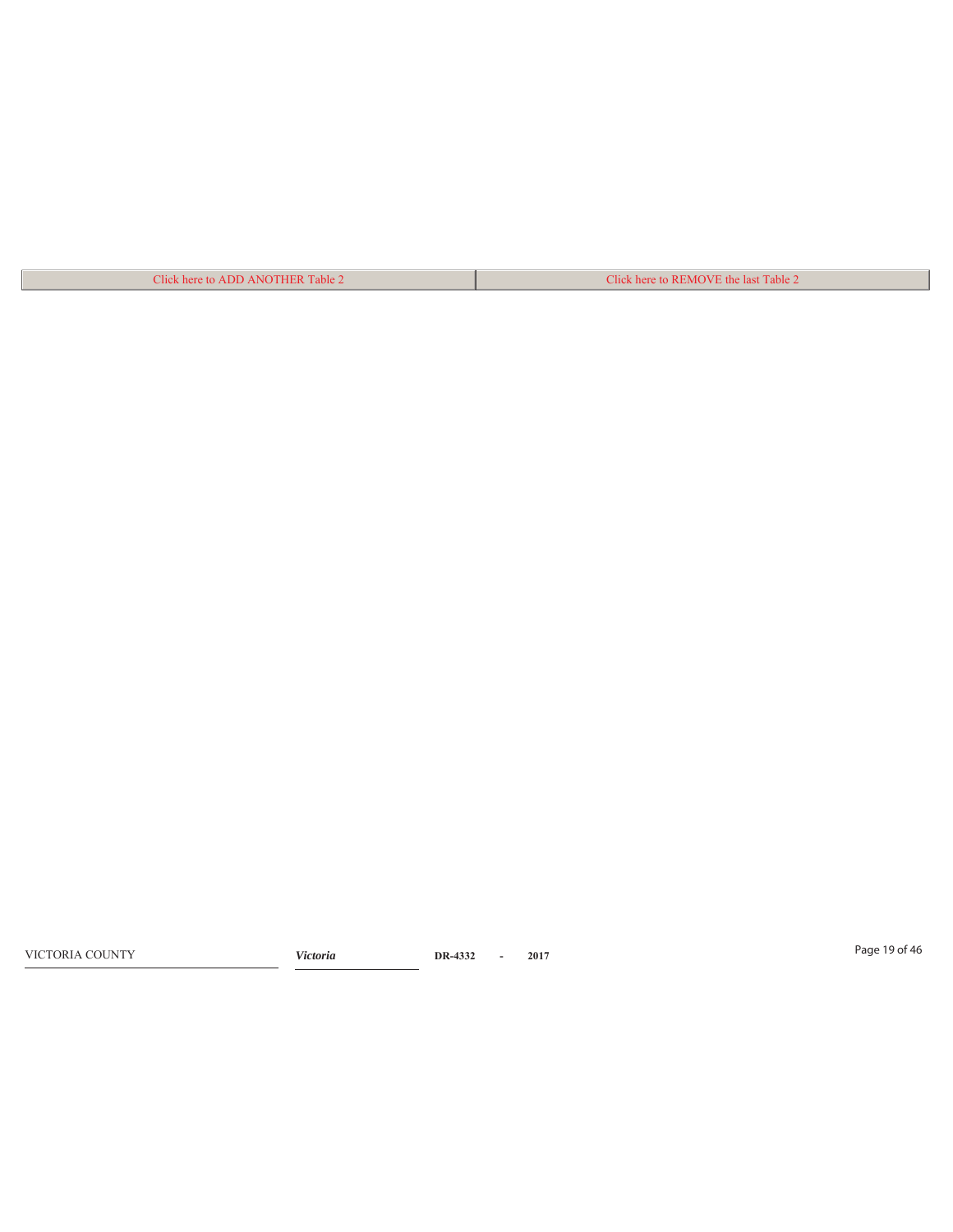| Click here to ADD ANOTHER Table 2 | Click here to REMOVE the last Table 2 |
| --- | --- |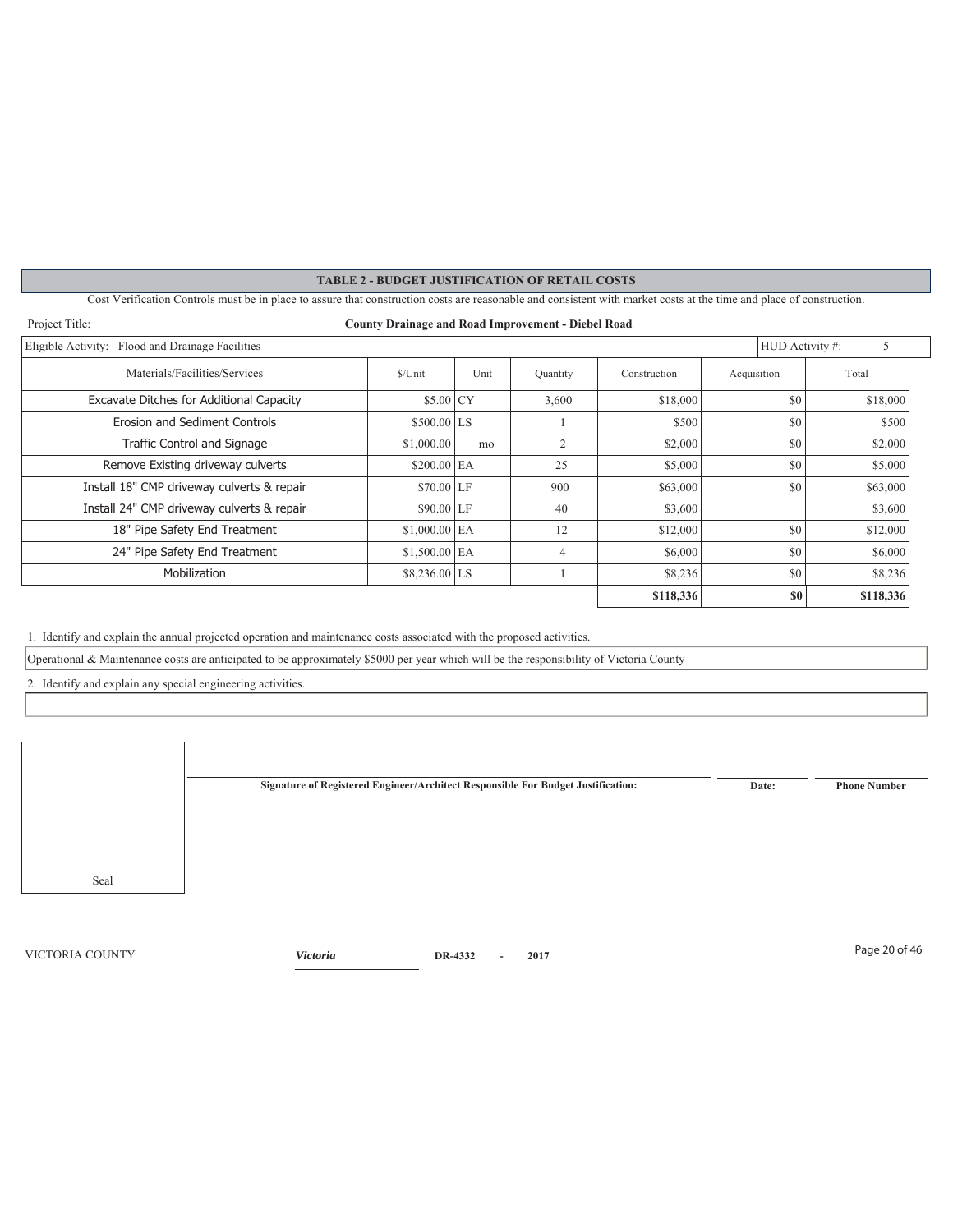## TABLE 2 - BUDGET JUSTIFICATION OF RETAIL COSTS

Cost Verification Controls must be in place to assure that construction costs are reasonable and consistent with market costs at the time and place of construction.

Project Title: **County Drainage and Road Improvement - Diebel Road**

Eligible Activity: Flood and Drainage Facilities | HUD Activity #: 5

| Materials/Facilities/Services | $/Unit | Unit | Quantity | Construction | Acquisition | Total |
|---|---|---|---|---|---|---|
| Excavate Ditches for Additional Capacity | $5.00 | CY | 3,600 | $18,000 | $0 | $18,000 |
| Erosion and Sediment Controls | $500.00 | LS | 1 | $500 | $0 | $500 |
| Traffic Control and Signage | $1,000.00 | mo | 2 | $2,000 | $0 | $2,000 |
| Remove Existing driveway culverts | $200.00 | EA | 25 | $5,000 | $0 | $5,000 |
| Install 18" CMP driveway culverts & repair | $70.00 | LF | 900 | $63,000 | $0 | $63,000 |
| Install 24" CMP driveway culverts & repair | $90.00 | LF | 40 | $3,600 | | $3,600 |
| 18" Pipe Safety End Treatment | $1,000.00 | EA | 12 | $12,000 | $0 | $12,000 |
| 24" Pipe Safety End Treatment | $1,500.00 | EA | 4 | $6,000 | $0 | $6,000 |
| Mobilization | $8,236.00 | LS | 1 | $8,236 | $0 | $8,236 |
| | | | | **$118,336** | **$0** | **$118,336** |

1. Identify and explain the annual projected operation and maintenance costs associated with the proposed activities.

Operational & Maintenance costs are anticipated to be approximately $5000 per year which will be the responsibility of Victoria County

2. Identify and explain any special engineering activities.

Seal

**Signature of Registered Engineer/Architect Responsible For Budget Justification:** | **Date:** | **Phone Number**

VICTORIA COUNTY — *Victoria* — **DR-4332 - 2017**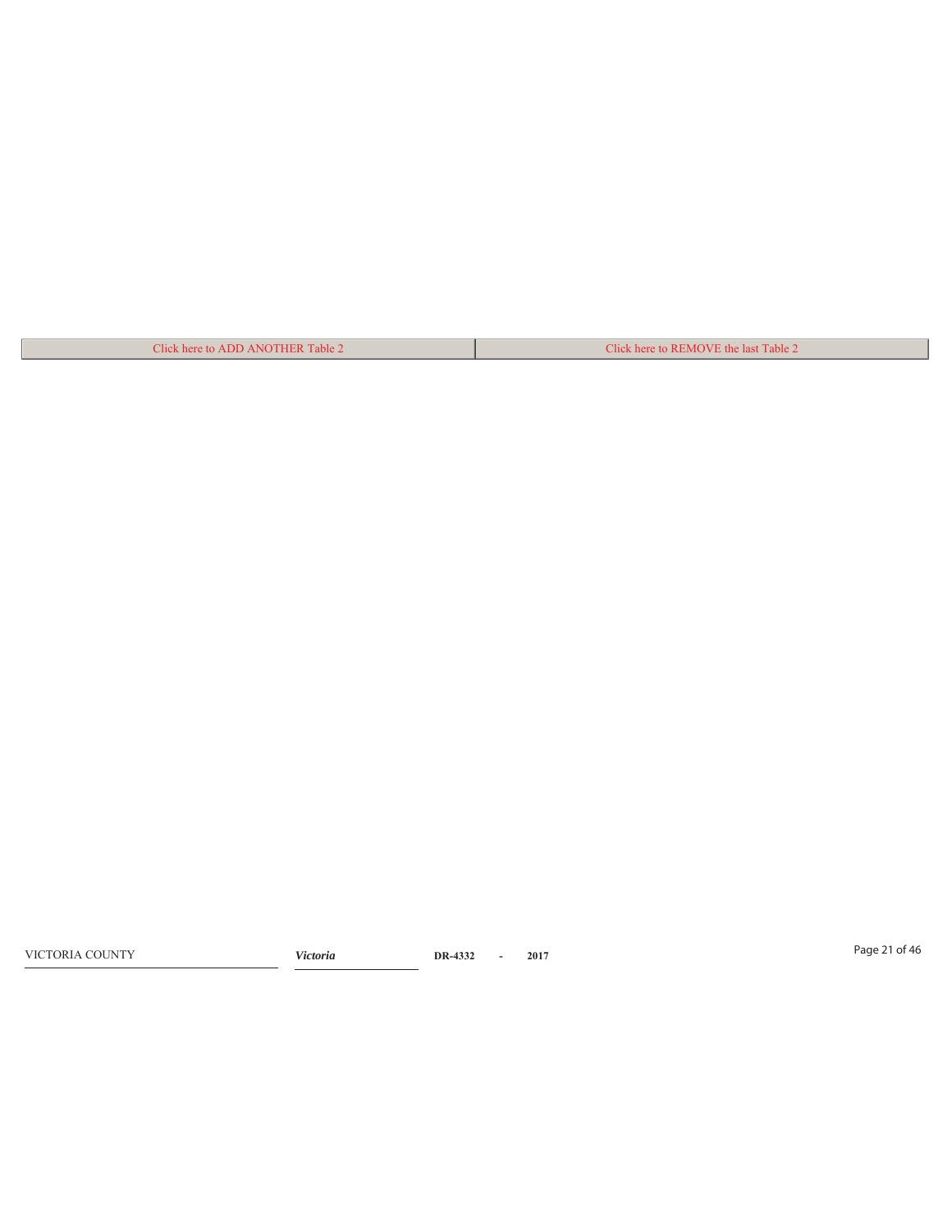| Click here to ADD ANOTHER Table 2 | Click here to REMOVE the last Table 2 |
| --- | --- |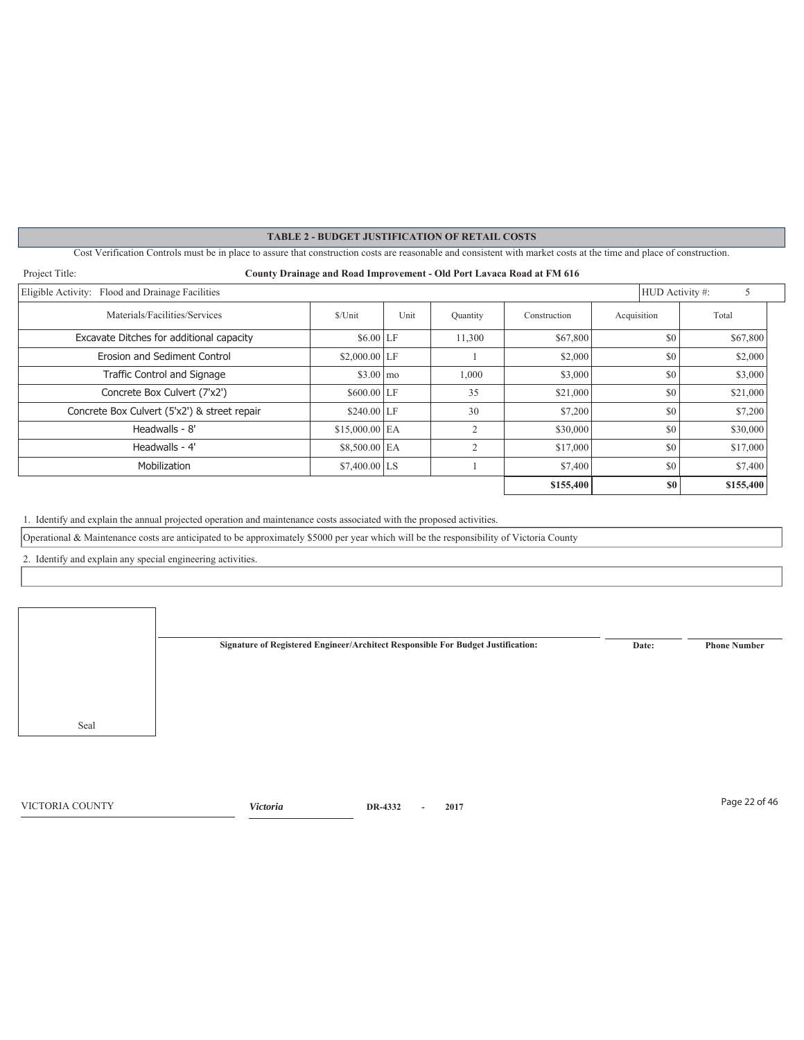## TABLE 2 - BUDGET JUSTIFICATION OF RETAIL COSTS

Cost Verification Controls must be in place to assure that construction costs are reasonable and consistent with market costs at the time and place of construction.

Project Title: **County Drainage and Road Improvement - Old Port Lavaca Road at FM 616**

Eligible Activity: Flood and Drainage Facilities | HUD Activity #: 5

| Materials/Facilities/Services | $/Unit | Unit | Quantity | Construction | Acquisition | Total |
|---|---|---|---|---|---|---|
| Excavate Ditches for additional capacity | $6.00 | LF | 11,300 | $67,800 | $0 | $67,800 |
| Erosion and Sediment Control | $2,000.00 | LF | 1 | $2,000 | $0 | $2,000 |
| Traffic Control and Signage | $3.00 | mo | 1,000 | $3,000 | $0 | $3,000 |
| Concrete Box Culvert (7'x2') | $600.00 | LF | 35 | $21,000 | $0 | $21,000 |
| Concrete Box Culvert (5'x2') & street repair | $240.00 | LF | 30 | $7,200 | $0 | $7,200 |
| Headwalls - 8' | $15,000.00 | EA | 2 | $30,000 | $0 | $30,000 |
| Headwalls - 4' | $8,500.00 | EA | 2 | $17,000 | $0 | $17,000 |
| Mobilization | $7,400.00 | LS | 1 | $7,400 | $0 | $7,400 |
| | | | | **$155,400** | **$0** | **$155,400** |

1. Identify and explain the annual projected operation and maintenance costs associated with the proposed activities.

Operational & Maintenance costs are anticipated to be approximately $5000 per year which will be the responsibility of Victoria County

2. Identify and explain any special engineering activities.

Seal

**Signature of Registered Engineer/Architect Responsible For Budget Justification:** **Date:** **Phone Number**

VICTORIA COUNTY *Victoria* **DR-4332 - 2017**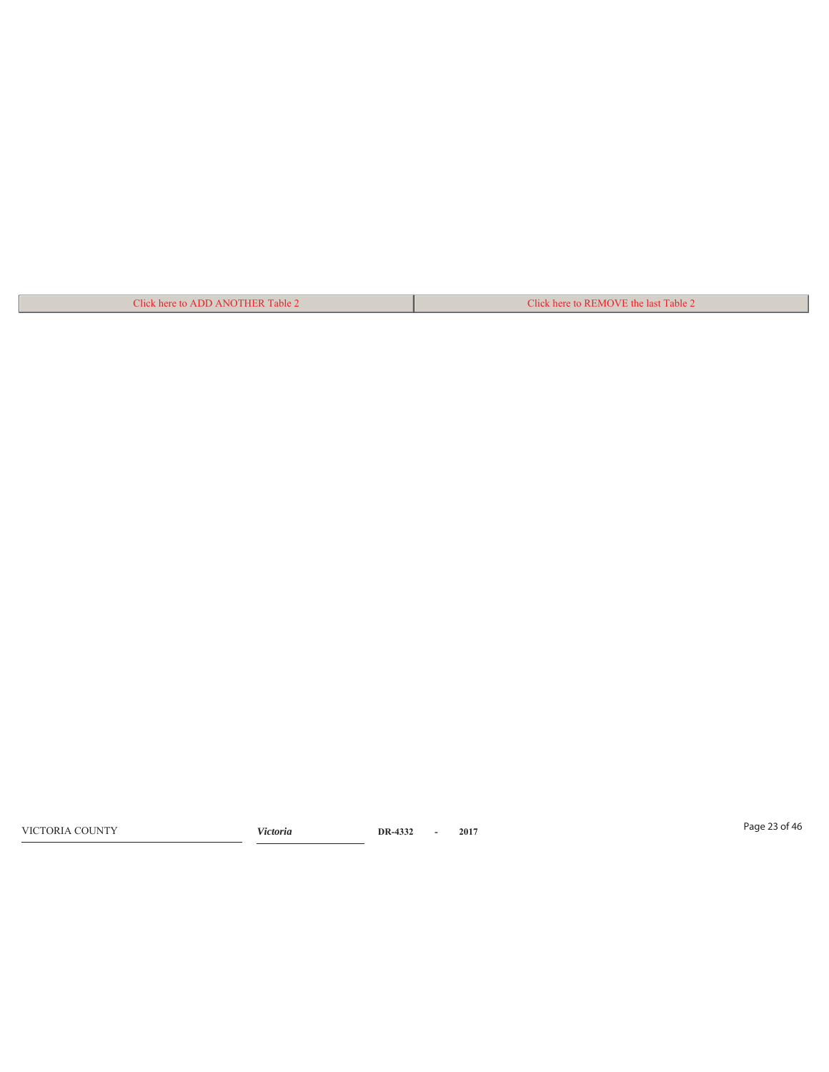| Click here to ADD ANOTHER Table 2 | Click here to REMOVE the last Table 2 |
| --- | --- |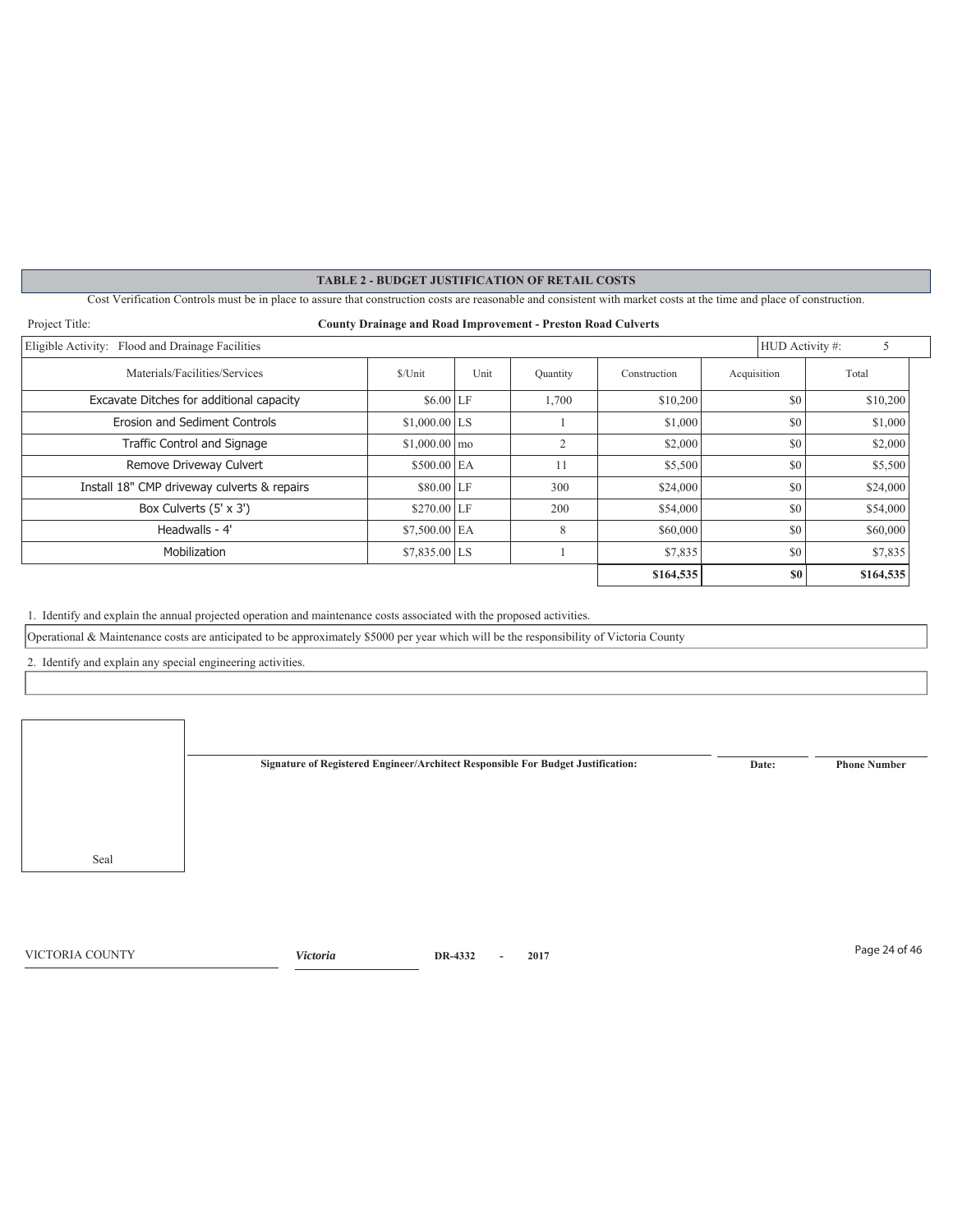## TABLE 2 - BUDGET JUSTIFICATION OF RETAIL COSTS

Cost Verification Controls must be in place to assure that construction costs are reasonable and consistent with market costs at the time and place of construction.

Project Title: **County Drainage and Road Improvement - Preston Road Culverts**

Eligible Activity: Flood and Drainage Facilities

HUD Activity #: 5

| Materials/Facilities/Services | $/Unit | Unit | Quantity | Construction | Acquisition | Total |
|---|---|---|---|---|---|---|
| Excavate Ditches for additional capacity | $6.00 | LF | 1,700 | $10,200 | $0 | $10,200 |
| Erosion and Sediment Controls | $1,000.00 | LS | 1 | $1,000 | $0 | $1,000 |
| Traffic Control and Signage | $1,000.00 | mo | 2 | $2,000 | $0 | $2,000 |
| Remove Driveway Culvert | $500.00 | EA | 11 | $5,500 | $0 | $5,500 |
| Install 18" CMP driveway culverts & repairs | $80.00 | LF | 300 | $24,000 | $0 | $24,000 |
| Box Culverts (5' x 3') | $270.00 | LF | 200 | $54,000 | $0 | $54,000 |
| Headwalls - 4' | $7,500.00 | EA | 8 | $60,000 | $0 | $60,000 |
| Mobilization | $7,835.00 | LS | 1 | $7,835 | $0 | $7,835 |
| | | | | **$164,535** | **$0** | **$164,535** |

1. Identify and explain the annual projected operation and maintenance costs associated with the proposed activities.

Operational & Maintenance costs are anticipated to be approximately $5000 per year which will be the responsibility of Victoria County

2. Identify and explain any special engineering activities.

Seal

**Signature of Registered Engineer/Architect Responsible For Budget Justification:** **Date:** **Phone Number**

VICTORIA COUNTY *Victoria* **DR-4332 - 2017**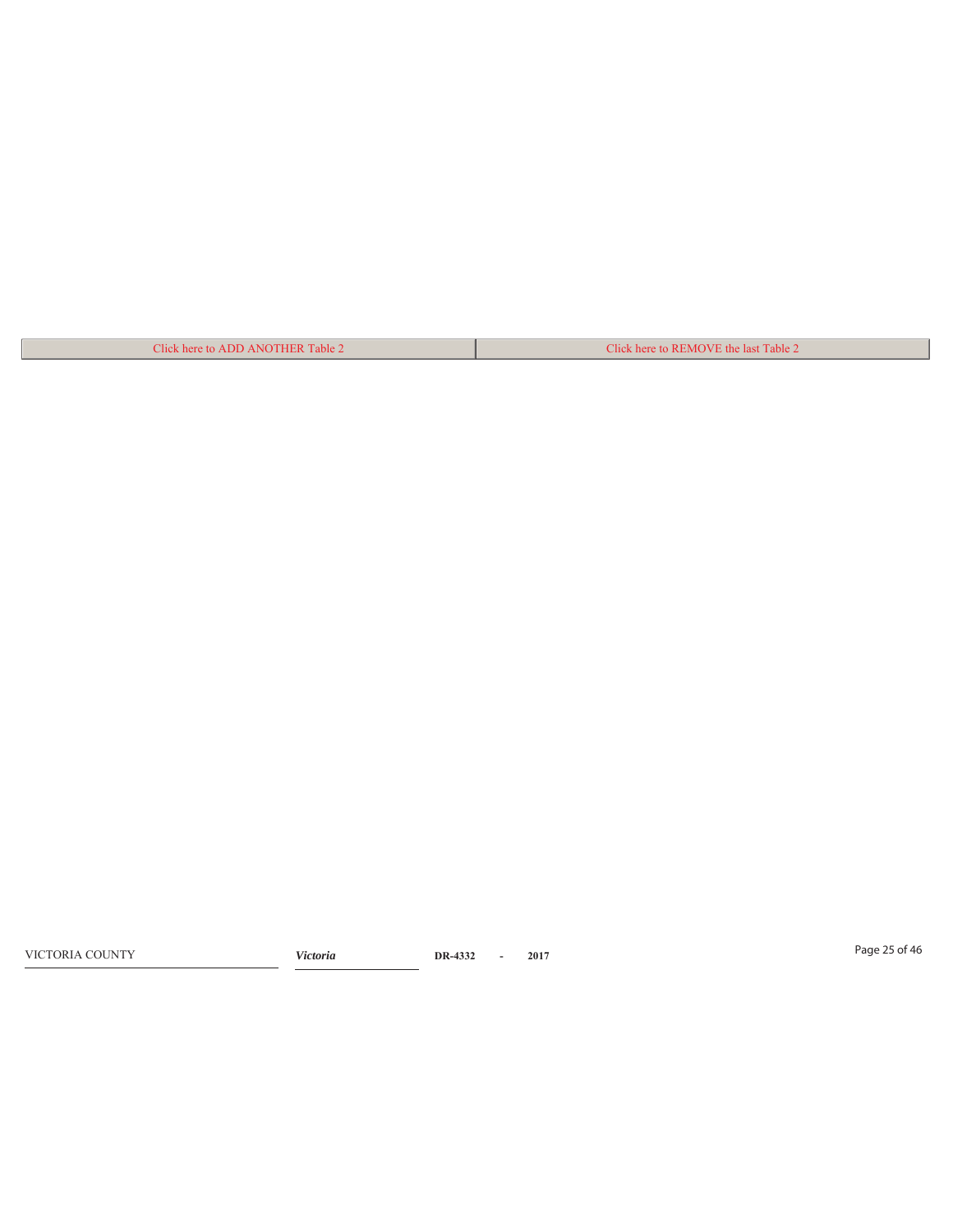| Click here to ADD ANOTHER Table 2 | Click here to REMOVE the last Table 2 |
| --- | --- |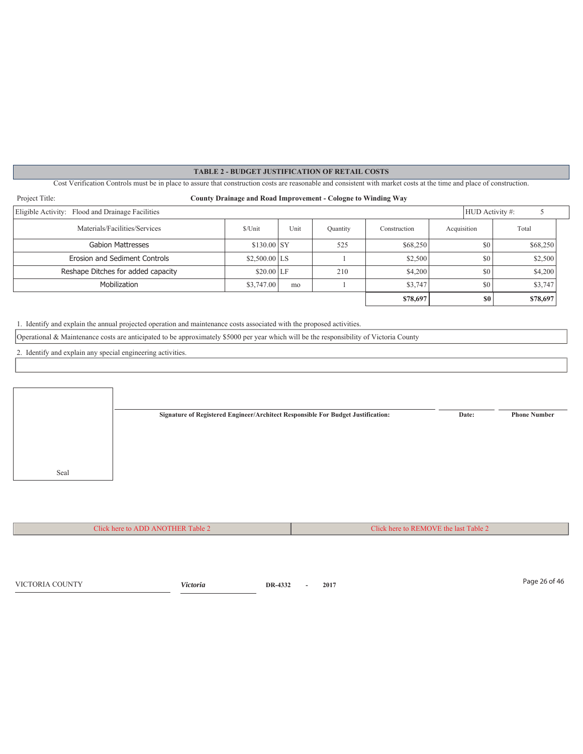## TABLE 2 - BUDGET JUSTIFICATION OF RETAIL COSTS

Cost Verification Controls must be in place to assure that construction costs are reasonable and consistent with market costs at the time and place of construction.

Project Title: **County Drainage and Road Improvement - Cologne to Winding Way**

Eligible Activity: Flood and Drainage Facilities | HUD Activity #: 5

| Materials/Facilities/Services | $/Unit | Unit | Quantity | Construction | Acquisition | Total |
|---|---|---|---|---|---|---|
| Gabion Mattresses | $130.00 | SY | 525 | $68,250 | $0 | $68,250 |
| Erosion and Sediment Controls | $2,500.00 | LS | 1 | $2,500 | $0 | $2,500 |
| Reshape Ditches for added capacity | $20.00 | LF | 210 | $4,200 | $0 | $4,200 |
| Mobilization | $3,747.00 | mo | 1 | $3,747 | $0 | $3,747 |
| | | | | **$78,697** | **$0** | **$78,697** |

1. Identify and explain the annual projected operation and maintenance costs associated with the proposed activities.

Operational & Maintenance costs are anticipated to be approximately $5000 per year which will be the responsibility of Victoria County

2. Identify and explain any special engineering activities.

Seal

**Signature of Registered Engineer/Architect Responsible For Budget Justification:** **Date:** **Phone Number**

Click here to ADD ANOTHER Table 2 | Click here to REMOVE the last Table 2

VICTORIA COUNTY *Victoria* DR-4332 - 2017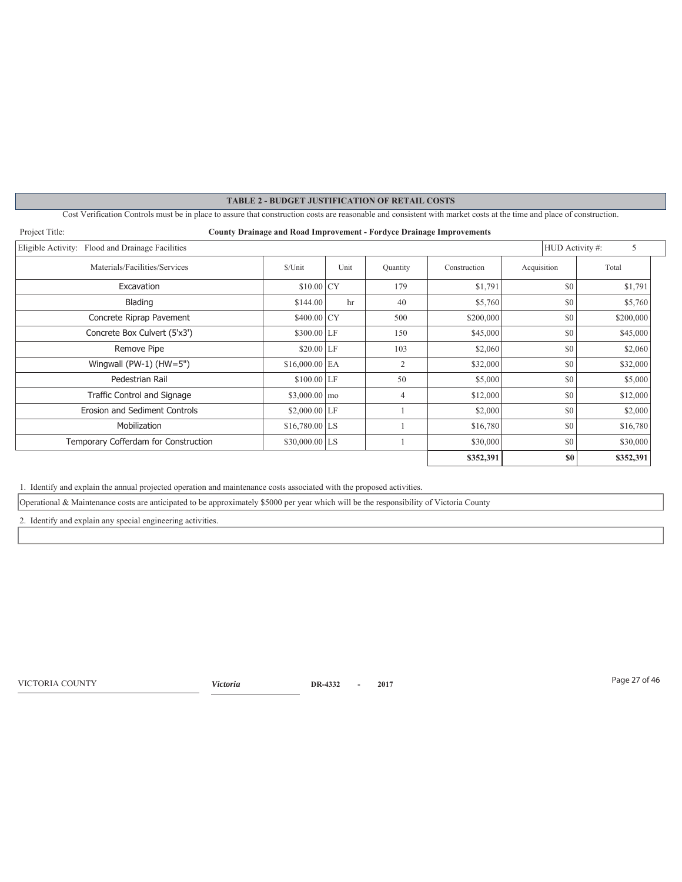## TABLE 2 - BUDGET JUSTIFICATION OF RETAIL COSTS

Cost Verification Controls must be in place to assure that construction costs are reasonable and consistent with market costs at the time and place of construction.

Project Title: **County Drainage and Road Improvement - Fordyce Drainage Improvements**

Eligible Activity: Flood and Drainage Facilities | HUD Activity #: 5

| Materials/Facilities/Services | $/Unit | Unit | Quantity | Construction | Acquisition | Total |
|---|---|---|---|---|---|---|
| Excavation | $10.00 | CY | 179 | $1,791 | $0 | $1,791 |
| Blading | $144.00 | hr | 40 | $5,760 | $0 | $5,760 |
| Concrete Riprap Pavement | $400.00 | CY | 500 | $200,000 | $0 | $200,000 |
| Concrete Box Culvert (5'x3') | $300.00 | LF | 150 | $45,000 | $0 | $45,000 |
| Remove Pipe | $20.00 | LF | 103 | $2,060 | $0 | $2,060 |
| Wingwall (PW-1) (HW=5") | $16,000.00 | EA | 2 | $32,000 | $0 | $32,000 |
| Pedestrian Rail | $100.00 | LF | 50 | $5,000 | $0 | $5,000 |
| Traffic Control and Signage | $3,000.00 | mo | 4 | $12,000 | $0 | $12,000 |
| Erosion and Sediment Controls | $2,000.00 | LF | 1 | $2,000 | $0 | $2,000 |
| Mobilization | $16,780.00 | LS | 1 | $16,780 | $0 | $16,780 |
| Temporary Cofferdam for Construction | $30,000.00 | LS | 1 | $30,000 | $0 | $30,000 |
| | | | | **$352,391** | **$0** | **$352,391** |

1. Identify and explain the annual projected operation and maintenance costs associated with the proposed activities.

Operational & Maintenance costs are anticipated to be approximately $5000 per year which will be the responsibility of Victoria County

2. Identify and explain any special engineering activities.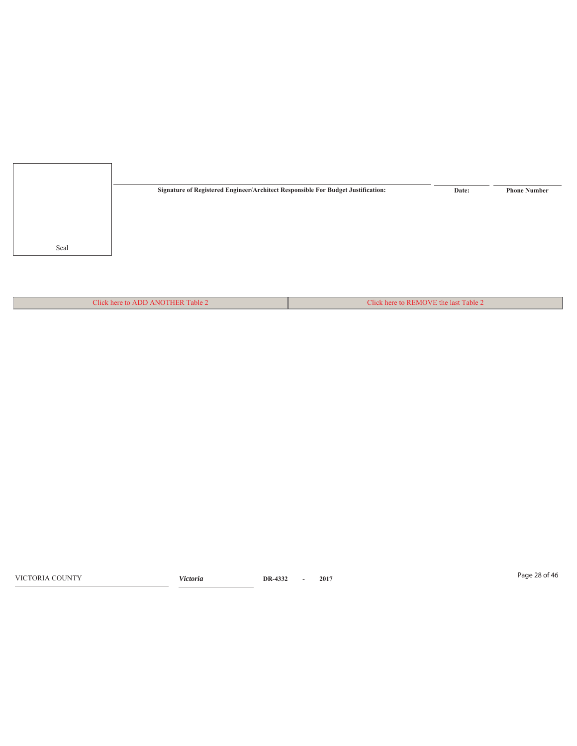Seal

| Signature of Registered Engineer/Architect Responsible For Budget Justification: | Date: | Phone Number |
| --- | --- | --- |

| Click here to ADD ANOTHER Table 2 | Click here to REMOVE the last Table 2 |
| --- | --- |

VICTORIA COUNTY *Victoria* **DR-4332 - 2017**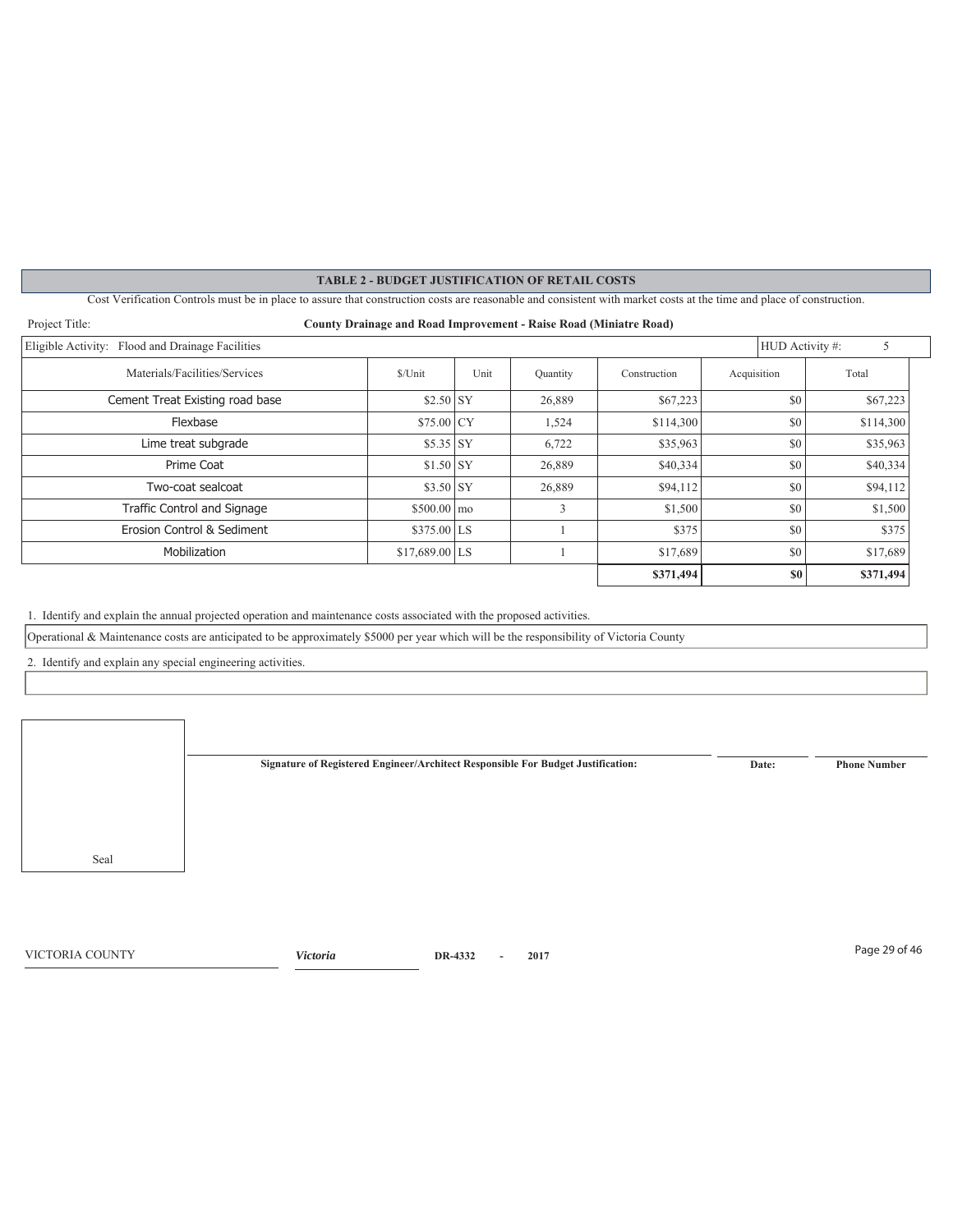## TABLE 2 - BUDGET JUSTIFICATION OF RETAIL COSTS

Cost Verification Controls must be in place to assure that construction costs are reasonable and consistent with market costs at the time and place of construction.

Project Title: **County Drainage and Road Improvement - Raise Road (Miniatre Road)**

Eligible Activity: Flood and Drainage Facilities | HUD Activity #: 5

| Materials/Facilities/Services | $/Unit | Unit | Quantity | Construction | Acquisition | Total |
|---|---|---|---|---|---|---|
| Cement Treat Existing road base | $2.50 | SY | 26,889 | $67,223 | $0 | $67,223 |
| Flexbase | $75.00 | CY | 1,524 | $114,300 | $0 | $114,300 |
| Lime treat subgrade | $5.35 | SY | 6,722 | $35,963 | $0 | $35,963 |
| Prime Coat | $1.50 | SY | 26,889 | $40,334 | $0 | $40,334 |
| Two-coat sealcoat | $3.50 | SY | 26,889 | $94,112 | $0 | $94,112 |
| Traffic Control and Signage | $500.00 | mo | 3 | $1,500 | $0 | $1,500 |
| Erosion Control & Sediment | $375.00 | LS | 1 | $375 | $0 | $375 |
| Mobilization | $17,689.00 | LS | 1 | $17,689 | $0 | $17,689 |
| | | | | **$371,494** | **$0** | **$371,494** |

1. Identify and explain the annual projected operation and maintenance costs associated with the proposed activities.

Operational & Maintenance costs are anticipated to be approximately $5000 per year which will be the responsibility of Victoria County

2. Identify and explain any special engineering activities.

Seal

**Signature of Registered Engineer/Architect Responsible For Budget Justification:** | **Date:** | **Phone Number**

VICTORIA COUNTY | *Victoria* | **DR-4332 - 2017**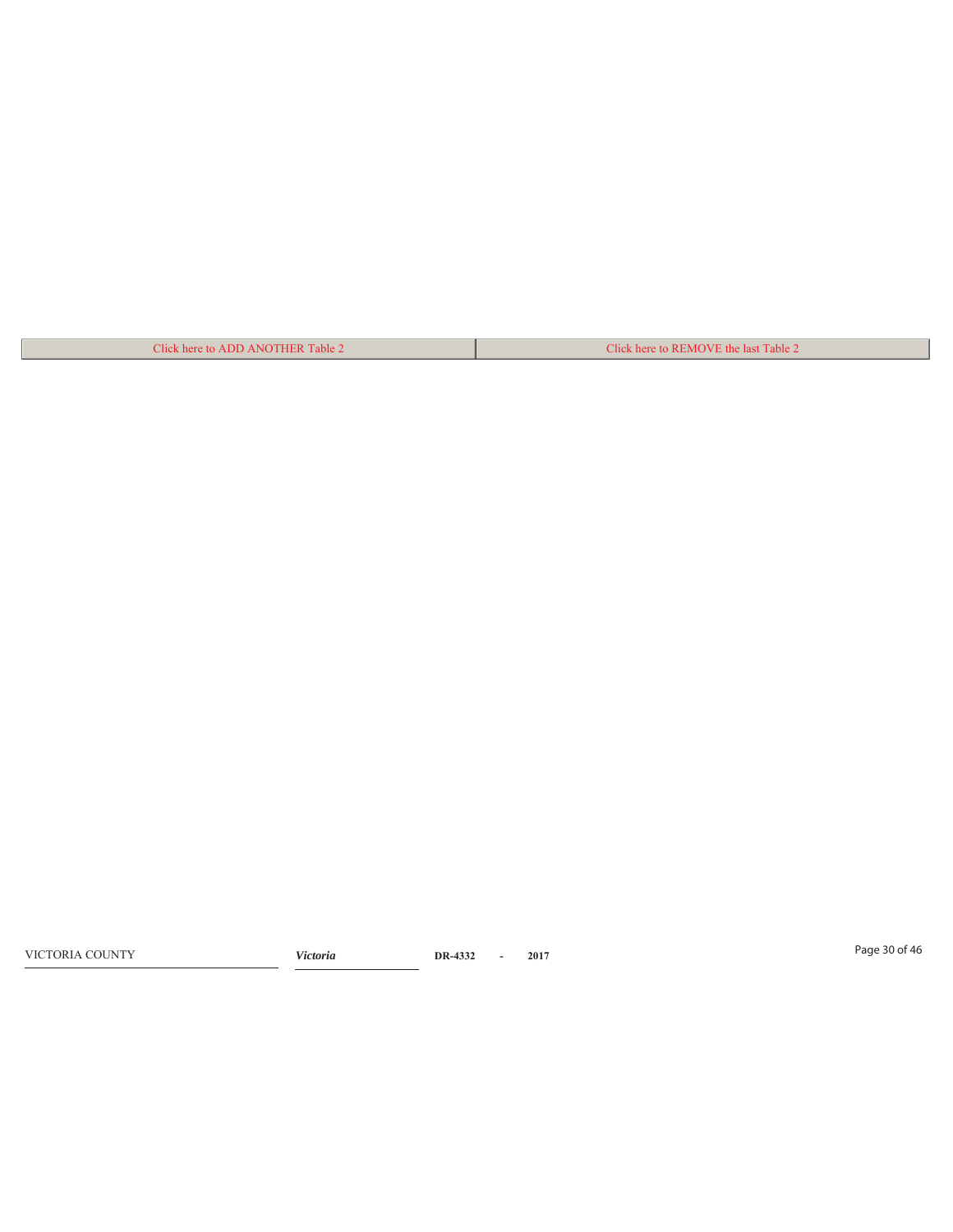| Click here to ADD ANOTHER Table 2 | Click here to REMOVE the last Table 2 |
| --- | --- |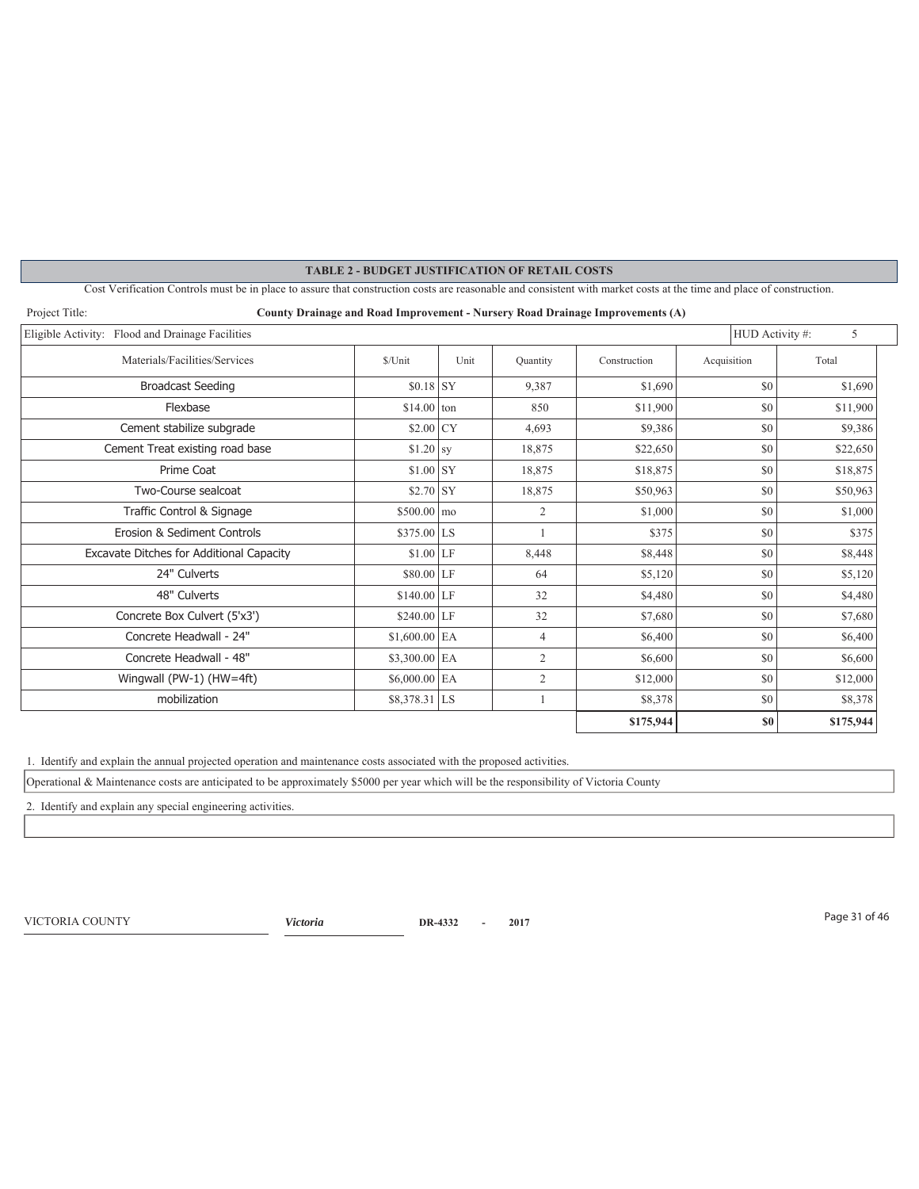## TABLE 2 - BUDGET JUSTIFICATION OF RETAIL COSTS

Cost Verification Controls must be in place to assure that construction costs are reasonable and consistent with market costs at the time and place of construction.

Project Title: **County Drainage and Road Improvement - Nursery Road Drainage Improvements (A)**

Eligible Activity: Flood and Drainage Facilities — HUD Activity #: 5

| Materials/Facilities/Services | $/Unit | Unit | Quantity | Construction | Acquisition | Total |
|---|---|---|---|---|---|---|
| Broadcast Seeding | $0.18 | SY | 9,387 | $1,690 | $0 | $1,690 |
| Flexbase | $14.00 | ton | 850 | $11,900 | $0 | $11,900 |
| Cement stabilize subgrade | $2.00 | CY | 4,693 | $9,386 | $0 | $9,386 |
| Cement Treat existing road base | $1.20 | sy | 18,875 | $22,650 | $0 | $22,650 |
| Prime Coat | $1.00 | SY | 18,875 | $18,875 | $0 | $18,875 |
| Two-Course sealcoat | $2.70 | SY | 18,875 | $50,963 | $0 | $50,963 |
| Traffic Control & Signage | $500.00 | mo | 2 | $1,000 | $0 | $1,000 |
| Erosion & Sediment Controls | $375.00 | LS | 1 | $375 | $0 | $375 |
| Excavate Ditches for Additional Capacity | $1.00 | LF | 8,448 | $8,448 | $0 | $8,448 |
| 24" Culverts | $80.00 | LF | 64 | $5,120 | $0 | $5,120 |
| 48" Culverts | $140.00 | LF | 32 | $4,480 | $0 | $4,480 |
| Concrete Box Culvert (5'x3') | $240.00 | LF | 32 | $7,680 | $0 | $7,680 |
| Concrete Headwall - 24" | $1,600.00 | EA | 4 | $6,400 | $0 | $6,400 |
| Concrete Headwall - 48" | $3,300.00 | EA | 2 | $6,600 | $0 | $6,600 |
| Wingwall (PW-1) (HW=4ft) | $6,000.00 | EA | 2 | $12,000 | $0 | $12,000 |
| mobilization | $8,378.31 | LS | 1 | $8,378 | $0 | $8,378 |
| | | | | **$175,944** | **$0** | **$175,944** |

1. Identify and explain the annual projected operation and maintenance costs associated with the proposed activities.

Operational & Maintenance costs are anticipated to be approximately $5000 per year which will be the responsibility of Victoria County

2. Identify and explain any special engineering activities.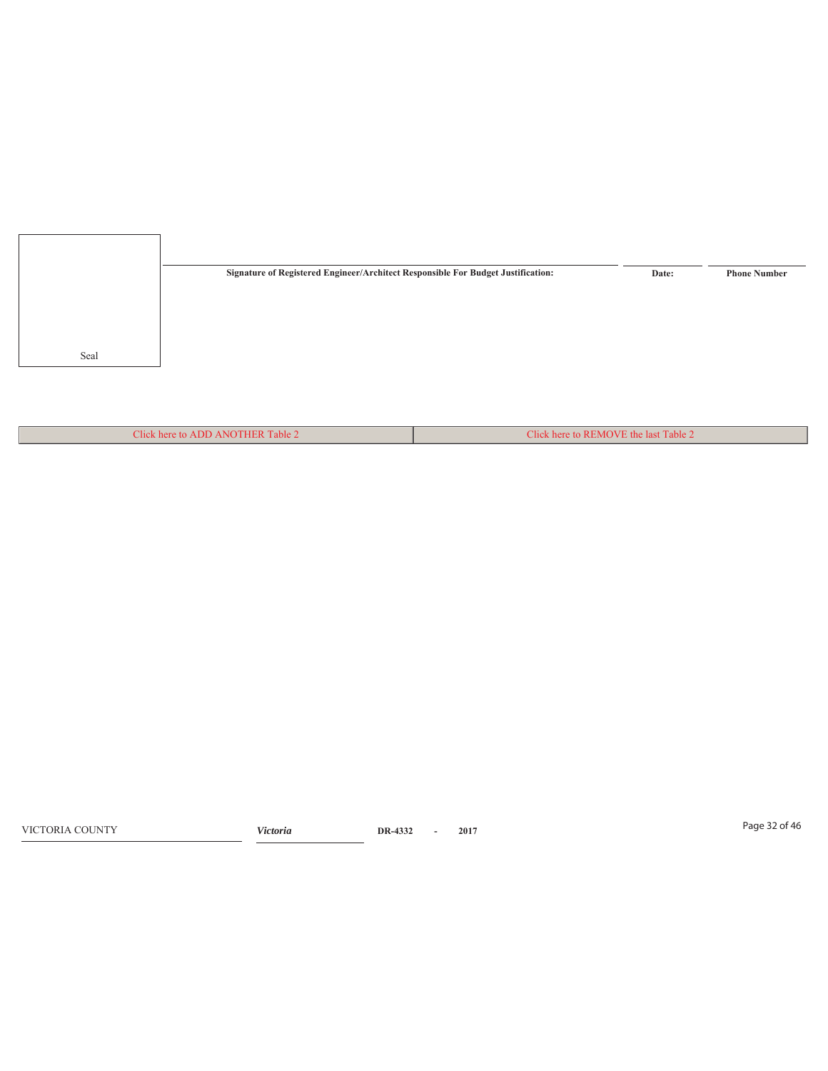Seal

| Signature of Registered Engineer/Architect Responsible For Budget Justification: | Date: | Phone Number |
| --- | --- | --- |

| Click here to ADD ANOTHER Table 2 | Click here to REMOVE the last Table 2 |
| --- | --- |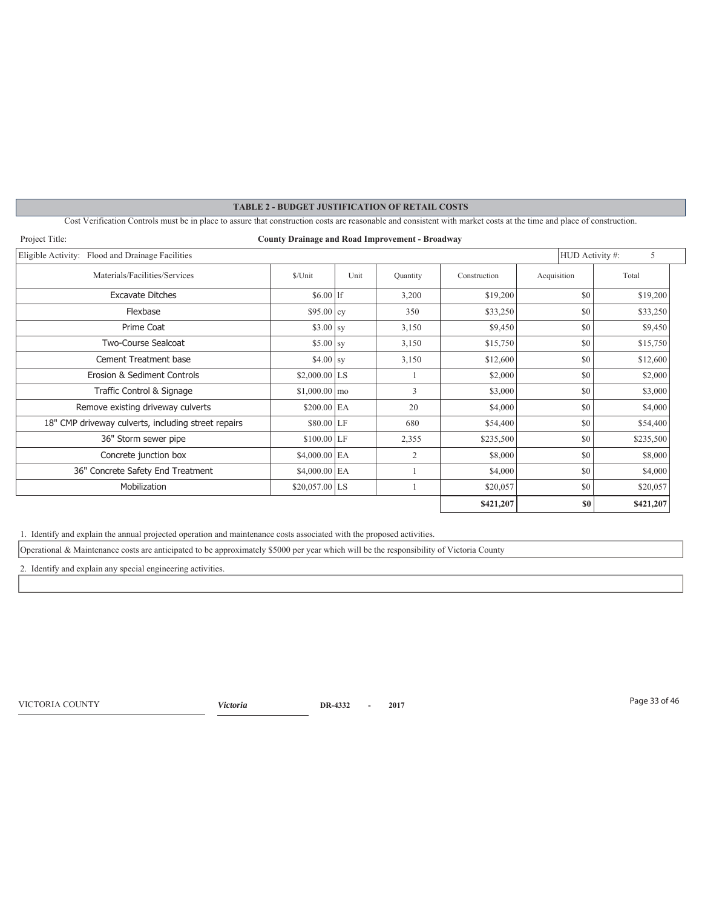## TABLE 2 - BUDGET JUSTIFICATION OF RETAIL COSTS

Cost Verification Controls must be in place to assure that construction costs are reasonable and consistent with market costs at the time and place of construction.

Project Title: **County Drainage and Road Improvement - Broadway**

Eligible Activity: Flood and Drainage Facilities — HUD Activity #: 5

| Materials/Facilities/Services | $/Unit | Unit | Quantity | Construction | Acquisition | Total |
|---|---|---|---|---|---|---|
| Excavate Ditches | $6.00 | lf | 3,200 | $19,200 | $0 | $19,200 |
| Flexbase | $95.00 | cy | 350 | $33,250 | $0 | $33,250 |
| Prime Coat | $3.00 | sy | 3,150 | $9,450 | $0 | $9,450 |
| Two-Course Sealcoat | $5.00 | sy | 3,150 | $15,750 | $0 | $15,750 |
| Cement Treatment base | $4.00 | sy | 3,150 | $12,600 | $0 | $12,600 |
| Erosion & Sediment Controls | $2,000.00 | LS | 1 | $2,000 | $0 | $2,000 |
| Traffic Control & Signage | $1,000.00 | mo | 3 | $3,000 | $0 | $3,000 |
| Remove existing driveway culverts | $200.00 | EA | 20 | $4,000 | $0 | $4,000 |
| 18" CMP driveway culverts, including street repairs | $80.00 | LF | 680 | $54,400 | $0 | $54,400 |
| 36" Storm sewer pipe | $100.00 | LF | 2,355 | $235,500 | $0 | $235,500 |
| Concrete junction box | $4,000.00 | EA | 2 | $8,000 | $0 | $8,000 |
| 36" Concrete Safety End Treatment | $4,000.00 | EA | 1 | $4,000 | $0 | $4,000 |
| Mobilization | $20,057.00 | LS | 1 | $20,057 | $0 | $20,057 |
| | | | | **$421,207** | **$0** | **$421,207** |

1. Identify and explain the annual projected operation and maintenance costs associated with the proposed activities.

Operational & Maintenance costs are anticipated to be approximately $5000 per year which will be the responsibility of Victoria County

2. Identify and explain any special engineering activities.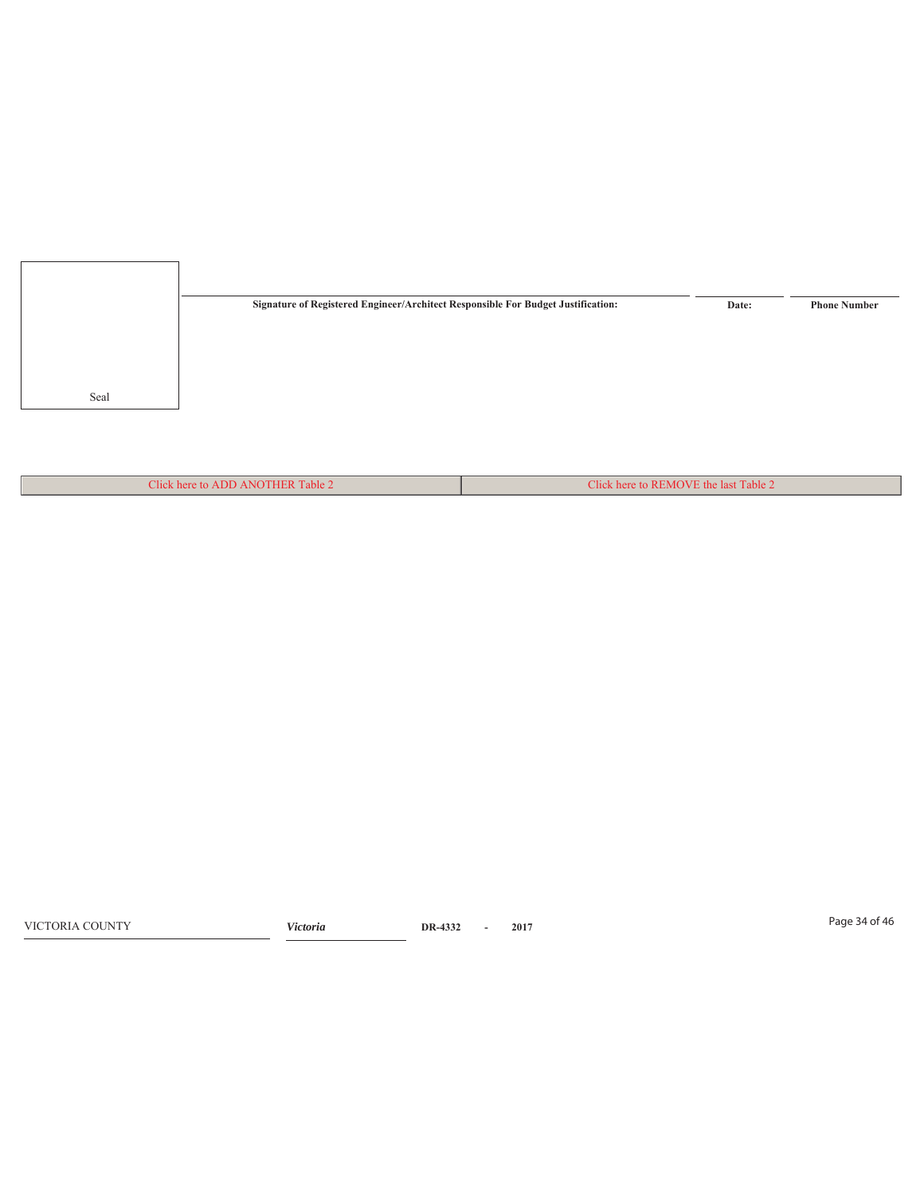Seal

| Signature of Registered Engineer/Architect Responsible For Budget Justification: | Date: | Phone Number |
| --- | --- | --- |

| Click here to ADD ANOTHER Table 2 | Click here to REMOVE the last Table 2 |
| --- | --- |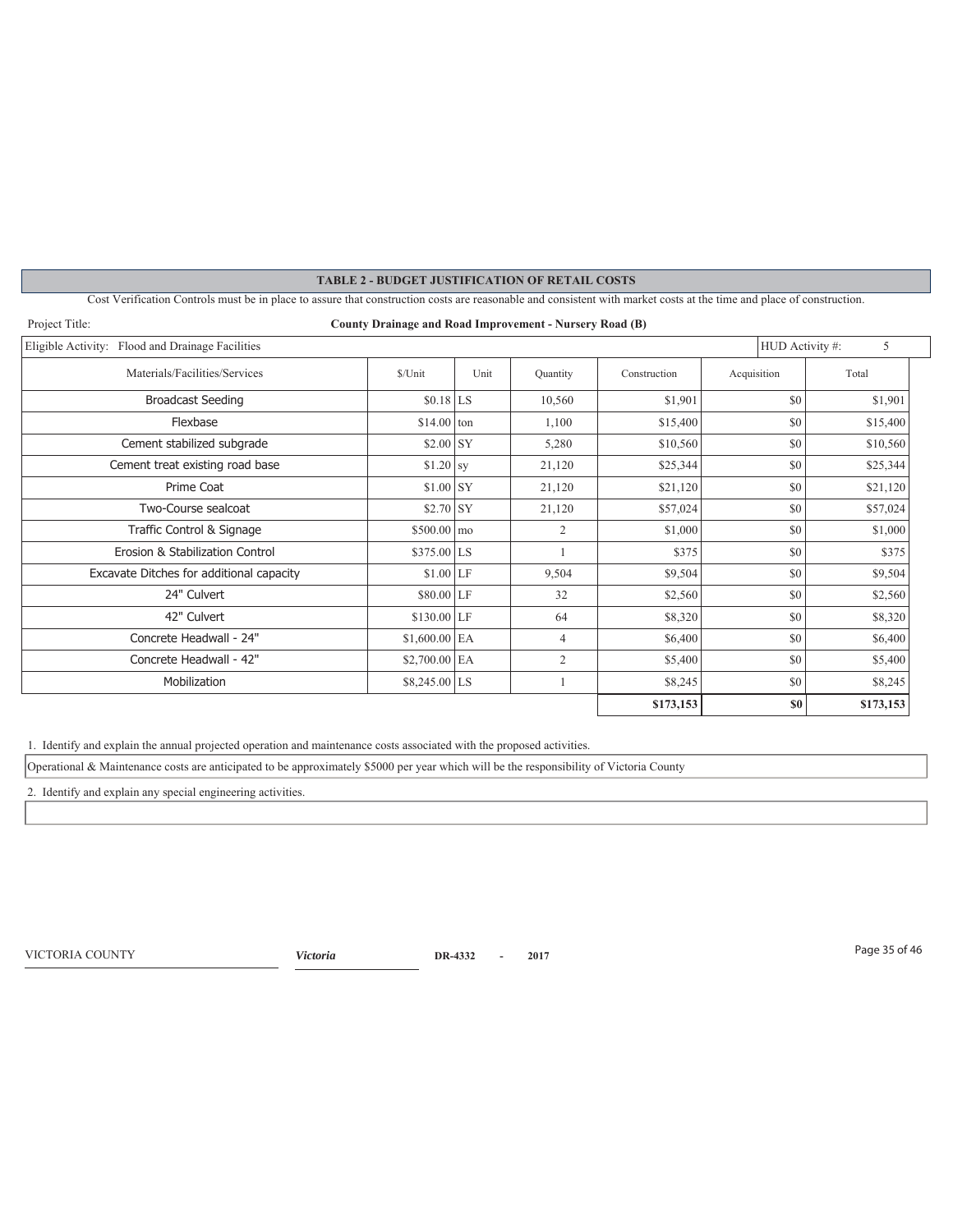## TABLE 2 - BUDGET JUSTIFICATION OF RETAIL COSTS

Cost Verification Controls must be in place to assure that construction costs are reasonable and consistent with market costs at the time and place of construction.

Project Title: **County Drainage and Road Improvement - Nursery Road (B)**

Eligible Activity: Flood and Drainage Facilities | HUD Activity #: 5

| Materials/Facilities/Services | $/Unit | Unit | Quantity | Construction | Acquisition | Total |
|---|---|---|---|---|---|---|
| Broadcast Seeding | $0.18 | LS | 10,560 | $1,901 | $0 | $1,901 |
| Flexbase | $14.00 | ton | 1,100 | $15,400 | $0 | $15,400 |
| Cement stabilized subgrade | $2.00 | SY | 5,280 | $10,560 | $0 | $10,560 |
| Cement treat existing road base | $1.20 | sy | 21,120 | $25,344 | $0 | $25,344 |
| Prime Coat | $1.00 | SY | 21,120 | $21,120 | $0 | $21,120 |
| Two-Course sealcoat | $2.70 | SY | 21,120 | $57,024 | $0 | $57,024 |
| Traffic Control & Signage | $500.00 | mo | 2 | $1,000 | $0 | $1,000 |
| Erosion & Stabilization Control | $375.00 | LS | 1 | $375 | $0 | $375 |
| Excavate Ditches for additional capacity | $1.00 | LF | 9,504 | $9,504 | $0 | $9,504 |
| 24" Culvert | $80.00 | LF | 32 | $2,560 | $0 | $2,560 |
| 42" Culvert | $130.00 | LF | 64 | $8,320 | $0 | $8,320 |
| Concrete Headwall - 24" | $1,600.00 | EA | 4 | $6,400 | $0 | $6,400 |
| Concrete Headwall - 42" | $2,700.00 | EA | 2 | $5,400 | $0 | $5,400 |
| Mobilization | $8,245.00 | LS | 1 | $8,245 | $0 | $8,245 |
| | | | | **$173,153** | **$0** | **$173,153** |

1. Identify and explain the annual projected operation and maintenance costs associated with the proposed activities.

Operational & Maintenance costs are anticipated to be approximately $5000 per year which will be the responsibility of Victoria County

2. Identify and explain any special engineering activities.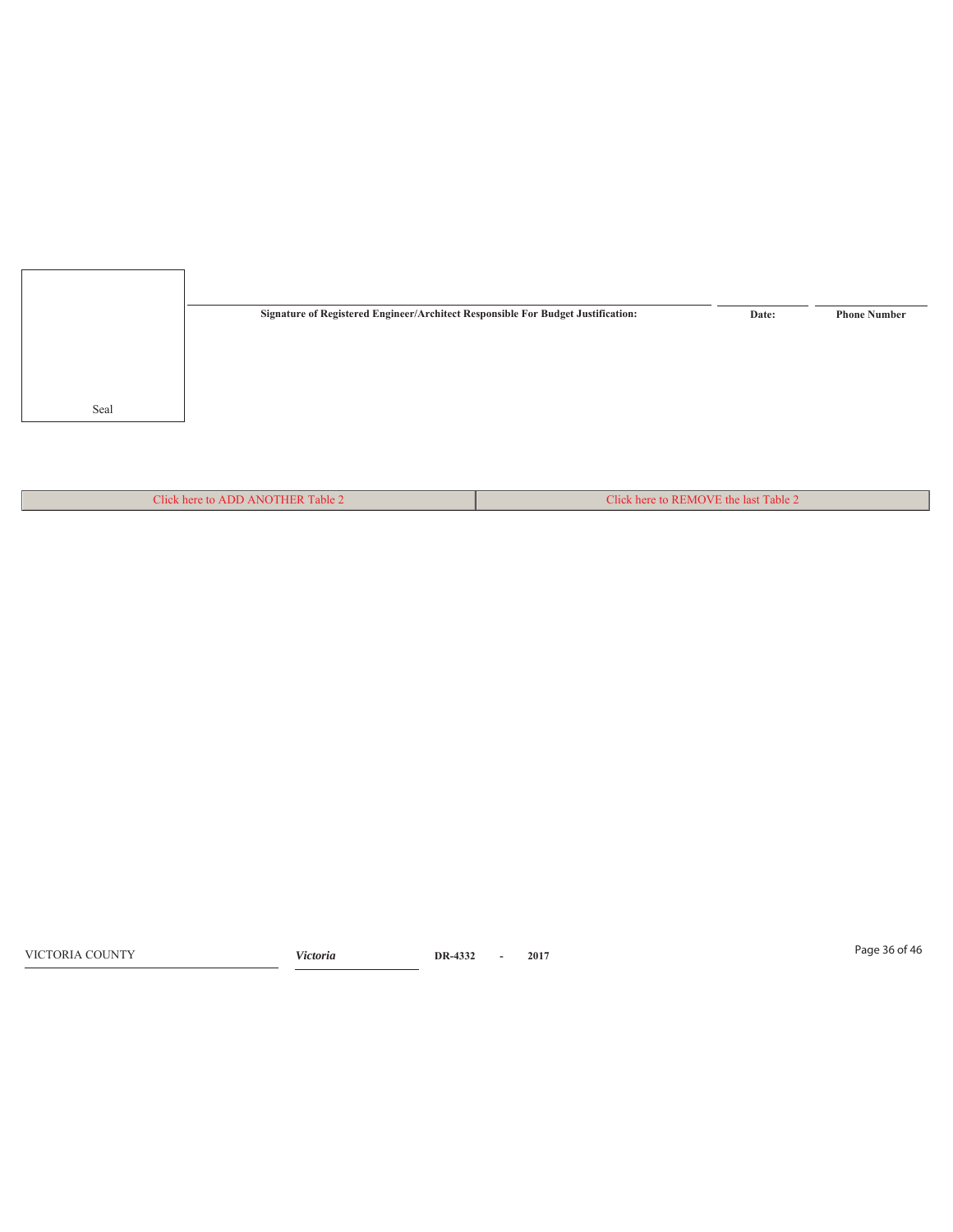| Seal | Signature of Registered Engineer/Architect Responsible For Budget Justification: | Date: | Phone Number |
|---|---|---|---|

| Click here to ADD ANOTHER Table 2 | Click here to REMOVE the last Table 2 |
|---|---|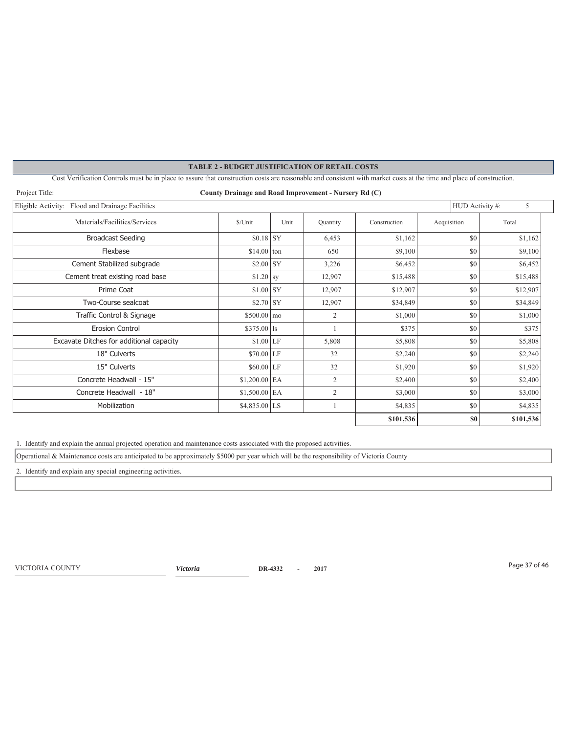## TABLE 2 - BUDGET JUSTIFICATION OF RETAIL COSTS

Cost Verification Controls must be in place to assure that construction costs are reasonable and consistent with market costs at the time and place of construction.

Project Title: **County Drainage and Road Improvement - Nursery Rd (C)**

Eligible Activity: Flood and Drainage Facilities — HUD Activity #: 5

| Materials/Facilities/Services | $/Unit | Unit | Quantity | Construction | Acquisition | Total |
|---|---|---|---|---|---|---|
| Broadcast Seeding | $0.18 | SY | 6,453 | $1,162 | $0 | $1,162 |
| Flexbase | $14.00 | ton | 650 | $9,100 | $0 | $9,100 |
| Cement Stabilized subgrade | $2.00 | SY | 3,226 | $6,452 | $0 | $6,452 |
| Cement treat existing road base | $1.20 | sy | 12,907 | $15,488 | $0 | $15,488 |
| Prime Coat | $1.00 | SY | 12,907 | $12,907 | $0 | $12,907 |
| Two-Course sealcoat | $2.70 | SY | 12,907 | $34,849 | $0 | $34,849 |
| Traffic Control & Signage | $500.00 | mo | 2 | $1,000 | $0 | $1,000 |
| Erosion Control | $375.00 | ls | 1 | $375 | $0 | $375 |
| Excavate Ditches for additional capacity | $1.00 | LF | 5,808 | $5,808 | $0 | $5,808 |
| 18" Culverts | $70.00 | LF | 32 | $2,240 | $0 | $2,240 |
| 15" Culverts | $60.00 | LF | 32 | $1,920 | $0 | $1,920 |
| Concrete Headwall - 15" | $1,200.00 | EA | 2 | $2,400 | $0 | $2,400 |
| Concrete Headwall - 18" | $1,500.00 | EA | 2 | $3,000 | $0 | $3,000 |
| Mobilization | $4,835.00 | LS | 1 | $4,835 | $0 | $4,835 |
| | | | | **$101,536** | **$0** | **$101,536** |

1. Identify and explain the annual projected operation and maintenance costs associated with the proposed activities.

Operational & Maintenance costs are anticipated to be approximately $5000 per year which will be the responsibility of Victoria County

2. Identify and explain any special engineering activities.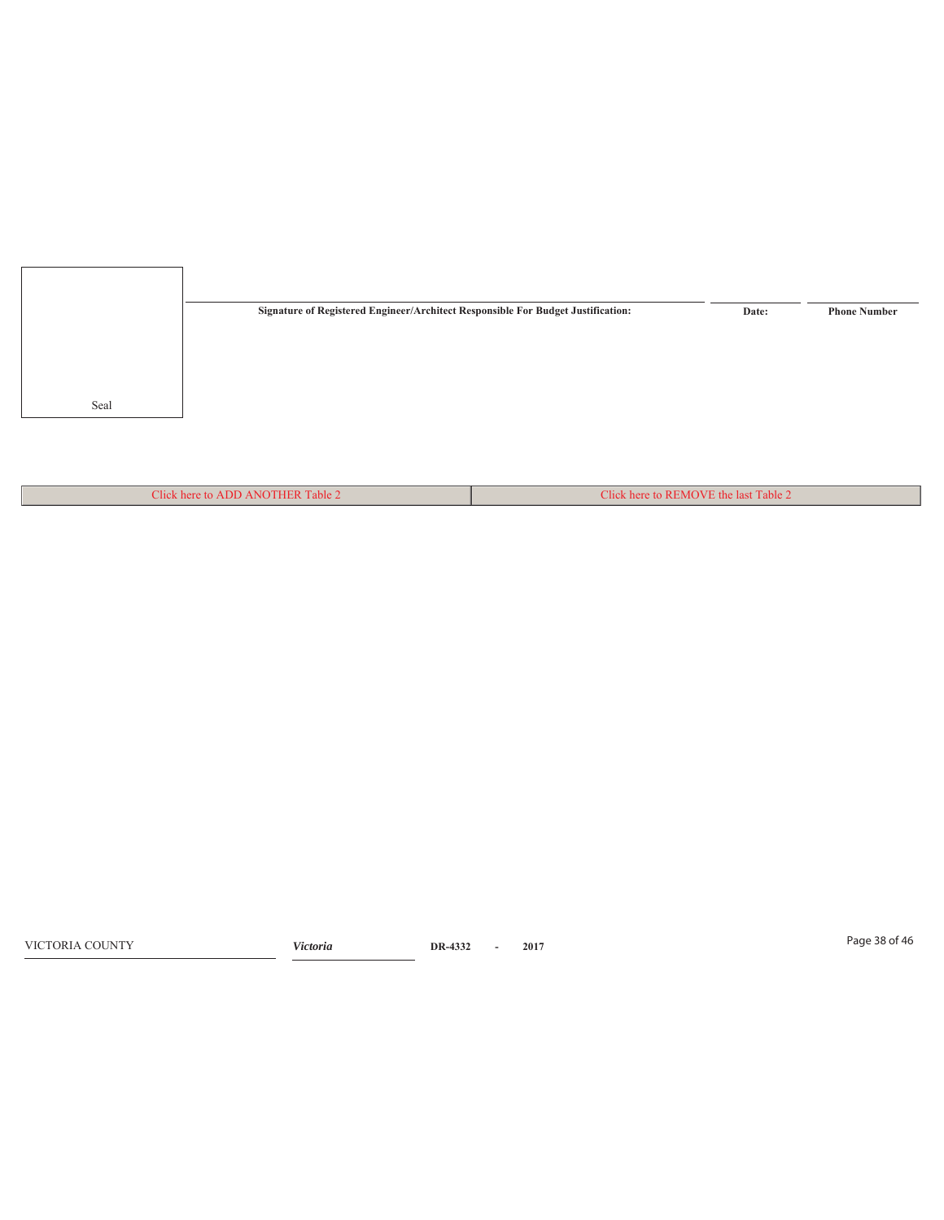Seal

| Signature of Registered Engineer/Architect Responsible For Budget Justification: | Date: | Phone Number |
| --- | --- | --- |
| | | |

| Click here to ADD ANOTHER Table 2 | Click here to REMOVE the last Table 2 |
| --- | --- |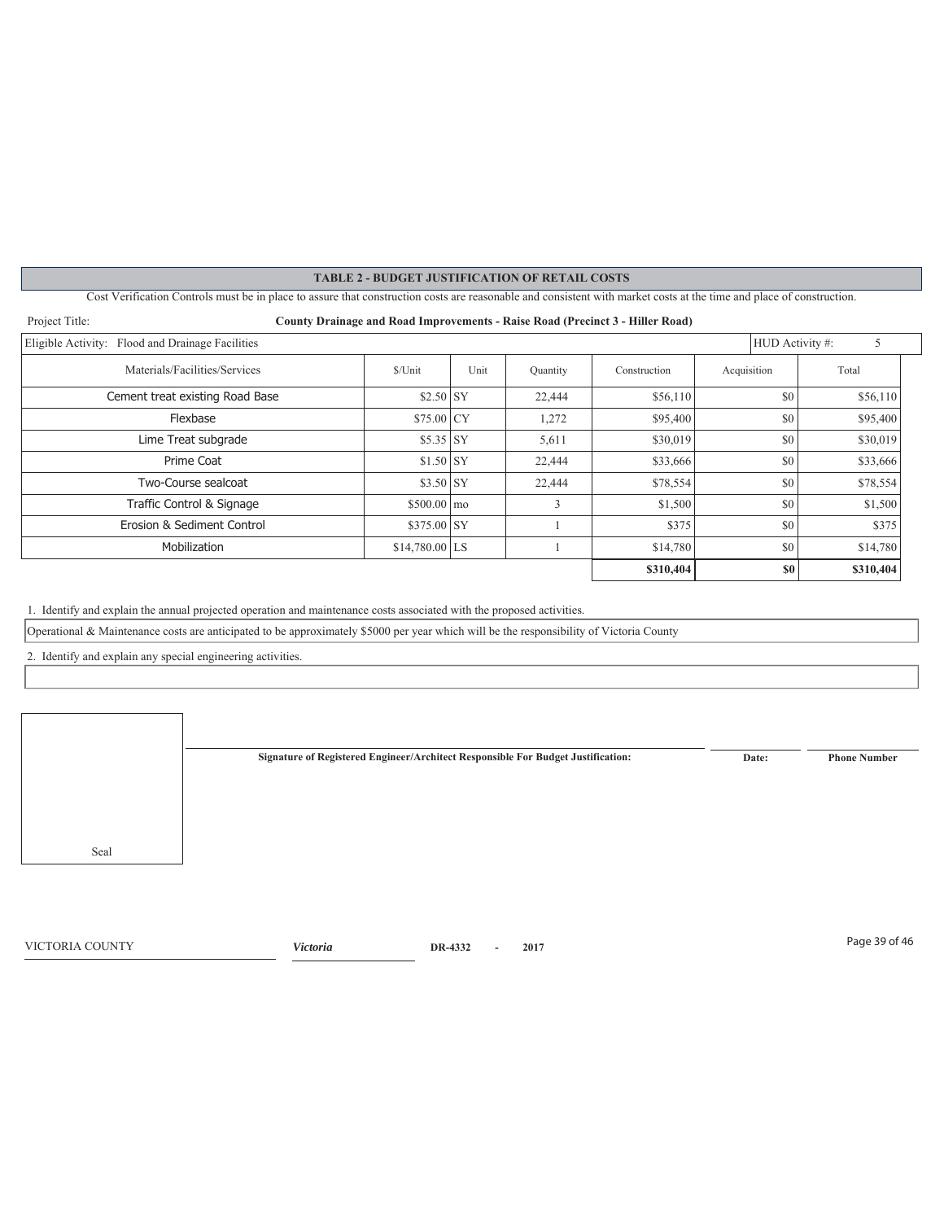## TABLE 2 - BUDGET JUSTIFICATION OF RETAIL COSTS

Cost Verification Controls must be in place to assure that construction costs are reasonable and consistent with market costs at the time and place of construction.

Project Title: **County Drainage and Road Improvements - Raise Road (Precinct 3 - Hiller Road)**

Eligible Activity: Flood and Drainage Facilities | HUD Activity #: 5

| Materials/Facilities/Services | $/Unit | Unit | Quantity | Construction | Acquisition | Total |
|---|---|---|---|---|---|---|
| Cement treat existing Road Base | $2.50 | SY | 22,444 | $56,110 | $0 | $56,110 |
| Flexbase | $75.00 | CY | 1,272 | $95,400 | $0 | $95,400 |
| Lime Treat subgrade | $5.35 | SY | 5,611 | $30,019 | $0 | $30,019 |
| Prime Coat | $1.50 | SY | 22,444 | $33,666 | $0 | $33,666 |
| Two-Course sealcoat | $3.50 | SY | 22,444 | $78,554 | $0 | $78,554 |
| Traffic Control & Signage | $500.00 | mo | 3 | $1,500 | $0 | $1,500 |
| Erosion & Sediment Control | $375.00 | SY | 1 | $375 | $0 | $375 |
| Mobilization | $14,780.00 | LS | 1 | $14,780 | $0 | $14,780 |
| | | | | **$310,404** | **$0** | **$310,404** |

1. Identify and explain the annual projected operation and maintenance costs associated with the proposed activities.

Operational & Maintenance costs are anticipated to be approximately $5000 per year which will be the responsibility of Victoria County

2. Identify and explain any special engineering activities.

Seal

**Signature of Registered Engineer/Architect Responsible For Budget Justification:** | **Date:** | **Phone Number**

VICTORIA COUNTY | *Victoria* | **DR-4332 - 2017**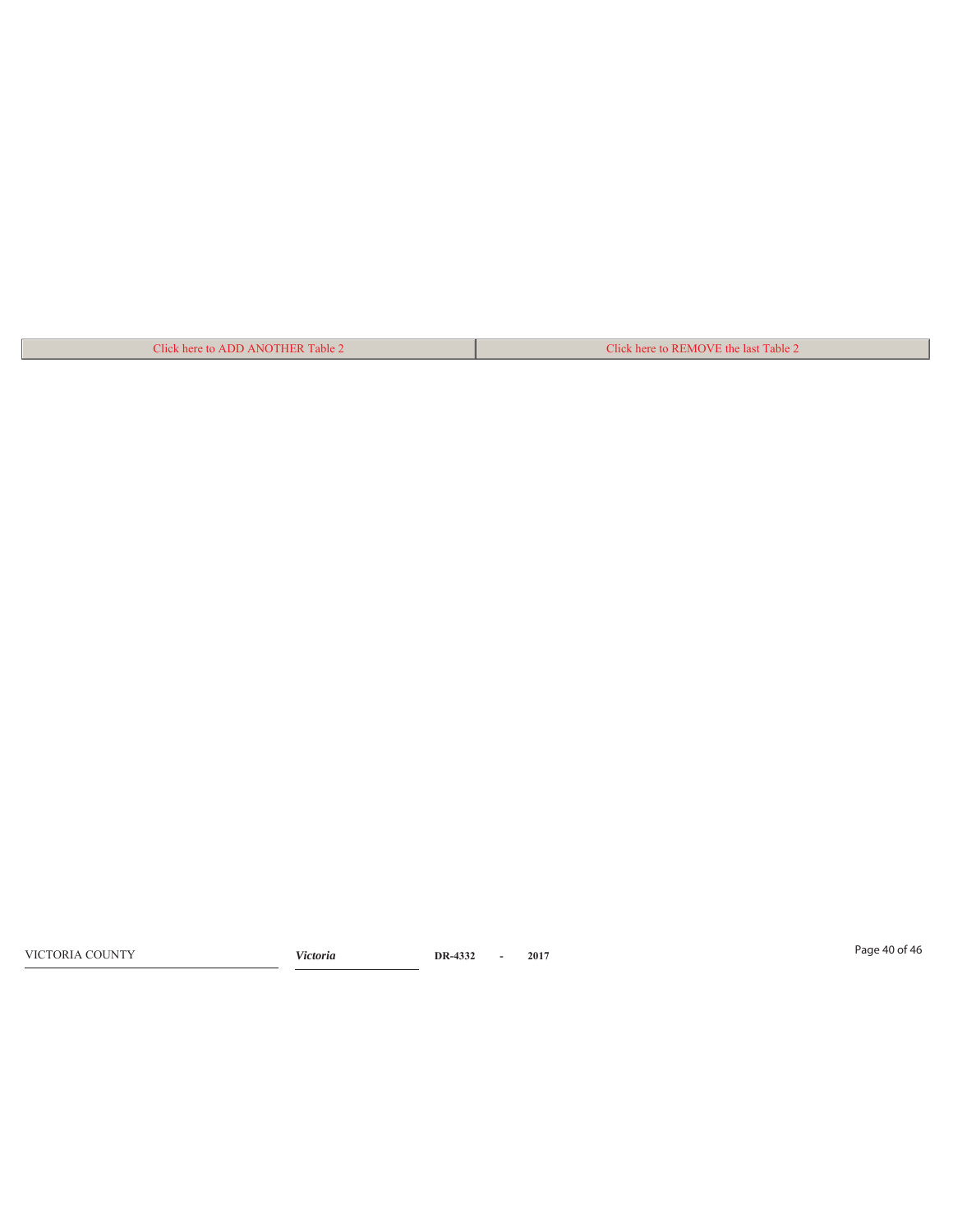| Click here to ADD ANOTHER Table 2 | Click here to REMOVE the last Table 2 |
|---|---|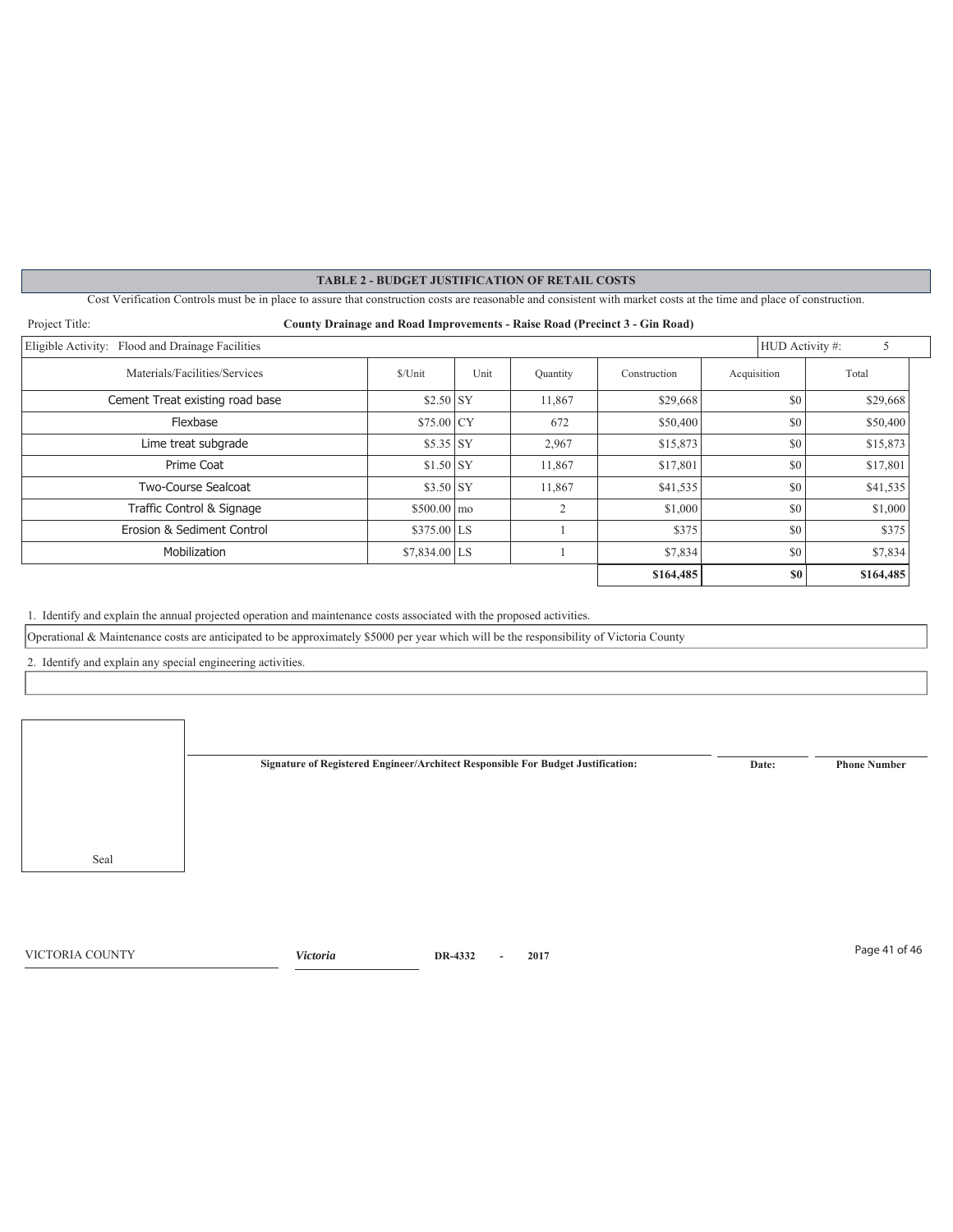## TABLE 2 - BUDGET JUSTIFICATION OF RETAIL COSTS

Cost Verification Controls must be in place to assure that construction costs are reasonable and consistent with market costs at the time and place of construction.

Project Title: **County Drainage and Road Improvements - Raise Road (Precinct 3 - Gin Road)**

Eligible Activity: Flood and Drainage Facilities

HUD Activity #: 5

| Materials/Facilities/Services | $/Unit | Unit | Quantity | Construction | Acquisition | Total |
|---|---|---|---|---|---|---|
| Cement Treat existing road base | $2.50 | SY | 11,867 | $29,668 | $0 | $29,668 |
| Flexbase | $75.00 | CY | 672 | $50,400 | $0 | $50,400 |
| Lime treat subgrade | $5.35 | SY | 2,967 | $15,873 | $0 | $15,873 |
| Prime Coat | $1.50 | SY | 11,867 | $17,801 | $0 | $17,801 |
| Two-Course Sealcoat | $3.50 | SY | 11,867 | $41,535 | $0 | $41,535 |
| Traffic Control & Signage | $500.00 | mo | 2 | $1,000 | $0 | $1,000 |
| Erosion & Sediment Control | $375.00 | LS | 1 | $375 | $0 | $375 |
| Mobilization | $7,834.00 | LS | 1 | $7,834 | $0 | $7,834 |
| | | | | **$164,485** | **$0** | **$164,485** |

1. Identify and explain the annual projected operation and maintenance costs associated with the proposed activities.

Operational & Maintenance costs are anticipated to be approximately $5000 per year which will be the responsibility of Victoria County

2. Identify and explain any special engineering activities.

Seal

**Signature of Registered Engineer/Architect Responsible For Budget Justification:** | **Date:** | **Phone Number**

VICTORIA COUNTY | *Victoria* | **DR-4332 - 2017**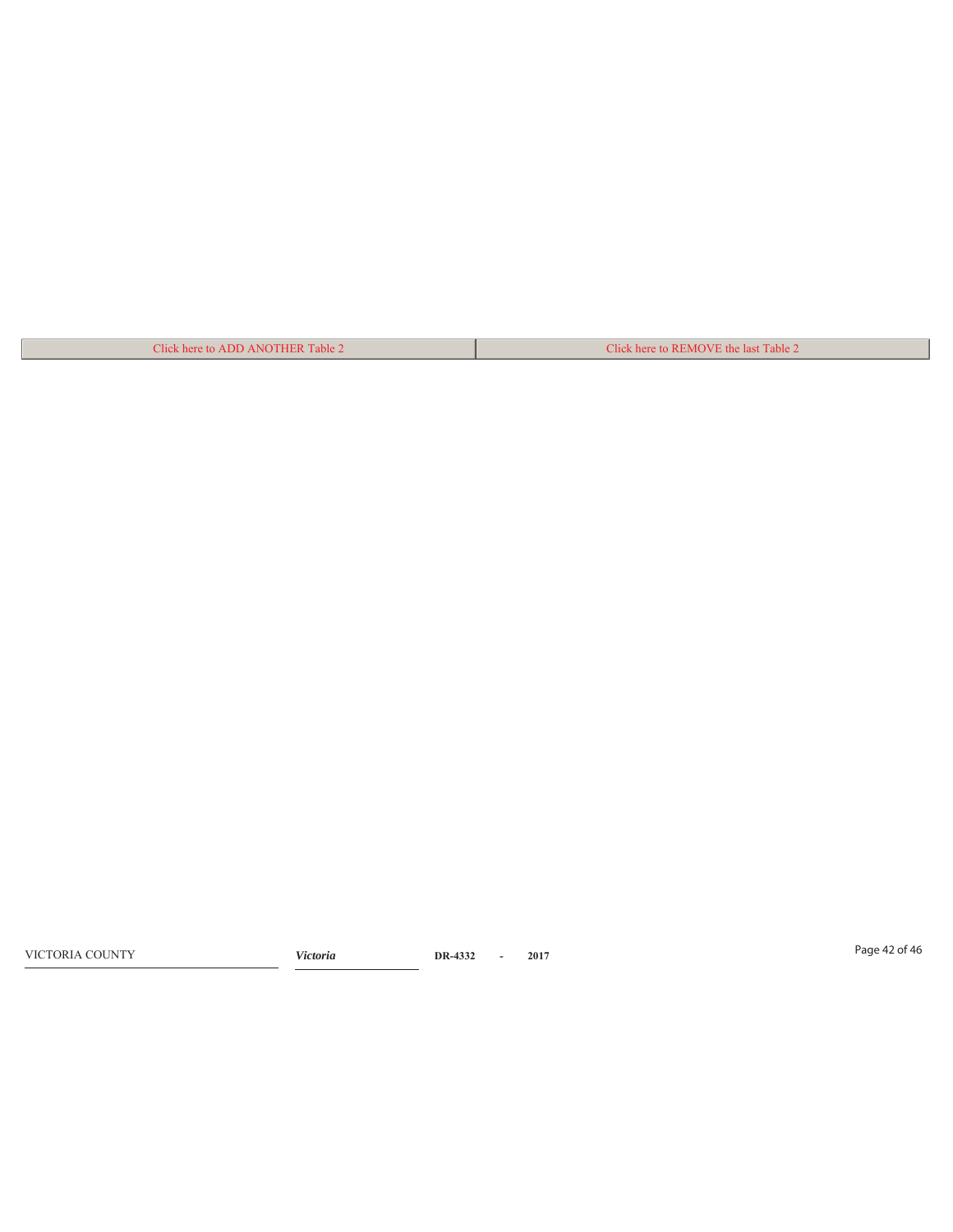| Click here to ADD ANOTHER Table 2 | Click here to REMOVE the last Table 2 |
| --- | --- |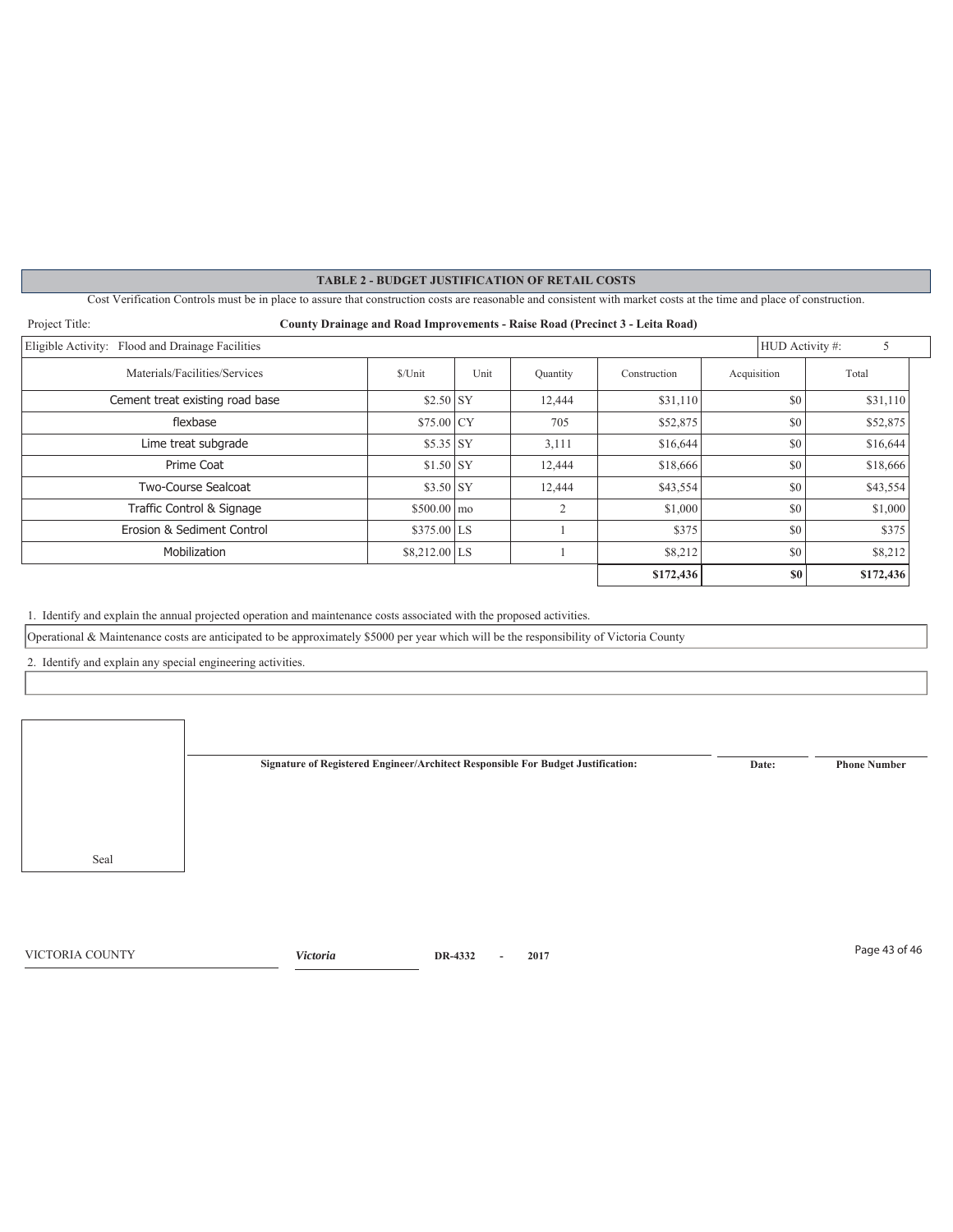## TABLE 2 - BUDGET JUSTIFICATION OF RETAIL COSTS

Cost Verification Controls must be in place to assure that construction costs are reasonable and consistent with market costs at the time and place of construction.

Project Title: **County Drainage and Road Improvements - Raise Road (Precinct 3 - Leita Road)**

Eligible Activity: Flood and Drainage Facilities | HUD Activity #: 5

| Materials/Facilities/Services | $/Unit | Unit | Quantity | Construction | Acquisition | Total |
|---|---|---|---|---|---|---|
| Cement treat existing road base | $2.50 | SY | 12,444 | $31,110 | $0 | $31,110 |
| flexbase | $75.00 | CY | 705 | $52,875 | $0 | $52,875 |
| Lime treat subgrade | $5.35 | SY | 3,111 | $16,644 | $0 | $16,644 |
| Prime Coat | $1.50 | SY | 12,444 | $18,666 | $0 | $18,666 |
| Two-Course Sealcoat | $3.50 | SY | 12,444 | $43,554 | $0 | $43,554 |
| Traffic Control & Signage | $500.00 | mo | 2 | $1,000 | $0 | $1,000 |
| Erosion & Sediment Control | $375.00 | LS | 1 | $375 | $0 | $375 |
| Mobilization | $8,212.00 | LS | 1 | $8,212 | $0 | $8,212 |
| | | | | **$172,436** | **$0** | **$172,436** |

1. Identify and explain the annual projected operation and maintenance costs associated with the proposed activities.

Operational & Maintenance costs are anticipated to be approximately $5000 per year which will be the responsibility of Victoria County

2. Identify and explain any special engineering activities.

Seal

**Signature of Registered Engineer/Architect Responsible For Budget Justification:** | **Date:** | **Phone Number**

VICTORIA COUNTY | *Victoria* | DR-4332 - 2017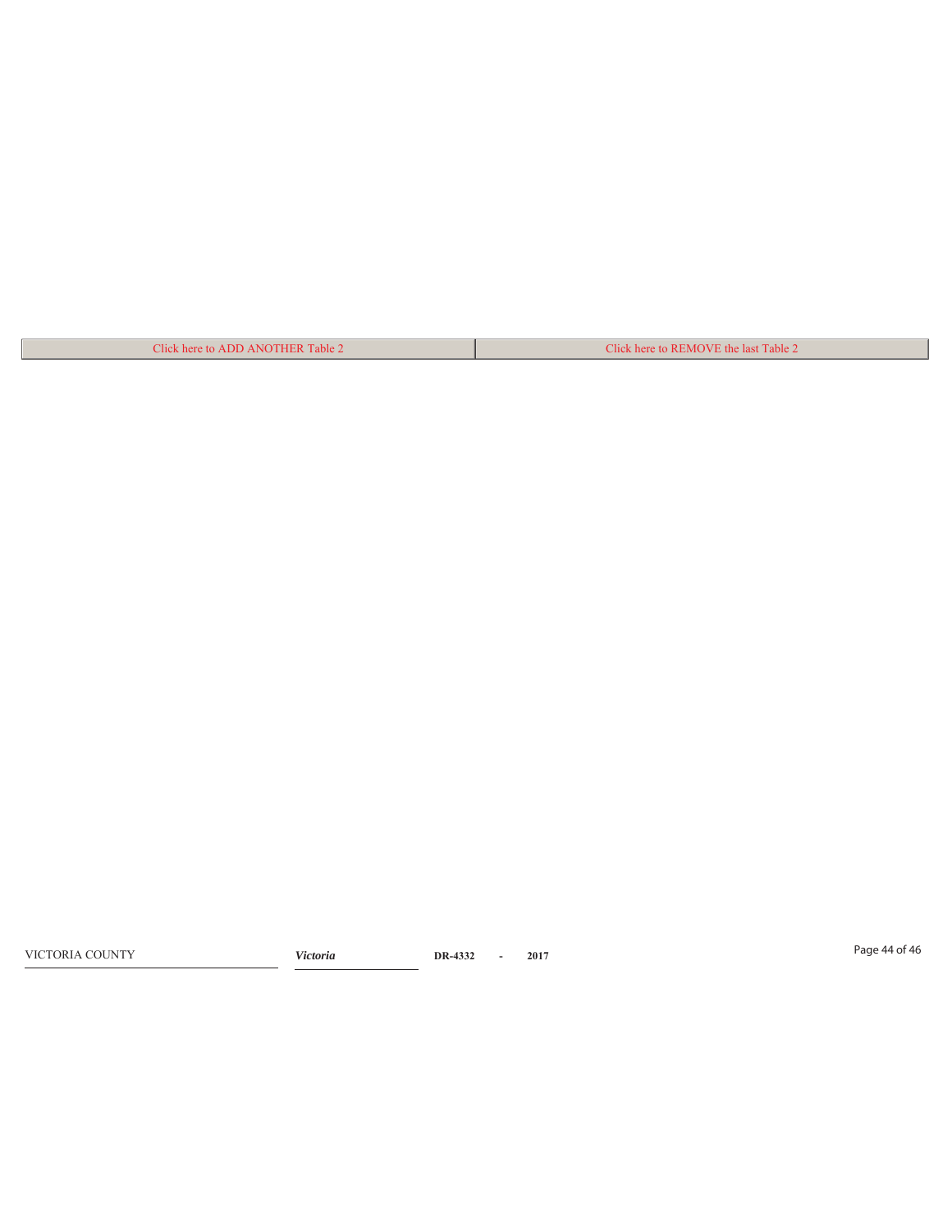| Click here to ADD ANOTHER Table 2 | Click here to REMOVE the last Table 2 |
| --- | --- |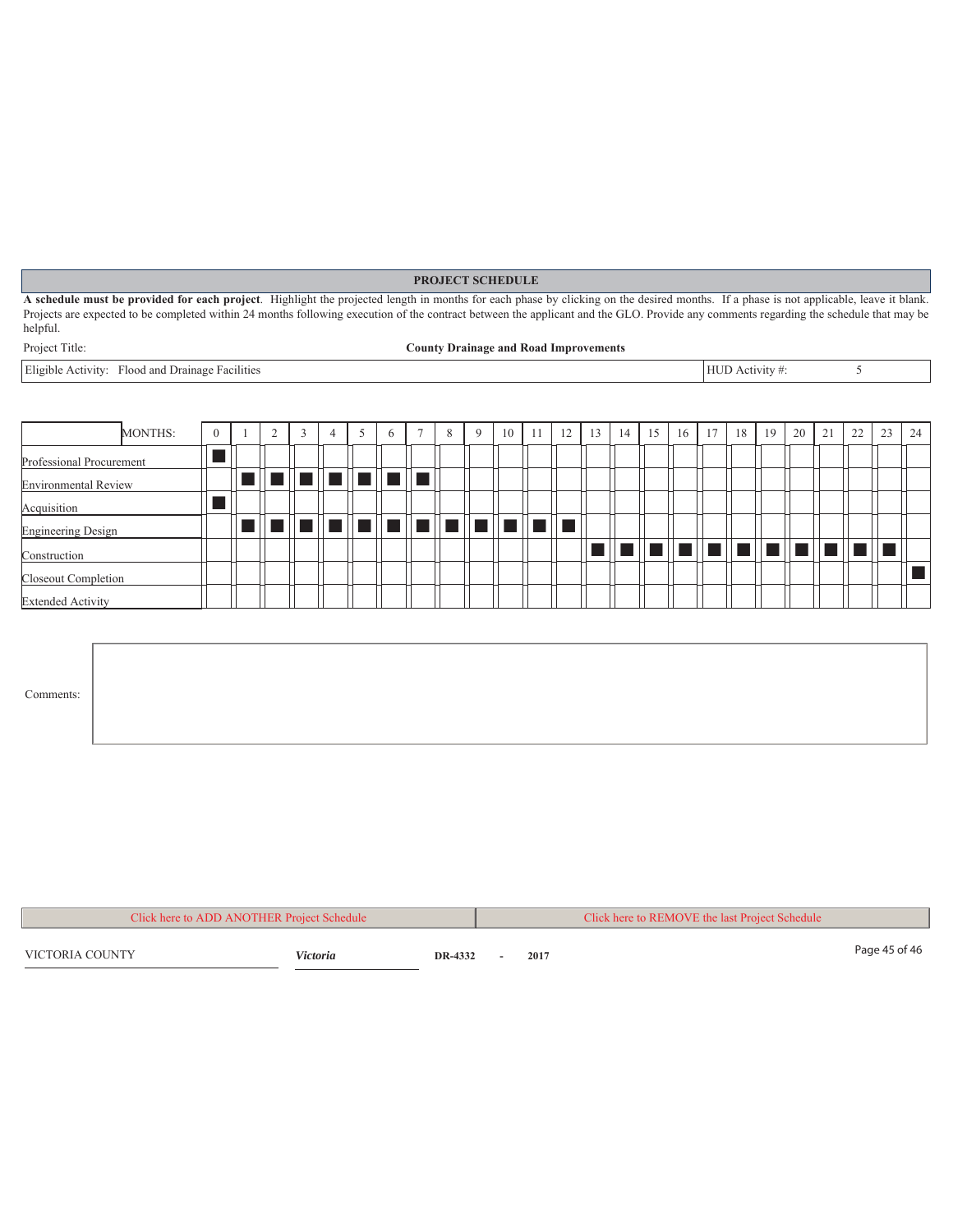## PROJECT SCHEDULE

**A schedule must be provided for each project**. Highlight the projected length in months for each phase by clicking on the desired months. If a phase is not applicable, leave it blank. Projects are expected to be completed within 24 months following execution of the contract between the applicant and the GLO. Provide any comments regarding the schedule that may be helpful.

Project Title: **County Drainage and Road Improvements**

| Eligible Activity: Flood and Drainage Facilities | HUD Activity #: 5 |
|---|---|

| MONTHS: | 0 | 1 | 2 | 3 | 4 | 5 | 6 | 7 | 8 | 9 | 10 | 11 | 12 | 13 | 14 | 15 | 16 | 17 | 18 | 19 | 20 | 21 | 22 | 23 | 24 |
|---|---|---|---|---|---|---|---|---|---|---|---|---|---|---|---|---|---|---|---|---|---|---|---|---|---|
| Professional Procurement | ■ | | | | | | | | | | | | | | | | | | | | | | | | |
| Environmental Review | | ■ | ■ | ■ | ■ | ■ | ■ | ■ | | | | | | | | | | | | | | | | | |
| Acquisition | ■ | | | | | | | | | | | | | | | | | | | | | | | | |
| Engineering Design | | ■ | ■ | ■ | ■ | ■ | ■ | ■ | ■ | ■ | ■ | ■ | ■ | | | | | | | | | | | | |
| Construction | | | | | | | | | | | | | | ■ | ■ | ■ | ■ | ■ | ■ | ■ | ■ | ■ | ■ | ■ | |
| Closeout Completion | | | | | | | | | | | | | | | | | | | | | | | | | ■ |
| Extended Activity | | | | | | | | | | | | | | | | | | | | | | | | | |

Comments:

Click here to ADD ANOTHER Project Schedule | Click here to REMOVE the last Project Schedule

VICTORIA COUNTY | *Victoria* | **DR-4332 - 2017**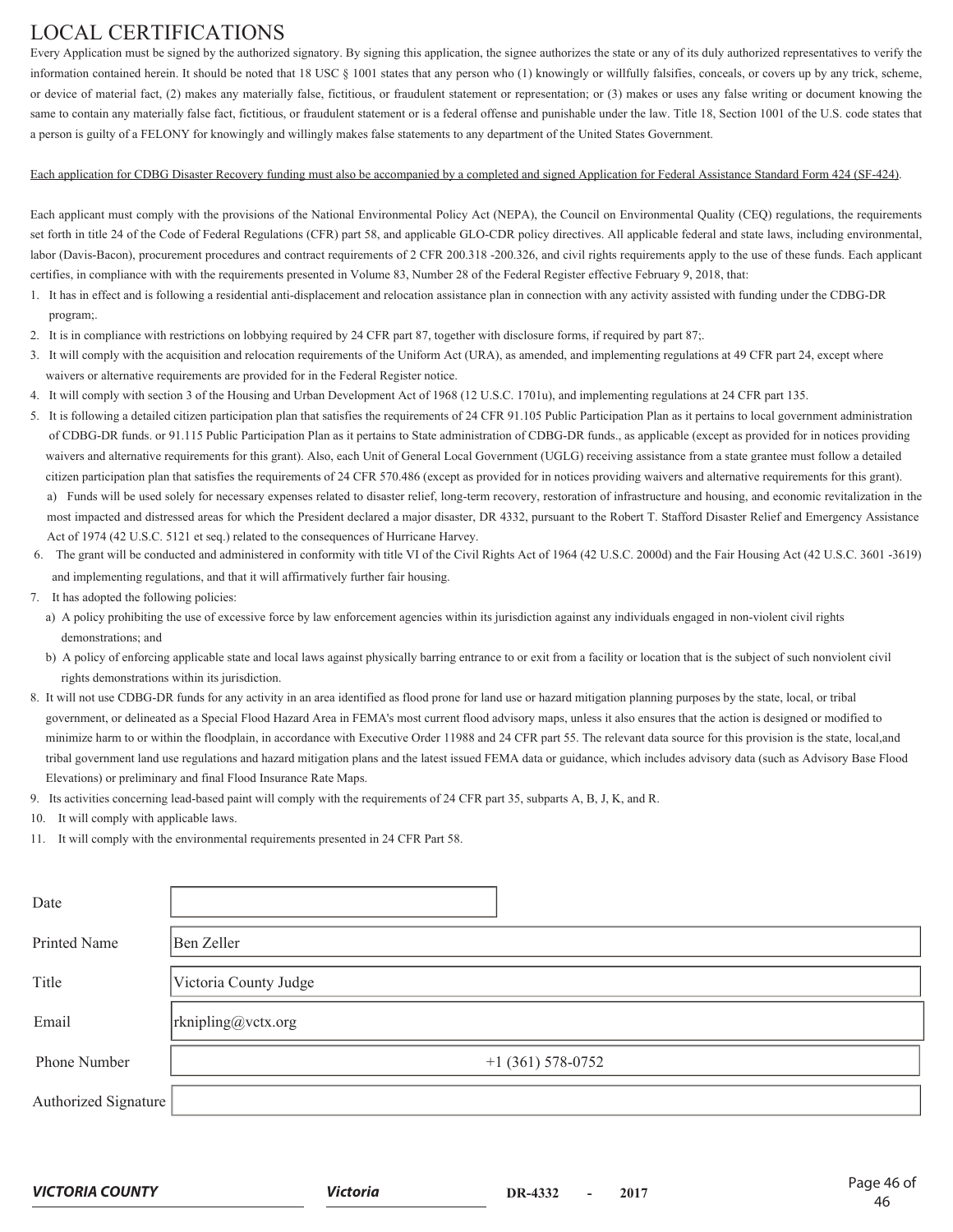# LOCAL CERTIFICATIONS

Every Application must be signed by the authorized signatory. By signing this application, the signee authorizes the state or any of its duly authorized representatives to verify the information contained herein. It should be noted that 18 USC § 1001 states that any person who (1) knowingly or willfully falsifies, conceals, or covers up by any trick, scheme, or device of material fact, (2) makes any materially false, fictitious, or fraudulent statement or representation; or (3) makes or uses any false writing or document knowing the same to contain any materially false fact, fictitious, or fraudulent statement or is a federal offense and punishable under the law. Title 18, Section 1001 of the U.S. code states that a person is guilty of a FELONY for knowingly and willingly makes false statements to any department of the United States Government.

<u>Each application for CDBG Disaster Recovery funding must also be accompanied by a completed and signed Application for Federal Assistance Standard Form 424 (SF-424)</u>.

Each applicant must comply with the provisions of the National Environmental Policy Act (NEPA), the Council on Environmental Quality (CEQ) regulations, the requirements set forth in title 24 of the Code of Federal Regulations (CFR) part 58, and applicable GLO-CDR policy directives. All applicable federal and state laws, including environmental, labor (Davis-Bacon), procurement procedures and contract requirements of 2 CFR 200.318 -200.326, and civil rights requirements apply to the use of these funds. Each applicant certifies, in compliance with with the requirements presented in Volume 83, Number 28 of the Federal Register effective February 9, 2018, that:

1. It has in effect and is following a residential anti-displacement and relocation assistance plan in connection with any activity assisted with funding under the CDBG-DR program;.
2. It is in compliance with restrictions on lobbying required by 24 CFR part 87, together with disclosure forms, if required by part 87;.
3. It will comply with the acquisition and relocation requirements of the Uniform Act (URA), as amended, and implementing regulations at 49 CFR part 24, except where waivers or alternative requirements are provided for in the Federal Register notice.
4. It will comply with section 3 of the Housing and Urban Development Act of 1968 (12 U.S.C. 1701u), and implementing regulations at 24 CFR part 135.
5. It is following a detailed citizen participation plan that satisfies the requirements of 24 CFR 91.105 Public Participation Plan as it pertains to local government administration of CDBG-DR funds. or 91.115 Public Participation Plan as it pertains to State administration of CDBG-DR funds., as applicable (except as provided for in notices providing waivers and alternative requirements for this grant). Also, each Unit of General Local Government (UGLG) receiving assistance from a state grantee must follow a detailed citizen participation plan that satisfies the requirements of 24 CFR 570.486 (except as provided for in notices providing waivers and alternative requirements for this grant).
   a) Funds will be used solely for necessary expenses related to disaster relief, long-term recovery, restoration of infrastructure and housing, and economic revitalization in the most impacted and distressed areas for which the President declared a major disaster, DR 4332, pursuant to the Robert T. Stafford Disaster Relief and Emergency Assistance Act of 1974 (42 U.S.C. 5121 et seq.) related to the consequences of Hurricane Harvey.
6. The grant will be conducted and administered in conformity with title VI of the Civil Rights Act of 1964 (42 U.S.C. 2000d) and the Fair Housing Act (42 U.S.C. 3601 -3619) and implementing regulations, and that it will affirmatively further fair housing.
7. It has adopted the following policies:
   a) A policy prohibiting the use of excessive force by law enforcement agencies within its jurisdiction against any individuals engaged in non-violent civil rights demonstrations; and
   b) A policy of enforcing applicable state and local laws against physically barring entrance to or exit from a facility or location that is the subject of such nonviolent civil rights demonstrations within its jurisdiction.
8. It will not use CDBG-DR funds for any activity in an area identified as flood prone for land use or hazard mitigation planning purposes by the state, local, or tribal government, or delineated as a Special Flood Hazard Area in FEMA's most current flood advisory maps, unless it also ensures that the action is designed or modified to minimize harm to or within the floodplain, in accordance with Executive Order 11988 and 24 CFR part 55. The relevant data source for this provision is the state, local,and tribal government land use regulations and hazard mitigation plans and the latest issued FEMA data or guidance, which includes advisory data (such as Advisory Base Flood Elevations) or preliminary and final Flood Insurance Rate Maps.
9. Its activities concerning lead-based paint will comply with the requirements of 24 CFR part 35, subparts A, B, J, K, and R.
10. It will comply with applicable laws.
11. It will comply with the environmental requirements presented in 24 CFR Part 58.

| | |
|---|---|
| Date | |
| Printed Name | Ben Zeller |
| Title | Victoria County Judge |
| Email | rknipling@vctx.org |
| Phone Number | +1 (361) 578-0752 |
| Authorized Signature | |